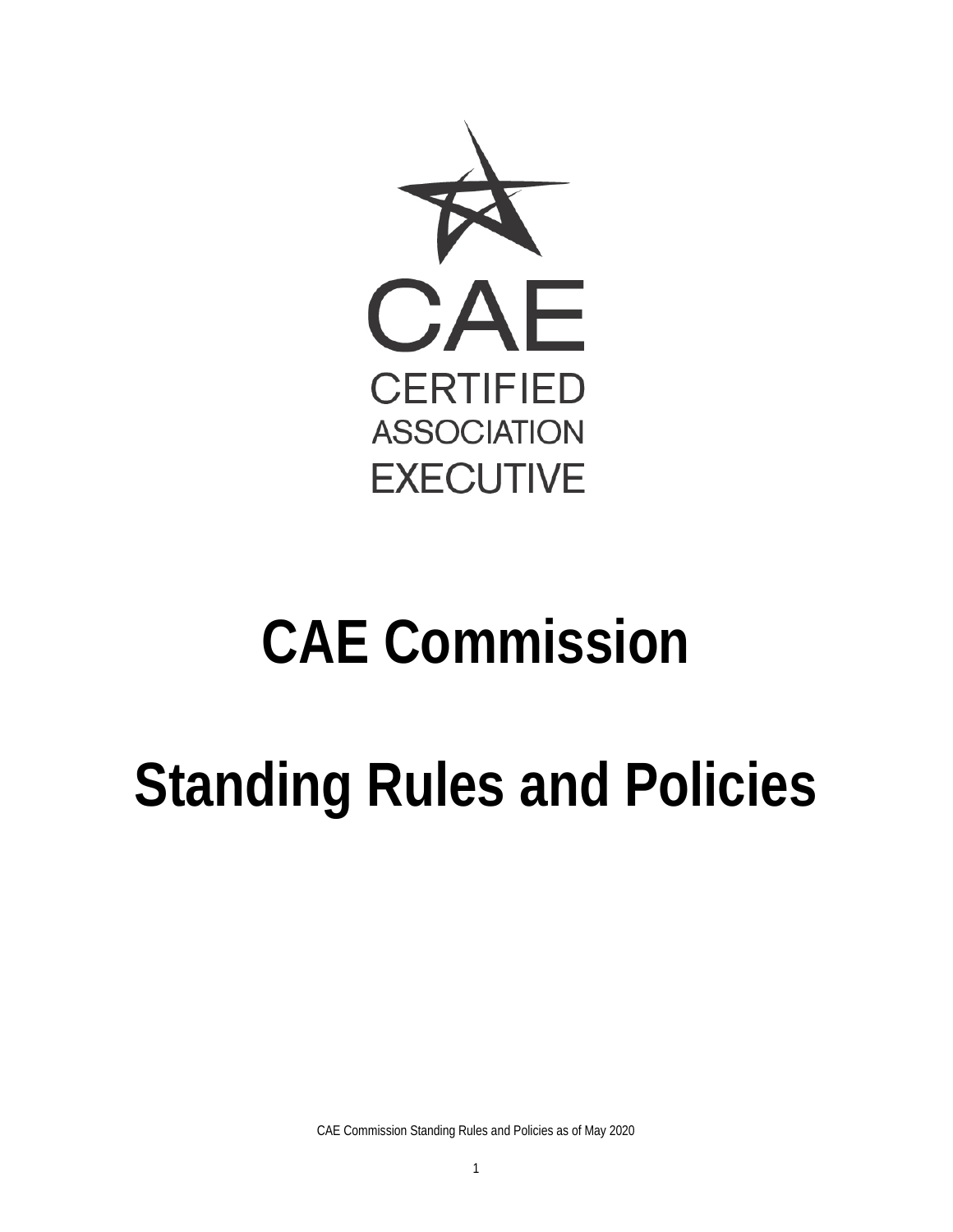CAE

CERTIFIED
ASSOCIATION
EXECUTIVE

# CAE Commission

# Standing Rules and Policies

CAE Commission Standing Rules and Policies as of May 2020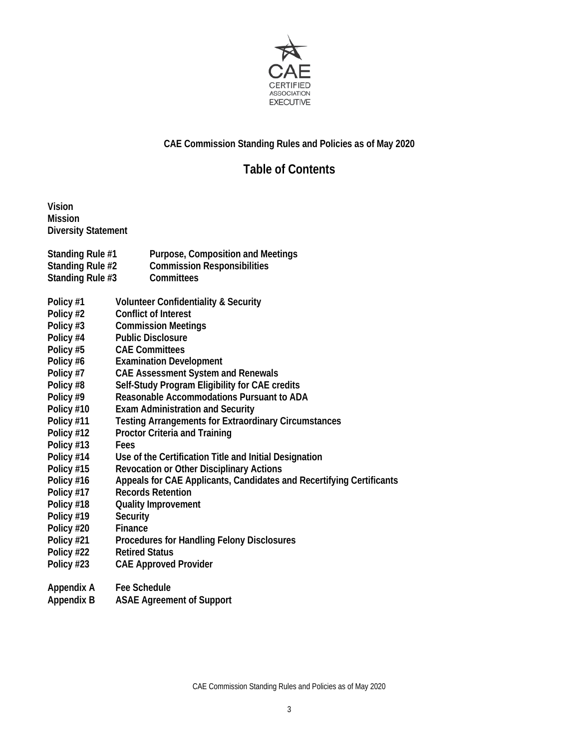**CAE Commission Standing Rules and Policies as of May 2020**

# Table of Contents

**Vision**
**Mission**
**Diversity Statement**

| | |
|---|---|
| **Standing Rule #1** | **Purpose, Composition and Meetings** |
| **Standing Rule #2** | **Commission Responsibilities** |
| **Standing Rule #3** | **Committees** |

| | |
|---|---|
| **Policy #1** | **Volunteer Confidentiality & Security** |
| **Policy #2** | **Conflict of Interest** |
| **Policy #3** | **Commission Meetings** |
| **Policy #4** | **Public Disclosure** |
| **Policy #5** | **CAE Committees** |
| **Policy #6** | **Examination Development** |
| **Policy #7** | **CAE Assessment System and Renewals** |
| **Policy #8** | **Self-Study Program Eligibility for CAE credits** |
| **Policy #9** | **Reasonable Accommodations Pursuant to ADA** |
| **Policy #10** | **Exam Administration and Security** |
| **Policy #11** | **Testing Arrangements for Extraordinary Circumstances** |
| **Policy #12** | **Proctor Criteria and Training** |
| **Policy #13** | **Fees** |
| **Policy #14** | **Use of the Certification Title and Initial Designation** |
| **Policy #15** | **Revocation or Other Disciplinary Actions** |
| **Policy #16** | **Appeals for CAE Applicants, Candidates and Recertifying Certificants** |
| **Policy #17** | **Records Retention** |
| **Policy #18** | **Quality Improvement** |
| **Policy #19** | **Security** |
| **Policy #20** | **Finance** |
| **Policy #21** | **Procedures for Handling Felony Disclosures** |
| **Policy #22** | **Retired Status** |
| **Policy #23** | **CAE Approved Provider** |

| | |
|---|---|
| **Appendix A** | **Fee Schedule** |
| **Appendix B** | **ASAE Agreement of Support** |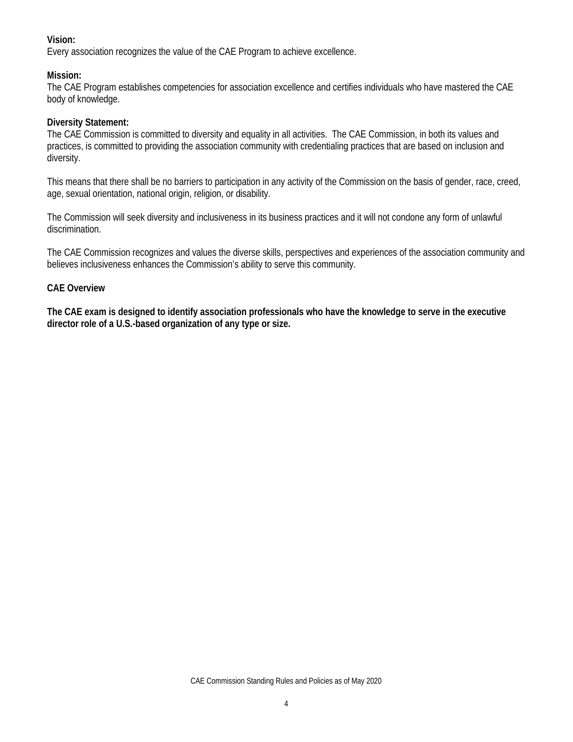**Vision:**
Every association recognizes the value of the CAE Program to achieve excellence.

**Mission:**
The CAE Program establishes competencies for association excellence and certifies individuals who have mastered the CAE body of knowledge.

**Diversity Statement:**
The CAE Commission is committed to diversity and equality in all activities. The CAE Commission, in both its values and practices, is committed to providing the association community with credentialing practices that are based on inclusion and diversity.

This means that there shall be no barriers to participation in any activity of the Commission on the basis of gender, race, creed, age, sexual orientation, national origin, religion, or disability.

The Commission will seek diversity and inclusiveness in its business practices and it will not condone any form of unlawful discrimination.

The CAE Commission recognizes and values the diverse skills, perspectives and experiences of the association community and believes inclusiveness enhances the Commission's ability to serve this community.

**CAE Overview**

**The CAE exam is designed to identify association professionals who have the knowledge to serve in the executive director role of a U.S.-based organization of any type or size.**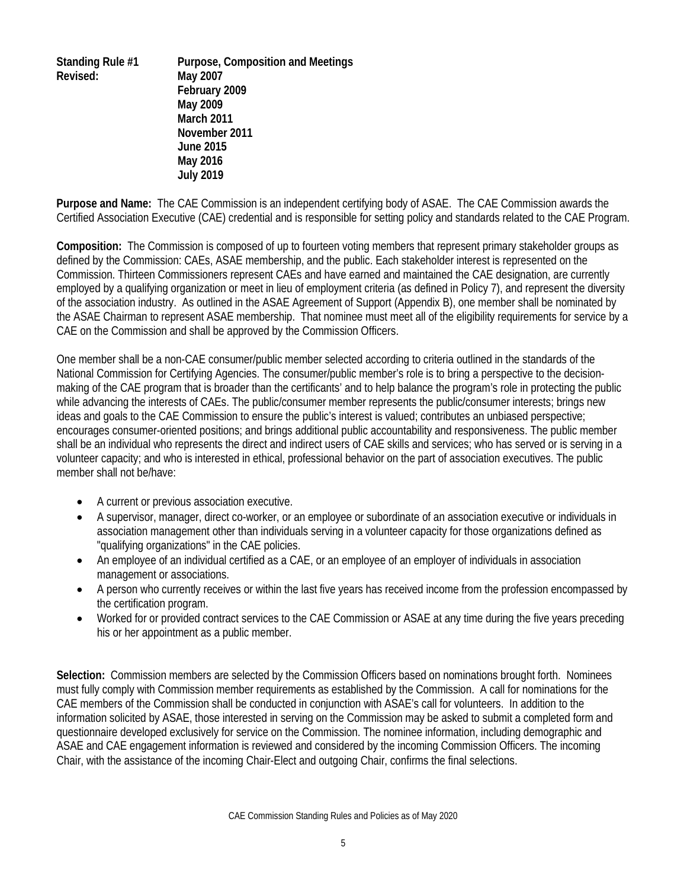**Standing Rule #1** **Purpose, Composition and Meetings**
**Revised:** **May 2007**
**February 2009**
**May 2009**
**March 2011**
**November 2011**
**June 2015**
**May 2016**
**July 2019**

**Purpose and Name:** The CAE Commission is an independent certifying body of ASAE. The CAE Commission awards the Certified Association Executive (CAE) credential and is responsible for setting policy and standards related to the CAE Program.

**Composition:** The Commission is composed of up to fourteen voting members that represent primary stakeholder groups as defined by the Commission: CAEs, ASAE membership, and the public. Each stakeholder interest is represented on the Commission. Thirteen Commissioners represent CAEs and have earned and maintained the CAE designation, are currently employed by a qualifying organization or meet in lieu of employment criteria (as defined in Policy 7), and represent the diversity of the association industry. As outlined in the ASAE Agreement of Support (Appendix B), one member shall be nominated by the ASAE Chairman to represent ASAE membership. That nominee must meet all of the eligibility requirements for service by a CAE on the Commission and shall be approved by the Commission Officers.

One member shall be a non-CAE consumer/public member selected according to criteria outlined in the standards of the National Commission for Certifying Agencies. The consumer/public member's role is to bring a perspective to the decision-making of the CAE program that is broader than the certificants' and to help balance the program's role in protecting the public while advancing the interests of CAEs. The public/consumer member represents the public/consumer interests; brings new ideas and goals to the CAE Commission to ensure the public's interest is valued; contributes an unbiased perspective; encourages consumer-oriented positions; and brings additional public accountability and responsiveness. The public member shall be an individual who represents the direct and indirect users of CAE skills and services; who has served or is serving in a volunteer capacity; and who is interested in ethical, professional behavior on the part of association executives. The public member shall not be/have:

- A current or previous association executive.
- A supervisor, manager, direct co-worker, or an employee or subordinate of an association executive or individuals in association management other than individuals serving in a volunteer capacity for those organizations defined as "qualifying organizations" in the CAE policies.
- An employee of an individual certified as a CAE, or an employee of an employer of individuals in association management or associations.
- A person who currently receives or within the last five years has received income from the profession encompassed by the certification program.
- Worked for or provided contract services to the CAE Commission or ASAE at any time during the five years preceding his or her appointment as a public member.

**Selection:** Commission members are selected by the Commission Officers based on nominations brought forth. Nominees must fully comply with Commission member requirements as established by the Commission. A call for nominations for the CAE members of the Commission shall be conducted in conjunction with ASAE's call for volunteers. In addition to the information solicited by ASAE, those interested in serving on the Commission may be asked to submit a completed form and questionnaire developed exclusively for service on the Commission. The nominee information, including demographic and ASAE and CAE engagement information is reviewed and considered by the incoming Commission Officers. The incoming Chair, with the assistance of the incoming Chair-Elect and outgoing Chair, confirms the final selections.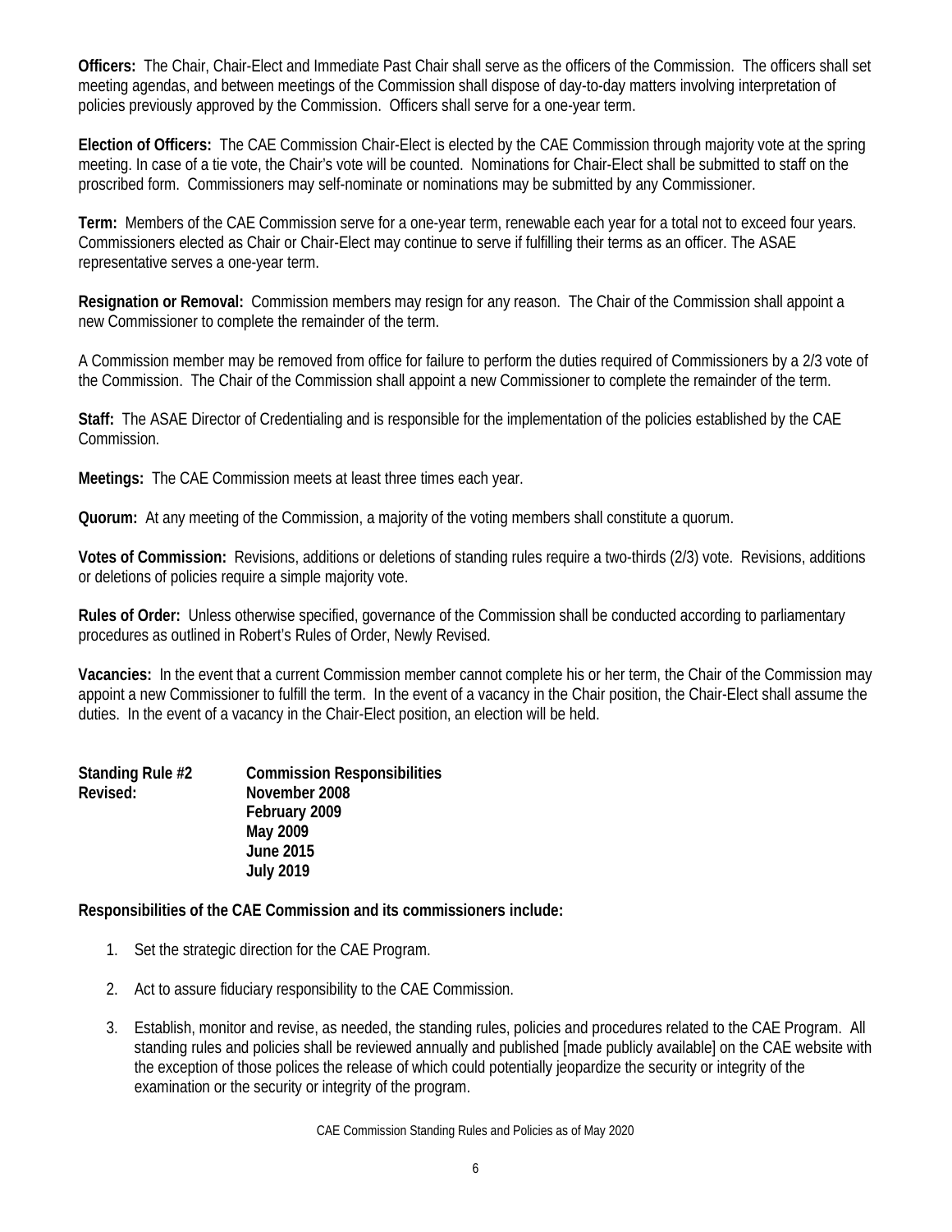**Officers:** The Chair, Chair-Elect and Immediate Past Chair shall serve as the officers of the Commission. The officers shall set meeting agendas, and between meetings of the Commission shall dispose of day-to-day matters involving interpretation of policies previously approved by the Commission. Officers shall serve for a one-year term.

**Election of Officers:** The CAE Commission Chair-Elect is elected by the CAE Commission through majority vote at the spring meeting. In case of a tie vote, the Chair's vote will be counted. Nominations for Chair-Elect shall be submitted to staff on the proscribed form. Commissioners may self-nominate or nominations may be submitted by any Commissioner.

**Term:** Members of the CAE Commission serve for a one-year term, renewable each year for a total not to exceed four years. Commissioners elected as Chair or Chair-Elect may continue to serve if fulfilling their terms as an officer. The ASAE representative serves a one-year term.

**Resignation or Removal:** Commission members may resign for any reason. The Chair of the Commission shall appoint a new Commissioner to complete the remainder of the term.

A Commission member may be removed from office for failure to perform the duties required of Commissioners by a 2/3 vote of the Commission. The Chair of the Commission shall appoint a new Commissioner to complete the remainder of the term.

**Staff:** The ASAE Director of Credentialing and is responsible for the implementation of the policies established by the CAE Commission.

**Meetings:** The CAE Commission meets at least three times each year.

**Quorum:** At any meeting of the Commission, a majority of the voting members shall constitute a quorum.

**Votes of Commission:** Revisions, additions or deletions of standing rules require a two-thirds (2/3) vote. Revisions, additions or deletions of policies require a simple majority vote.

**Rules of Order:** Unless otherwise specified, governance of the Commission shall be conducted according to parliamentary procedures as outlined in Robert's Rules of Order, Newly Revised.

**Vacancies:** In the event that a current Commission member cannot complete his or her term, the Chair of the Commission may appoint a new Commissioner to fulfill the term. In the event of a vacancy in the Chair position, the Chair-Elect shall assume the duties. In the event of a vacancy in the Chair-Elect position, an election will be held.

**Standing Rule #2** **Commission Responsibilities**
**Revised:** **November 2008**
**February 2009**
**May 2009**
**June 2015**
**July 2019**

**Responsibilities of the CAE Commission and its commissioners include:**

1. Set the strategic direction for the CAE Program.
2. Act to assure fiduciary responsibility to the CAE Commission.
3. Establish, monitor and revise, as needed, the standing rules, policies and procedures related to the CAE Program. All standing rules and policies shall be reviewed annually and published [made publicly available] on the CAE website with the exception of those polices the release of which could potentially jeopardize the security or integrity of the examination or the security or integrity of the program.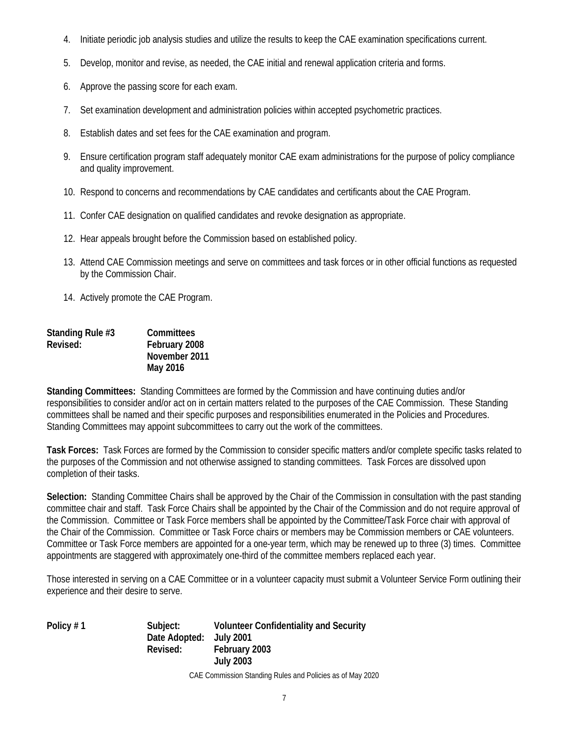4. Initiate periodic job analysis studies and utilize the results to keep the CAE examination specifications current.

5. Develop, monitor and revise, as needed, the CAE initial and renewal application criteria and forms.

6. Approve the passing score for each exam.

7. Set examination development and administration policies within accepted psychometric practices.

8. Establish dates and set fees for the CAE examination and program.

9. Ensure certification program staff adequately monitor CAE exam administrations for the purpose of policy compliance and quality improvement.

10. Respond to concerns and recommendations by CAE candidates and certificants about the CAE Program.

11. Confer CAE designation on qualified candidates and revoke designation as appropriate.

12. Hear appeals brought before the Commission based on established policy.

13. Attend CAE Commission meetings and serve on committees and task forces or in other official functions as requested by the Commission Chair.

14. Actively promote the CAE Program.

**Standing Rule #3** **Committees**
**Revised:** **February 2008**
**November 2011**
**May 2016**

**Standing Committees:** Standing Committees are formed by the Commission and have continuing duties and/or responsibilities to consider and/or act on in certain matters related to the purposes of the CAE Commission. These Standing committees shall be named and their specific purposes and responsibilities enumerated in the Policies and Procedures. Standing Committees may appoint subcommittees to carry out the work of the committees.

**Task Forces:** Task Forces are formed by the Commission to consider specific matters and/or complete specific tasks related to the purposes of the Commission and not otherwise assigned to standing committees. Task Forces are dissolved upon completion of their tasks.

**Selection:** Standing Committee Chairs shall be approved by the Chair of the Commission in consultation with the past standing committee chair and staff. Task Force Chairs shall be appointed by the Chair of the Commission and do not require approval of the Commission. Committee or Task Force members shall be appointed by the Committee/Task Force chair with approval of the Chair of the Commission. Committee or Task Force chairs or members may be Commission members or CAE volunteers. Committee or Task Force members are appointed for a one-year term, which may be renewed up to three (3) times. Committee appointments are staggered with approximately one-third of the committee members replaced each year.

Those interested in serving on a CAE Committee or in a volunteer capacity must submit a Volunteer Service Form outlining their experience and their desire to serve.

**Policy # 1** **Subject:** **Volunteer Confidentiality and Security**
**Date Adopted:** **July 2001**
**Revised:** **February 2003**
**July 2003**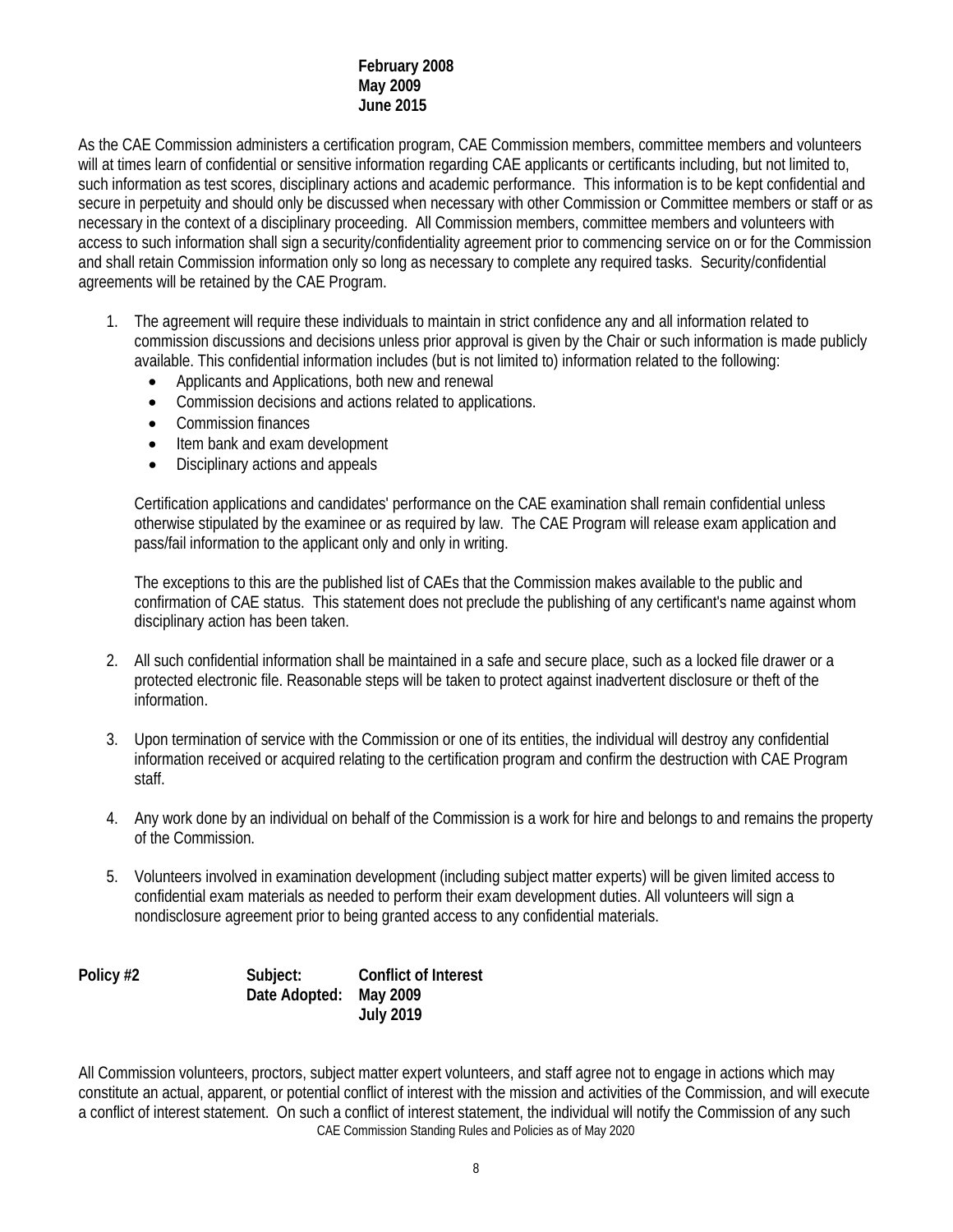**February 2008**
**May 2009**
**June 2015**

As the CAE Commission administers a certification program, CAE Commission members, committee members and volunteers will at times learn of confidential or sensitive information regarding CAE applicants or certificants including, but not limited to, such information as test scores, disciplinary actions and academic performance. This information is to be kept confidential and secure in perpetuity and should only be discussed when necessary with other Commission or Committee members or staff or as necessary in the context of a disciplinary proceeding. All Commission members, committee members and volunteers with access to such information shall sign a security/confidentiality agreement prior to commencing service on or for the Commission and shall retain Commission information only so long as necessary to complete any required tasks. Security/confidential agreements will be retained by the CAE Program.

1. The agreement will require these individuals to maintain in strict confidence any and all information related to commission discussions and decisions unless prior approval is given by the Chair or such information is made publicly available. This confidential information includes (but is not limited to) information related to the following:
   - Applicants and Applications, both new and renewal
   - Commission decisions and actions related to applications.
   - Commission finances
   - Item bank and exam development
   - Disciplinary actions and appeals

   Certification applications and candidates' performance on the CAE examination shall remain confidential unless otherwise stipulated by the examinee or as required by law. The CAE Program will release exam application and pass/fail information to the applicant only and only in writing.

   The exceptions to this are the published list of CAEs that the Commission makes available to the public and confirmation of CAE status. This statement does not preclude the publishing of any certificant's name against whom disciplinary action has been taken.

2. All such confidential information shall be maintained in a safe and secure place, such as a locked file drawer or a protected electronic file. Reasonable steps will be taken to protect against inadvertent disclosure or theft of the information.

3. Upon termination of service with the Commission or one of its entities, the individual will destroy any confidential information received or acquired relating to the certification program and confirm the destruction with CAE Program staff.

4. Any work done by an individual on behalf of the Commission is a work for hire and belongs to and remains the property of the Commission.

5. Volunteers involved in examination development (including subject matter experts) will be given limited access to confidential exam materials as needed to perform their exam development duties. All volunteers will sign a nondisclosure agreement prior to being granted access to any confidential materials.

**Policy #2** **Subject:** **Conflict of Interest**
**Date Adopted:** **May 2009**
**July 2019**

All Commission volunteers, proctors, subject matter expert volunteers, and staff agree not to engage in actions which may constitute an actual, apparent, or potential conflict of interest with the mission and activities of the Commission, and will execute a conflict of interest statement. On such a conflict of interest statement, the individual will notify the Commission of any such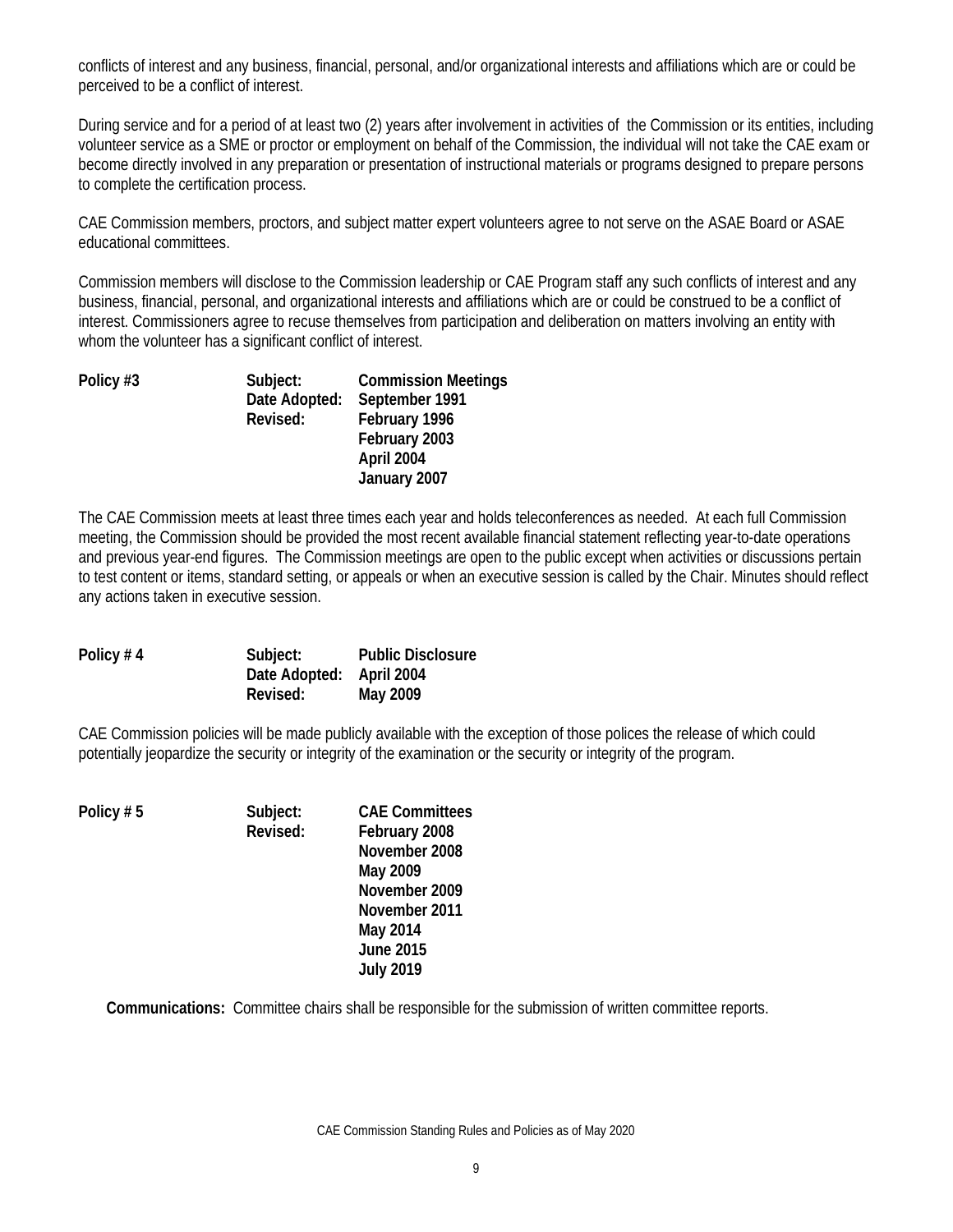conflicts of interest and any business, financial, personal, and/or organizational interests and affiliations which are or could be perceived to be a conflict of interest.

During service and for a period of at least two (2) years after involvement in activities of the Commission or its entities, including volunteer service as a SME or proctor or employment on behalf of the Commission, the individual will not take the CAE exam or become directly involved in any preparation or presentation of instructional materials or programs designed to prepare persons to complete the certification process.

CAE Commission members, proctors, and subject matter expert volunteers agree to not serve on the ASAE Board or ASAE educational committees.

Commission members will disclose to the Commission leadership or CAE Program staff any such conflicts of interest and any business, financial, personal, and organizational interests and affiliations which are or could be construed to be a conflict of interest. Commissioners agree to recuse themselves from participation and deliberation on matters involving an entity with whom the volunteer has a significant conflict of interest.

**Policy #3** **Subject:** **Commission Meetings**
**Date Adopted:** **September 1991**
**Revised:** **February 1996**
**February 2003**
**April 2004**
**January 2007**

The CAE Commission meets at least three times each year and holds teleconferences as needed. At each full Commission meeting, the Commission should be provided the most recent available financial statement reflecting year-to-date operations and previous year-end figures. The Commission meetings are open to the public except when activities or discussions pertain to test content or items, standard setting, or appeals or when an executive session is called by the Chair. Minutes should reflect any actions taken in executive session.

**Policy # 4** **Subject:** **Public Disclosure**
**Date Adopted:** **April 2004**
**Revised:** **May 2009**

CAE Commission policies will be made publicly available with the exception of those polices the release of which could potentially jeopardize the security or integrity of the examination or the security or integrity of the program.

**Policy # 5** **Subject:** **CAE Committees**
**Revised:** **February 2008**
**November 2008**
**May 2009**
**November 2009**
**November 2011**
**May 2014**
**June 2015**
**July 2019**

**Communications:** Committee chairs shall be responsible for the submission of written committee reports.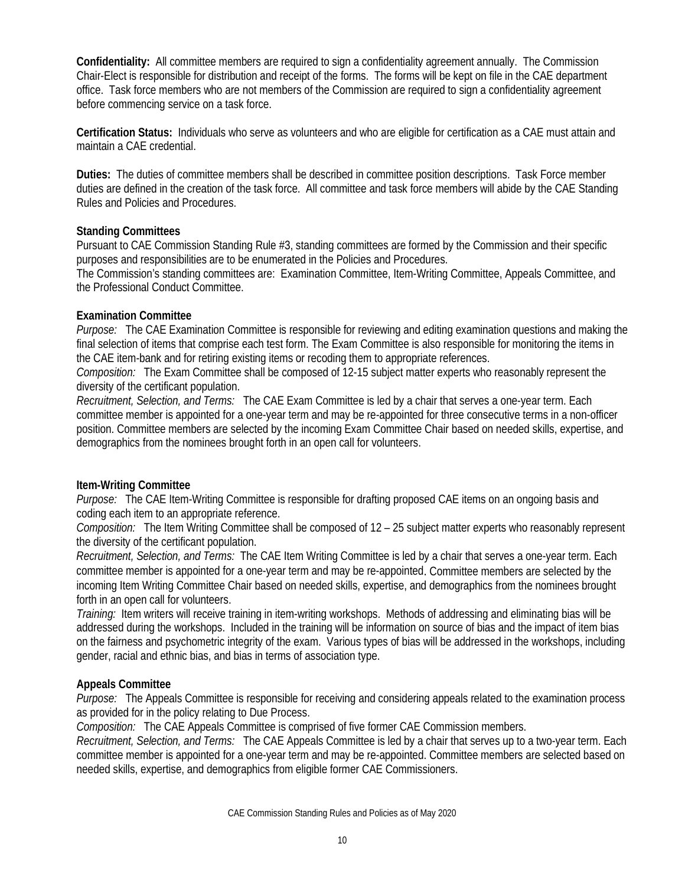**Confidentiality:** All committee members are required to sign a confidentiality agreement annually. The Commission Chair-Elect is responsible for distribution and receipt of the forms. The forms will be kept on file in the CAE department office. Task force members who are not members of the Commission are required to sign a confidentiality agreement before commencing service on a task force.

**Certification Status:** Individuals who serve as volunteers and who are eligible for certification as a CAE must attain and maintain a CAE credential.

**Duties:** The duties of committee members shall be described in committee position descriptions. Task Force member duties are defined in the creation of the task force. All committee and task force members will abide by the CAE Standing Rules and Policies and Procedures.

**Standing Committees**

Pursuant to CAE Commission Standing Rule #3, standing committees are formed by the Commission and their specific purposes and responsibilities are to be enumerated in the Policies and Procedures.

The Commission's standing committees are: Examination Committee, Item-Writing Committee, Appeals Committee, and the Professional Conduct Committee.

**Examination Committee**

*Purpose:* The CAE Examination Committee is responsible for reviewing and editing examination questions and making the final selection of items that comprise each test form. The Exam Committee is also responsible for monitoring the items in the CAE item-bank and for retiring existing items or recoding them to appropriate references.

*Composition:* The Exam Committee shall be composed of 12-15 subject matter experts who reasonably represent the diversity of the certificant population.

*Recruitment, Selection, and Terms:* The CAE Exam Committee is led by a chair that serves a one-year term. Each committee member is appointed for a one-year term and may be re-appointed for three consecutive terms in a non-officer position. Committee members are selected by the incoming Exam Committee Chair based on needed skills, expertise, and demographics from the nominees brought forth in an open call for volunteers.

**Item-Writing Committee**

*Purpose:* The CAE Item-Writing Committee is responsible for drafting proposed CAE items on an ongoing basis and coding each item to an appropriate reference.

*Composition:* The Item Writing Committee shall be composed of 12 – 25 subject matter experts who reasonably represent the diversity of the certificant population.

*Recruitment, Selection, and Terms:* The CAE Item Writing Committee is led by a chair that serves a one-year term. Each committee member is appointed for a one-year term and may be re-appointed. Committee members are selected by the incoming Item Writing Committee Chair based on needed skills, expertise, and demographics from the nominees brought forth in an open call for volunteers.

*Training:* Item writers will receive training in item-writing workshops. Methods of addressing and eliminating bias will be addressed during the workshops. Included in the training will be information on source of bias and the impact of item bias on the fairness and psychometric integrity of the exam. Various types of bias will be addressed in the workshops, including gender, racial and ethnic bias, and bias in terms of association type.

**Appeals Committee**

*Purpose:* The Appeals Committee is responsible for receiving and considering appeals related to the examination process as provided for in the policy relating to Due Process.

*Composition:* The CAE Appeals Committee is comprised of five former CAE Commission members.

*Recruitment, Selection, and Terms:* The CAE Appeals Committee is led by a chair that serves up to a two-year term. Each committee member is appointed for a one-year term and may be re-appointed. Committee members are selected based on needed skills, expertise, and demographics from eligible former CAE Commissioners.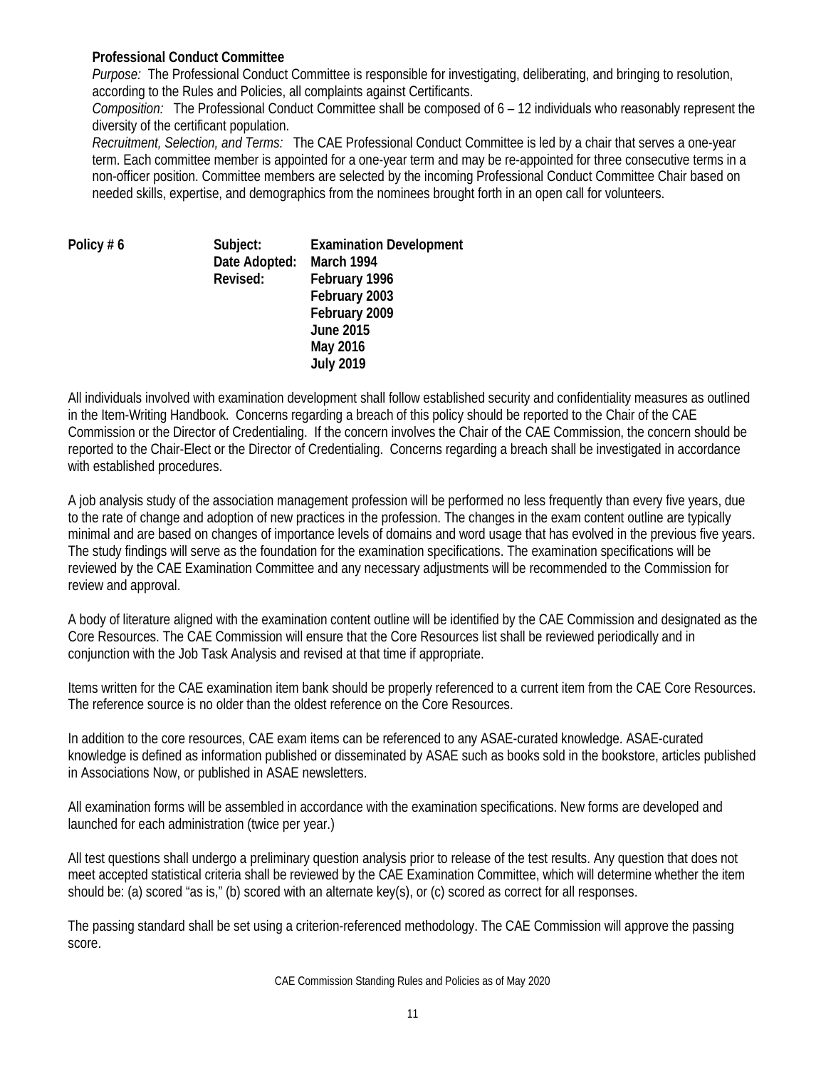**Professional Conduct Committee**

*Purpose:* The Professional Conduct Committee is responsible for investigating, deliberating, and bringing to resolution, according to the Rules and Policies, all complaints against Certificants.

*Composition:* The Professional Conduct Committee shall be composed of 6 – 12 individuals who reasonably represent the diversity of the certificant population.

*Recruitment, Selection, and Terms:* The CAE Professional Conduct Committee is led by a chair that serves a one-year term. Each committee member is appointed for a one-year term and may be re-appointed for three consecutive terms in a non-officer position. Committee members are selected by the incoming Professional Conduct Committee Chair based on needed skills, expertise, and demographics from the nominees brought forth in an open call for volunteers.

| **Policy # 6** | **Subject:** | **Examination Development** |
|---|---|---|
| | **Date Adopted:** | **March 1994** |
| | **Revised:** | **February 1996** |
| | | **February 2003** |
| | | **February 2009** |
| | | **June 2015** |
| | | **May 2016** |
| | | **July 2019** |

All individuals involved with examination development shall follow established security and confidentiality measures as outlined in the Item-Writing Handbook. Concerns regarding a breach of this policy should be reported to the Chair of the CAE Commission or the Director of Credentialing. If the concern involves the Chair of the CAE Commission, the concern should be reported to the Chair-Elect or the Director of Credentialing. Concerns regarding a breach shall be investigated in accordance with established procedures.

A job analysis study of the association management profession will be performed no less frequently than every five years, due to the rate of change and adoption of new practices in the profession. The changes in the exam content outline are typically minimal and are based on changes of importance levels of domains and word usage that has evolved in the previous five years. The study findings will serve as the foundation for the examination specifications. The examination specifications will be reviewed by the CAE Examination Committee and any necessary adjustments will be recommended to the Commission for review and approval.

A body of literature aligned with the examination content outline will be identified by the CAE Commission and designated as the Core Resources. The CAE Commission will ensure that the Core Resources list shall be reviewed periodically and in conjunction with the Job Task Analysis and revised at that time if appropriate.

Items written for the CAE examination item bank should be properly referenced to a current item from the CAE Core Resources. The reference source is no older than the oldest reference on the Core Resources.

In addition to the core resources, CAE exam items can be referenced to any ASAE-curated knowledge. ASAE-curated knowledge is defined as information published or disseminated by ASAE such as books sold in the bookstore, articles published in Associations Now, or published in ASAE newsletters.

All examination forms will be assembled in accordance with the examination specifications. New forms are developed and launched for each administration (twice per year.)

All test questions shall undergo a preliminary question analysis prior to release of the test results. Any question that does not meet accepted statistical criteria shall be reviewed by the CAE Examination Committee, which will determine whether the item should be: (a) scored "as is," (b) scored with an alternate key(s), or (c) scored as correct for all responses.

The passing standard shall be set using a criterion-referenced methodology. The CAE Commission will approve the passing score.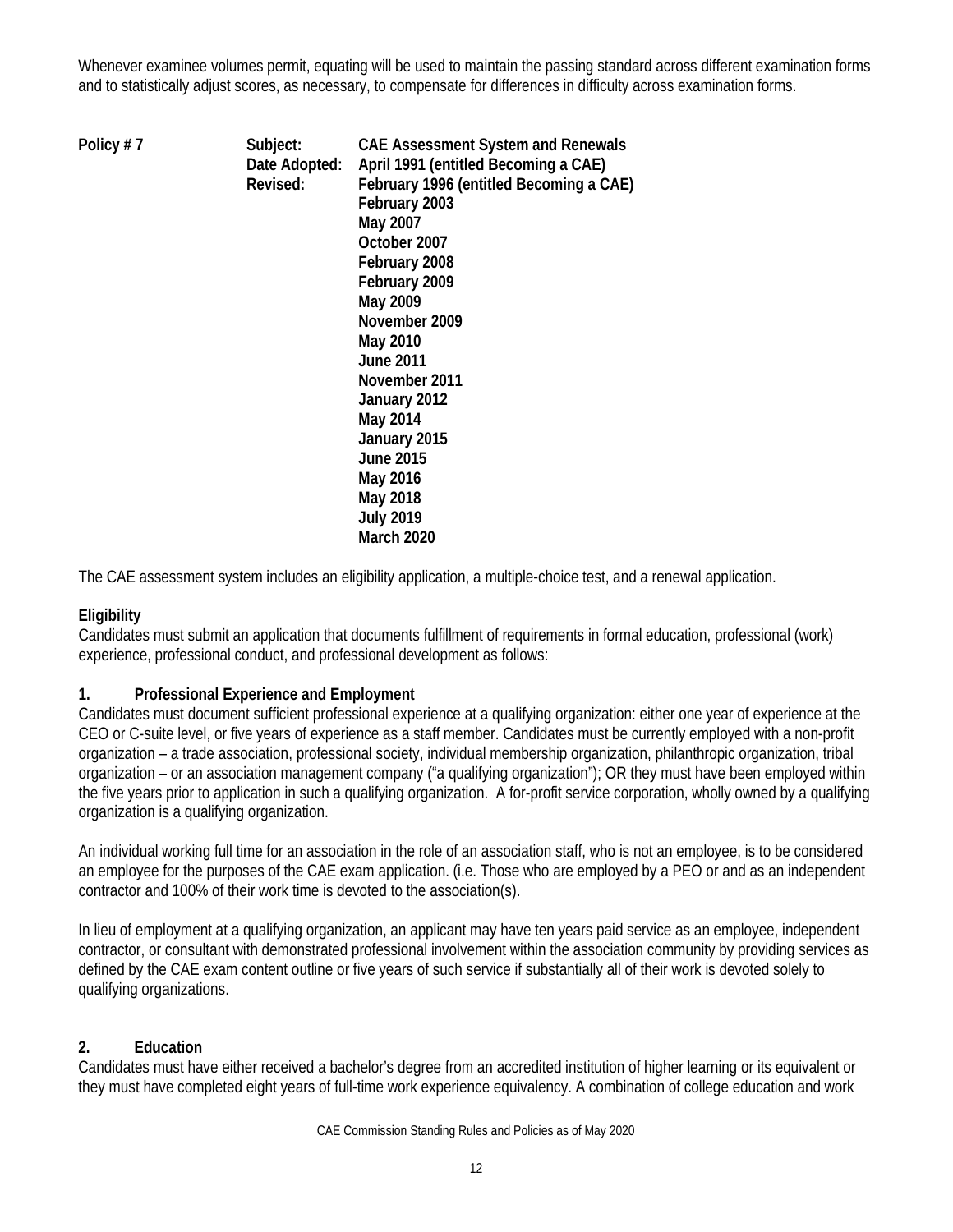Whenever examinee volumes permit, equating will be used to maintain the passing standard across different examination forms and to statistically adjust scores, as necessary, to compensate for differences in difficulty across examination forms.

| **Policy # 7** | **Subject:** | **CAE Assessment System and Renewals** |
|---|---|---|
| | **Date Adopted:** | **April 1991 (entitled Becoming a CAE)** |
| | **Revised:** | **February 1996 (entitled Becoming a CAE)** |
| | | **February 2003** |
| | | **May 2007** |
| | | **October 2007** |
| | | **February 2008** |
| | | **February 2009** |
| | | **May 2009** |
| | | **November 2009** |
| | | **May 2010** |
| | | **June 2011** |
| | | **November 2011** |
| | | **January 2012** |
| | | **May 2014** |
| | | **January 2015** |
| | | **June 2015** |
| | | **May 2016** |
| | | **May 2018** |
| | | **July 2019** |
| | | **March 2020** |

The CAE assessment system includes an eligibility application, a multiple-choice test, and a renewal application.

**Eligibility**

Candidates must submit an application that documents fulfillment of requirements in formal education, professional (work) experience, professional conduct, and professional development as follows:

**1. Professional Experience and Employment**

Candidates must document sufficient professional experience at a qualifying organization: either one year of experience at the CEO or C-suite level, or five years of experience as a staff member. Candidates must be currently employed with a non-profit organization – a trade association, professional society, individual membership organization, philanthropic organization, tribal organization – or an association management company ("a qualifying organization"); OR they must have been employed within the five years prior to application in such a qualifying organization. A for-profit service corporation, wholly owned by a qualifying organization is a qualifying organization.

An individual working full time for an association in the role of an association staff, who is not an employee, is to be considered an employee for the purposes of the CAE exam application. (i.e. Those who are employed by a PEO or and as an independent contractor and 100% of their work time is devoted to the association(s).

In lieu of employment at a qualifying organization, an applicant may have ten years paid service as an employee, independent contractor, or consultant with demonstrated professional involvement within the association community by providing services as defined by the CAE exam content outline or five years of such service if substantially all of their work is devoted solely to qualifying organizations.

**2. Education**

Candidates must have either received a bachelor's degree from an accredited institution of higher learning or its equivalent or they must have completed eight years of full-time work experience equivalency. A combination of college education and work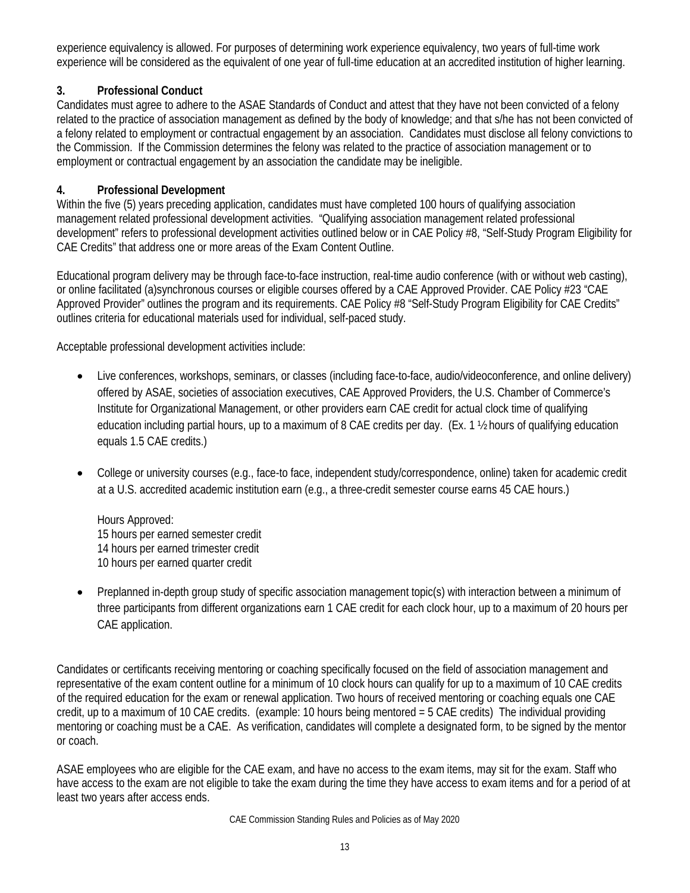experience equivalency is allowed. For purposes of determining work experience equivalency, two years of full-time work experience will be considered as the equivalent of one year of full-time education at an accredited institution of higher learning.

### 3. Professional Conduct

Candidates must agree to adhere to the ASAE Standards of Conduct and attest that they have not been convicted of a felony related to the practice of association management as defined by the body of knowledge; and that s/he has not been convicted of a felony related to employment or contractual engagement by an association. Candidates must disclose all felony convictions to the Commission. If the Commission determines the felony was related to the practice of association management or to employment or contractual engagement by an association the candidate may be ineligible.

### 4. Professional Development

Within the five (5) years preceding application, candidates must have completed 100 hours of qualifying association management related professional development activities. "Qualifying association management related professional development" refers to professional development activities outlined below or in CAE Policy #8, "Self-Study Program Eligibility for CAE Credits" that address one or more areas of the Exam Content Outline.

Educational program delivery may be through face-to-face instruction, real-time audio conference (with or without web casting), or online facilitated (a)synchronous courses or eligible courses offered by a CAE Approved Provider. CAE Policy #23 "CAE Approved Provider" outlines the program and its requirements. CAE Policy #8 "Self-Study Program Eligibility for CAE Credits" outlines criteria for educational materials used for individual, self-paced study.

Acceptable professional development activities include:

- Live conferences, workshops, seminars, or classes (including face-to-face, audio/videoconference, and online delivery) offered by ASAE, societies of association executives, CAE Approved Providers, the U.S. Chamber of Commerce's Institute for Organizational Management, or other providers earn CAE credit for actual clock time of qualifying education including partial hours, up to a maximum of 8 CAE credits per day. (Ex. 1 ½ hours of qualifying education equals 1.5 CAE credits.)

- College or university courses (e.g., face-to face, independent study/correspondence, online) taken for academic credit at a U.S. accredited academic institution earn (e.g., a three-credit semester course earns 45 CAE hours.)

  Hours Approved:
  15 hours per earned semester credit
  14 hours per earned trimester credit
  10 hours per earned quarter credit

- Preplanned in-depth group study of specific association management topic(s) with interaction between a minimum of three participants from different organizations earn 1 CAE credit for each clock hour, up to a maximum of 20 hours per CAE application.

Candidates or certificants receiving mentoring or coaching specifically focused on the field of association management and representative of the exam content outline for a minimum of 10 clock hours can qualify for up to a maximum of 10 CAE credits of the required education for the exam or renewal application. Two hours of received mentoring or coaching equals one CAE credit, up to a maximum of 10 CAE credits. (example: 10 hours being mentored = 5 CAE credits) The individual providing mentoring or coaching must be a CAE. As verification, candidates will complete a designated form, to be signed by the mentor or coach.

ASAE employees who are eligible for the CAE exam, and have no access to the exam items, may sit for the exam. Staff who have access to the exam are not eligible to take the exam during the time they have access to exam items and for a period of at least two years after access ends.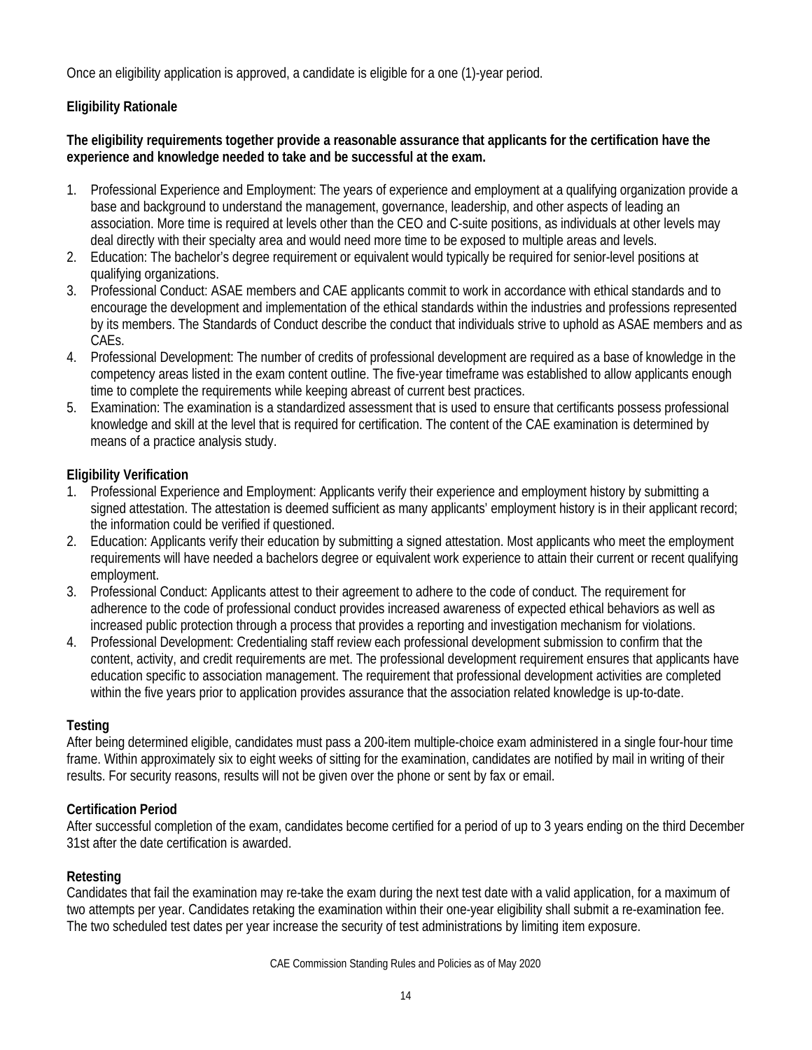Once an eligibility application is approved, a candidate is eligible for a one (1)-year period.

**Eligibility Rationale**

**The eligibility requirements together provide a reasonable assurance that applicants for the certification have the experience and knowledge needed to take and be successful at the exam.**

1. Professional Experience and Employment: The years of experience and employment at a qualifying organization provide a base and background to understand the management, governance, leadership, and other aspects of leading an association. More time is required at levels other than the CEO and C-suite positions, as individuals at other levels may deal directly with their specialty area and would need more time to be exposed to multiple areas and levels.
2. Education: The bachelor's degree requirement or equivalent would typically be required for senior-level positions at qualifying organizations.
3. Professional Conduct: ASAE members and CAE applicants commit to work in accordance with ethical standards and to encourage the development and implementation of the ethical standards within the industries and professions represented by its members. The Standards of Conduct describe the conduct that individuals strive to uphold as ASAE members and as CAEs.
4. Professional Development: The number of credits of professional development are required as a base of knowledge in the competency areas listed in the exam content outline. The five-year timeframe was established to allow applicants enough time to complete the requirements while keeping abreast of current best practices.
5. Examination: The examination is a standardized assessment that is used to ensure that certificants possess professional knowledge and skill at the level that is required for certification. The content of the CAE examination is determined by means of a practice analysis study.

**Eligibility Verification**

1. Professional Experience and Employment: Applicants verify their experience and employment history by submitting a signed attestation. The attestation is deemed sufficient as many applicants' employment history is in their applicant record; the information could be verified if questioned.
2. Education: Applicants verify their education by submitting a signed attestation. Most applicants who meet the employment requirements will have needed a bachelors degree or equivalent work experience to attain their current or recent qualifying employment.
3. Professional Conduct: Applicants attest to their agreement to adhere to the code of conduct. The requirement for adherence to the code of professional conduct provides increased awareness of expected ethical behaviors as well as increased public protection through a process that provides a reporting and investigation mechanism for violations.
4. Professional Development: Credentialing staff review each professional development submission to confirm that the content, activity, and credit requirements are met. The professional development requirement ensures that applicants have education specific to association management. The requirement that professional development activities are completed within the five years prior to application provides assurance that the association related knowledge is up-to-date.

**Testing**

After being determined eligible, candidates must pass a 200-item multiple-choice exam administered in a single four-hour time frame. Within approximately six to eight weeks of sitting for the examination, candidates are notified by mail in writing of their results. For security reasons, results will not be given over the phone or sent by fax or email.

**Certification Period**

After successful completion of the exam, candidates become certified for a period of up to 3 years ending on the third December 31st after the date certification is awarded.

**Retesting**

Candidates that fail the examination may re-take the exam during the next test date with a valid application, for a maximum of two attempts per year. Candidates retaking the examination within their one-year eligibility shall submit a re-examination fee. The two scheduled test dates per year increase the security of test administrations by limiting item exposure.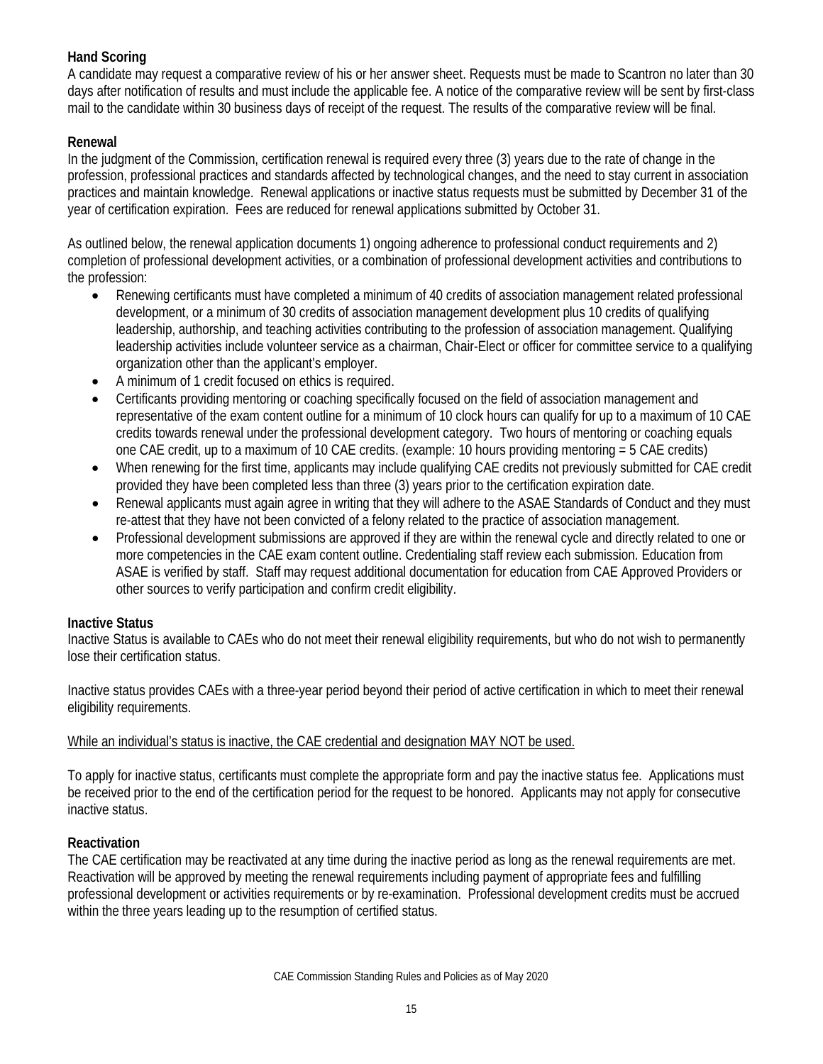**Hand Scoring**

A candidate may request a comparative review of his or her answer sheet. Requests must be made to Scantron no later than 30 days after notification of results and must include the applicable fee. A notice of the comparative review will be sent by first-class mail to the candidate within 30 business days of receipt of the request. The results of the comparative review will be final.

**Renewal**

In the judgment of the Commission, certification renewal is required every three (3) years due to the rate of change in the profession, professional practices and standards affected by technological changes, and the need to stay current in association practices and maintain knowledge. Renewal applications or inactive status requests must be submitted by December 31 of the year of certification expiration. Fees are reduced for renewal applications submitted by October 31.

As outlined below, the renewal application documents 1) ongoing adherence to professional conduct requirements and 2) completion of professional development activities, or a combination of professional development activities and contributions to the profession:

- Renewing certificants must have completed a minimum of 40 credits of association management related professional development, or a minimum of 30 credits of association management development plus 10 credits of qualifying leadership, authorship, and teaching activities contributing to the profession of association management. Qualifying leadership activities include volunteer service as a chairman, Chair-Elect or officer for committee service to a qualifying organization other than the applicant's employer.
- A minimum of 1 credit focused on ethics is required.
- Certificants providing mentoring or coaching specifically focused on the field of association management and representative of the exam content outline for a minimum of 10 clock hours can qualify for up to a maximum of 10 CAE credits towards renewal under the professional development category. Two hours of mentoring or coaching equals one CAE credit, up to a maximum of 10 CAE credits. (example: 10 hours providing mentoring = 5 CAE credits)
- When renewing for the first time, applicants may include qualifying CAE credits not previously submitted for CAE credit provided they have been completed less than three (3) years prior to the certification expiration date.
- Renewal applicants must again agree in writing that they will adhere to the ASAE Standards of Conduct and they must re-attest that they have not been convicted of a felony related to the practice of association management.
- Professional development submissions are approved if they are within the renewal cycle and directly related to one or more competencies in the CAE exam content outline. Credentialing staff review each submission. Education from ASAE is verified by staff. Staff may request additional documentation for education from CAE Approved Providers or other sources to verify participation and confirm credit eligibility.

**Inactive Status**

Inactive Status is available to CAEs who do not meet their renewal eligibility requirements, but who do not wish to permanently lose their certification status.

Inactive status provides CAEs with a three-year period beyond their period of active certification in which to meet their renewal eligibility requirements.

While an individual's status is inactive, the CAE credential and designation MAY NOT be used.

To apply for inactive status, certificants must complete the appropriate form and pay the inactive status fee. Applications must be received prior to the end of the certification period for the request to be honored. Applicants may not apply for consecutive inactive status.

**Reactivation**

The CAE certification may be reactivated at any time during the inactive period as long as the renewal requirements are met. Reactivation will be approved by meeting the renewal requirements including payment of appropriate fees and fulfilling professional development or activities requirements or by re-examination. Professional development credits must be accrued within the three years leading up to the resumption of certified status.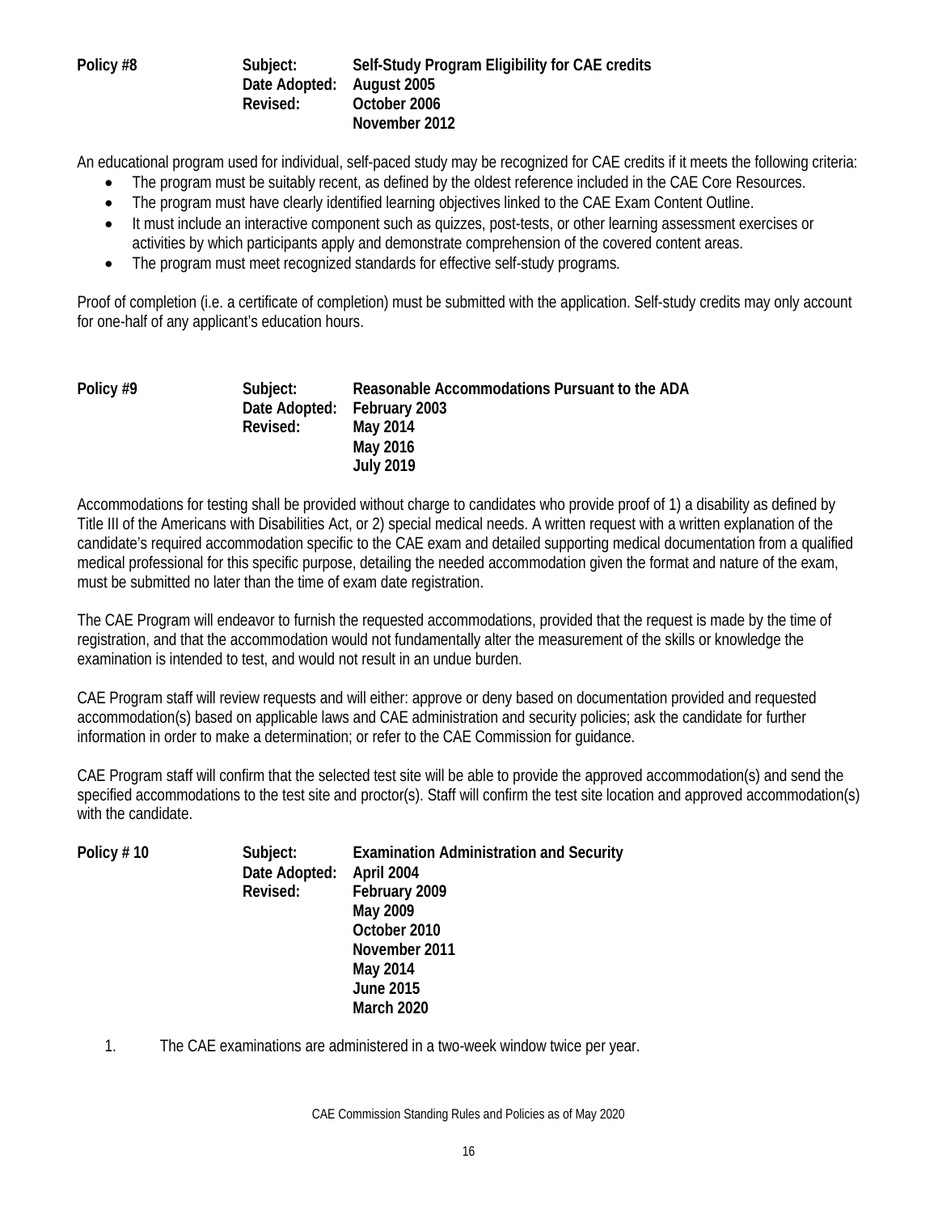**Policy #8** | **Subject:** Self-Study Program Eligibility for CAE credits
**Date Adopted:** August 2005
**Revised:** October 2006
November 2012

An educational program used for individual, self-paced study may be recognized for CAE credits if it meets the following criteria:

- The program must be suitably recent, as defined by the oldest reference included in the CAE Core Resources.
- The program must have clearly identified learning objectives linked to the CAE Exam Content Outline.
- It must include an interactive component such as quizzes, post-tests, or other learning assessment exercises or activities by which participants apply and demonstrate comprehension of the covered content areas.
- The program must meet recognized standards for effective self-study programs.

Proof of completion (i.e. a certificate of completion) must be submitted with the application. Self-study credits may only account for one-half of any applicant's education hours.

**Policy #9** | **Subject:** Reasonable Accommodations Pursuant to the ADA
**Date Adopted:** February 2003
**Revised:** May 2014
May 2016
July 2019

Accommodations for testing shall be provided without charge to candidates who provide proof of 1) a disability as defined by Title III of the Americans with Disabilities Act, or 2) special medical needs. A written request with a written explanation of the candidate's required accommodation specific to the CAE exam and detailed supporting medical documentation from a qualified medical professional for this specific purpose, detailing the needed accommodation given the format and nature of the exam, must be submitted no later than the time of exam date registration.

The CAE Program will endeavor to furnish the requested accommodations, provided that the request is made by the time of registration, and that the accommodation would not fundamentally alter the measurement of the skills or knowledge the examination is intended to test, and would not result in an undue burden.

CAE Program staff will review requests and will either: approve or deny based on documentation provided and requested accommodation(s) based on applicable laws and CAE administration and security policies; ask the candidate for further information in order to make a determination; or refer to the CAE Commission for guidance.

CAE Program staff will confirm that the selected test site will be able to provide the approved accommodation(s) and send the specified accommodations to the test site and proctor(s). Staff will confirm the test site location and approved accommodation(s) with the candidate.

**Policy # 10** | **Subject:** Examination Administration and Security
**Date Adopted:** April 2004
**Revised:** February 2009
May 2009
October 2010
November 2011
May 2014
June 2015
March 2020

1. The CAE examinations are administered in a two-week window twice per year.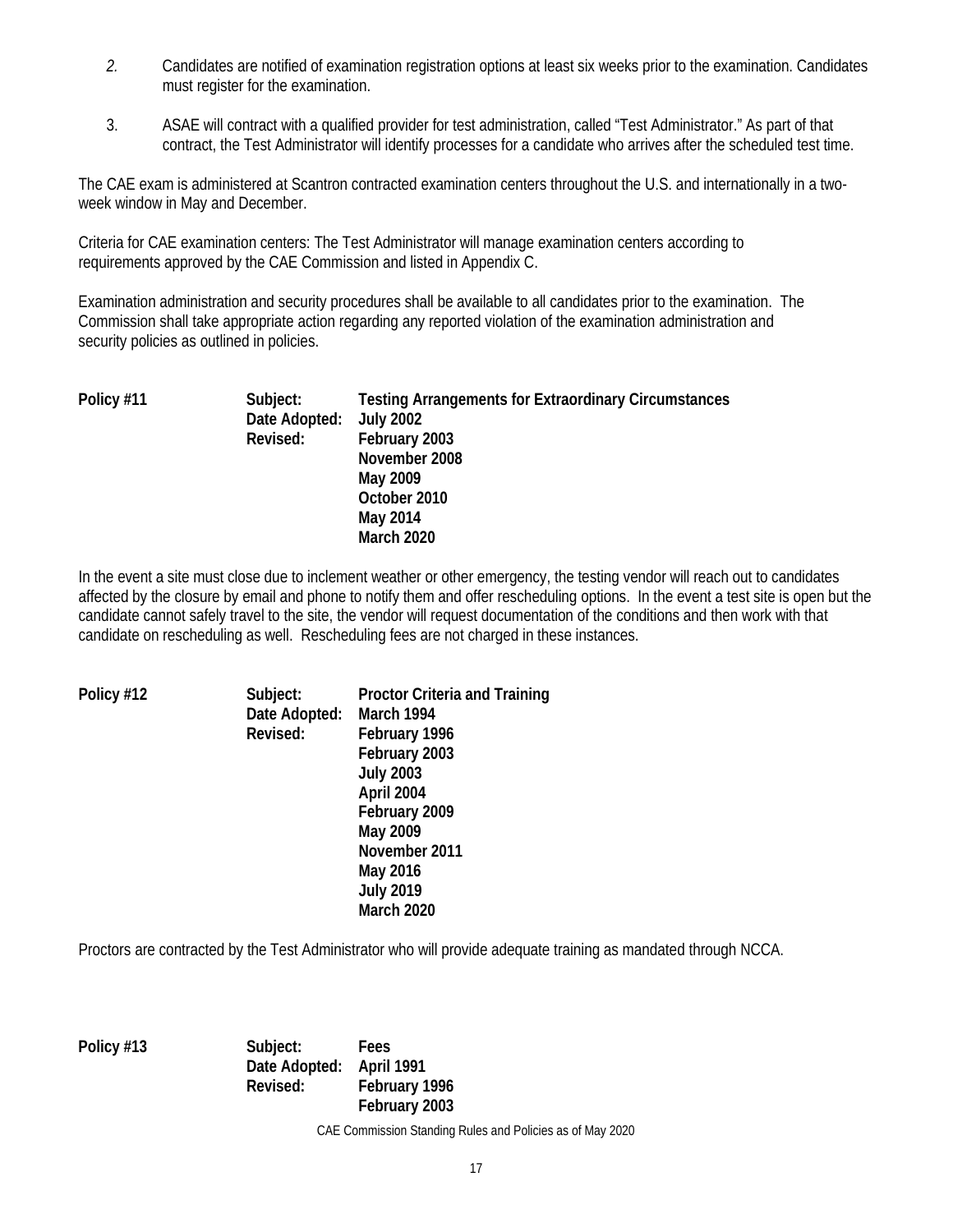*2.* Candidates are notified of examination registration options at least six weeks prior to the examination. Candidates must register for the examination.

3. ASAE will contract with a qualified provider for test administration, called "Test Administrator." As part of that contract, the Test Administrator will identify processes for a candidate who arrives after the scheduled test time.

The CAE exam is administered at Scantron contracted examination centers throughout the U.S. and internationally in a two-week window in May and December.

Criteria for CAE examination centers: The Test Administrator will manage examination centers according to requirements approved by the CAE Commission and listed in Appendix C.

Examination administration and security procedures shall be available to all candidates prior to the examination. The Commission shall take appropriate action regarding any reported violation of the examination administration and security policies as outlined in policies.

**Policy #11** **Subject:** **Testing Arrangements for Extraordinary Circumstances**
**Date Adopted:** **July 2002**
**Revised:** **February 2003**
**November 2008**
**May 2009**
**October 2010**
**May 2014**
**March 2020**

In the event a site must close due to inclement weather or other emergency, the testing vendor will reach out to candidates affected by the closure by email and phone to notify them and offer rescheduling options. In the event a test site is open but the candidate cannot safely travel to the site, the vendor will request documentation of the conditions and then work with that candidate on rescheduling as well. Rescheduling fees are not charged in these instances.

**Policy #12** **Subject:** **Proctor Criteria and Training**
**Date Adopted:** **March 1994**
**Revised:** **February 1996**
**February 2003**
**July 2003**
**April 2004**
**February 2009**
**May 2009**
**November 2011**
**May 2016**
**July 2019**
**March 2020**

Proctors are contracted by the Test Administrator who will provide adequate training as mandated through NCCA.

**Policy #13** **Subject:** **Fees**
**Date Adopted:** **April 1991**
**Revised:** **February 1996**
**February 2003**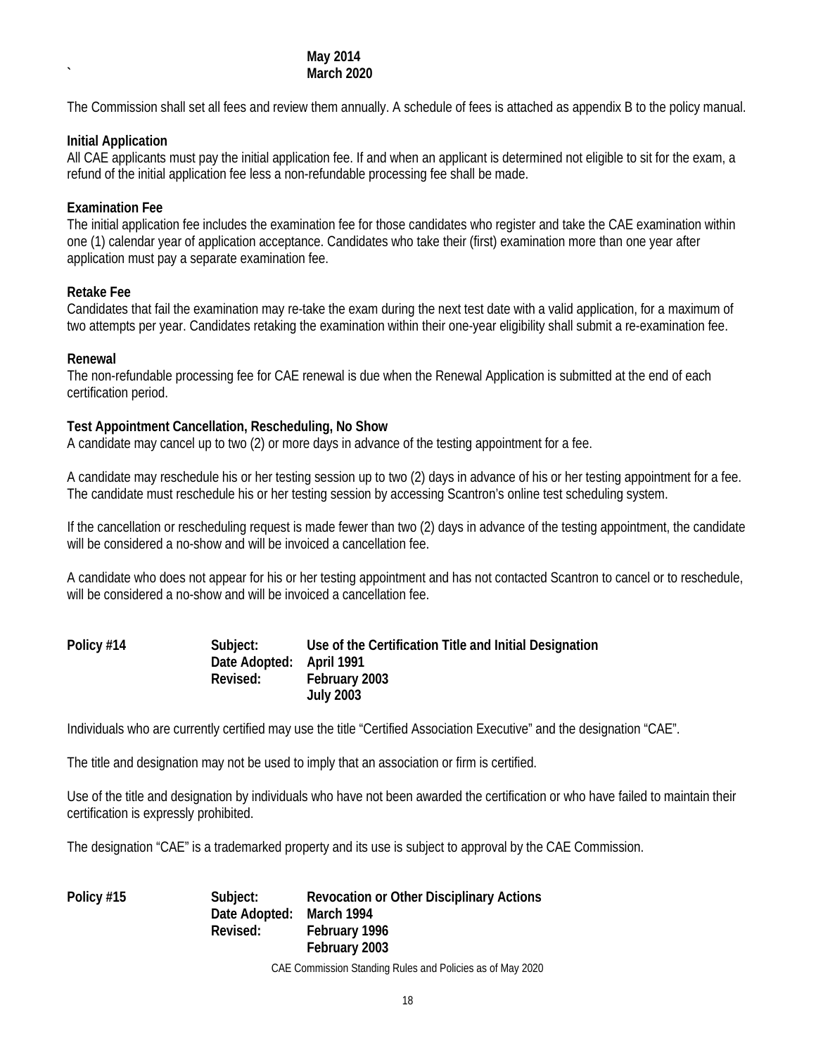`                                                May 2014
                                                March 2020

The Commission shall set all fees and review them annually. A schedule of fees is attached as appendix B to the policy manual.

**Initial Application**
All CAE applicants must pay the initial application fee. If and when an applicant is determined not eligible to sit for the exam, a refund of the initial application fee less a non-refundable processing fee shall be made.

**Examination Fee**
The initial application fee includes the examination fee for those candidates who register and take the CAE examination within one (1) calendar year of application acceptance. Candidates who take their (first) examination more than one year after application must pay a separate examination fee.

**Retake Fee**
Candidates that fail the examination may re-take the exam during the next test date with a valid application, for a maximum of two attempts per year. Candidates retaking the examination within their one-year eligibility shall submit a re-examination fee.

**Renewal**
The non-refundable processing fee for CAE renewal is due when the Renewal Application is submitted at the end of each certification period.

**Test Appointment Cancellation, Rescheduling, No Show**
A candidate may cancel up to two (2) or more days in advance of the testing appointment for a fee.

A candidate may reschedule his or her testing session up to two (2) days in advance of his or her testing appointment for a fee. The candidate must reschedule his or her testing session by accessing Scantron's online test scheduling system.

If the cancellation or rescheduling request is made fewer than two (2) days in advance of the testing appointment, the candidate will be considered a no-show and will be invoiced a cancellation fee.

A candidate who does not appear for his or her testing appointment and has not contacted Scantron to cancel or to reschedule, will be considered a no-show and will be invoiced a cancellation fee.

**Policy #14** | **Subject:** **Use of the Certification Title and Initial Designation**
**Date Adopted:** **April 1991**
**Revised:** **February 2003**
**July 2003**

Individuals who are currently certified may use the title "Certified Association Executive" and the designation "CAE".

The title and designation may not be used to imply that an association or firm is certified.

Use of the title and designation by individuals who have not been awarded the certification or who have failed to maintain their certification is expressly prohibited.

The designation "CAE" is a trademarked property and its use is subject to approval by the CAE Commission.

**Policy #15** | **Subject:** **Revocation or Other Disciplinary Actions**
**Date Adopted:** **March 1994**
**Revised:** **February 1996**
**February 2003**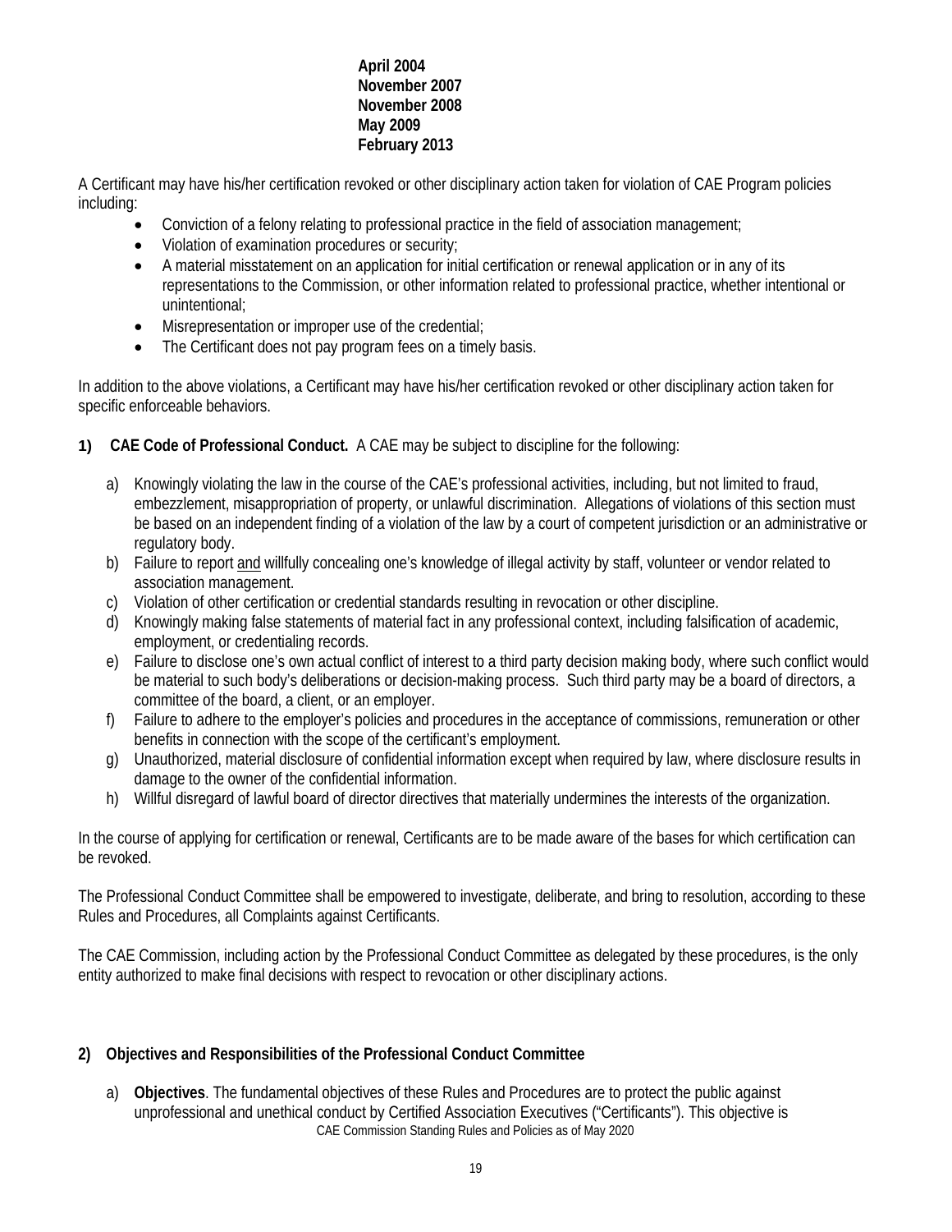**April 2004**
**November 2007**
**November 2008**
**May 2009**
**February 2013**

A Certificant may have his/her certification revoked or other disciplinary action taken for violation of CAE Program policies including:

- Conviction of a felony relating to professional practice in the field of association management;
- Violation of examination procedures or security;
- A material misstatement on an application for initial certification or renewal application or in any of its representations to the Commission, or other information related to professional practice, whether intentional or unintentional;
- Misrepresentation or improper use of the credential;
- The Certificant does not pay program fees on a timely basis.

In addition to the above violations, a Certificant may have his/her certification revoked or other disciplinary action taken for specific enforceable behaviors.

1) **CAE Code of Professional Conduct.** A CAE may be subject to discipline for the following:

   a) Knowingly violating the law in the course of the CAE's professional activities, including, but not limited to fraud, embezzlement, misappropriation of property, or unlawful discrimination. Allegations of violations of this section must be based on an independent finding of a violation of the law by a court of competent jurisdiction or an administrative or regulatory body.
   b) Failure to report and willfully concealing one's knowledge of illegal activity by staff, volunteer or vendor related to association management.
   c) Violation of other certification or credential standards resulting in revocation or other discipline.
   d) Knowingly making false statements of material fact in any professional context, including falsification of academic, employment, or credentialing records.
   e) Failure to disclose one's own actual conflict of interest to a third party decision making body, where such conflict would be material to such body's deliberations or decision-making process. Such third party may be a board of directors, a committee of the board, a client, or an employer.
   f) Failure to adhere to the employer's policies and procedures in the acceptance of commissions, remuneration or other benefits in connection with the scope of the certificant's employment.
   g) Unauthorized, material disclosure of confidential information except when required by law, where disclosure results in damage to the owner of the confidential information.
   h) Willful disregard of lawful board of director directives that materially undermines the interests of the organization.

In the course of applying for certification or renewal, Certificants are to be made aware of the bases for which certification can be revoked.

The Professional Conduct Committee shall be empowered to investigate, deliberate, and bring to resolution, according to these Rules and Procedures, all Complaints against Certificants.

The CAE Commission, including action by the Professional Conduct Committee as delegated by these procedures, is the only entity authorized to make final decisions with respect to revocation or other disciplinary actions.

2) **Objectives and Responsibilities of the Professional Conduct Committee**

   a) **Objectives**. The fundamental objectives of these Rules and Procedures are to protect the public against unprofessional and unethical conduct by Certified Association Executives ("Certificants"). This objective is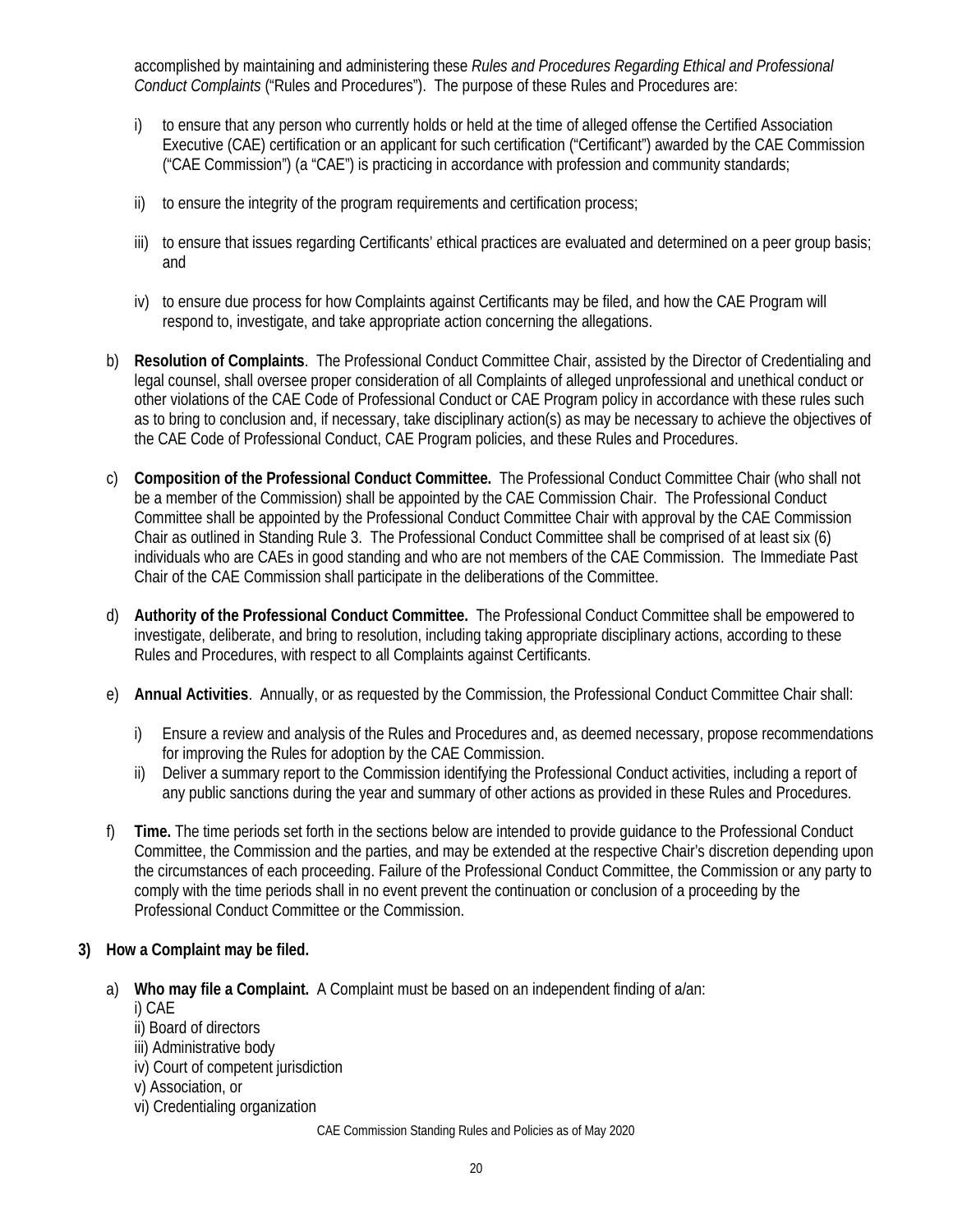accomplished by maintaining and administering these *Rules and Procedures Regarding Ethical and Professional Conduct Complaints* ("Rules and Procedures"). The purpose of these Rules and Procedures are:

i) to ensure that any person who currently holds or held at the time of alleged offense the Certified Association Executive (CAE) certification or an applicant for such certification ("Certificant") awarded by the CAE Commission ("CAE Commission") (a "CAE") is practicing in accordance with profession and community standards;

ii) to ensure the integrity of the program requirements and certification process;

iii) to ensure that issues regarding Certificants' ethical practices are evaluated and determined on a peer group basis; and

iv) to ensure due process for how Complaints against Certificants may be filed, and how the CAE Program will respond to, investigate, and take appropriate action concerning the allegations.

b) **Resolution of Complaints**. The Professional Conduct Committee Chair, assisted by the Director of Credentialing and legal counsel, shall oversee proper consideration of all Complaints of alleged unprofessional and unethical conduct or other violations of the CAE Code of Professional Conduct or CAE Program policy in accordance with these rules such as to bring to conclusion and, if necessary, take disciplinary action(s) as may be necessary to achieve the objectives of the CAE Code of Professional Conduct, CAE Program policies, and these Rules and Procedures.

c) **Composition of the Professional Conduct Committee.** The Professional Conduct Committee Chair (who shall not be a member of the Commission) shall be appointed by the CAE Commission Chair. The Professional Conduct Committee shall be appointed by the Professional Conduct Committee Chair with approval by the CAE Commission Chair as outlined in Standing Rule 3. The Professional Conduct Committee shall be comprised of at least six (6) individuals who are CAEs in good standing and who are not members of the CAE Commission. The Immediate Past Chair of the CAE Commission shall participate in the deliberations of the Committee.

d) **Authority of the Professional Conduct Committee.** The Professional Conduct Committee shall be empowered to investigate, deliberate, and bring to resolution, including taking appropriate disciplinary actions, according to these Rules and Procedures, with respect to all Complaints against Certificants.

e) **Annual Activities**. Annually, or as requested by the Commission, the Professional Conduct Committee Chair shall:

i) Ensure a review and analysis of the Rules and Procedures and, as deemed necessary, propose recommendations for improving the Rules for adoption by the CAE Commission.

ii) Deliver a summary report to the Commission identifying the Professional Conduct activities, including a report of any public sanctions during the year and summary of other actions as provided in these Rules and Procedures.

f) **Time.** The time periods set forth in the sections below are intended to provide guidance to the Professional Conduct Committee, the Commission and the parties, and may be extended at the respective Chair's discretion depending upon the circumstances of each proceeding. Failure of the Professional Conduct Committee, the Commission or any party to comply with the time periods shall in no event prevent the continuation or conclusion of a proceeding by the Professional Conduct Committee or the Commission.

**3) How a Complaint may be filed.**

a) **Who may file a Complaint.** A Complaint must be based on an independent finding of a/an:

i) CAE
ii) Board of directors
iii) Administrative body
iv) Court of competent jurisdiction
v) Association, or
vi) Credentialing organization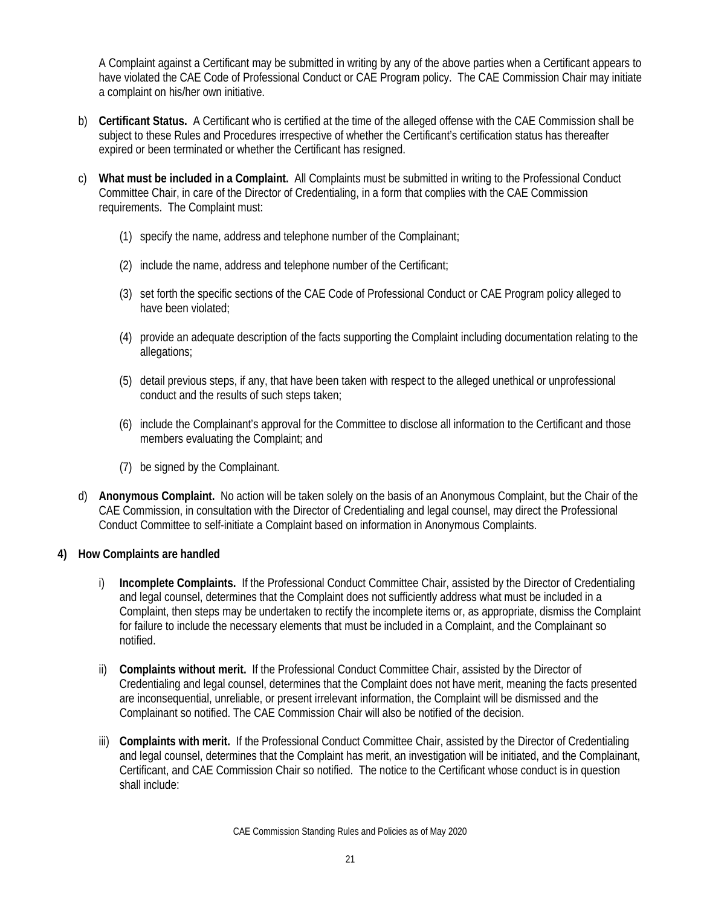A Complaint against a Certificant may be submitted in writing by any of the above parties when a Certificant appears to have violated the CAE Code of Professional Conduct or CAE Program policy. The CAE Commission Chair may initiate a complaint on his/her own initiative.

b) **Certificant Status.** A Certificant who is certified at the time of the alleged offense with the CAE Commission shall be subject to these Rules and Procedures irrespective of whether the Certificant's certification status has thereafter expired or been terminated or whether the Certificant has resigned.

c) **What must be included in a Complaint.** All Complaints must be submitted in writing to the Professional Conduct Committee Chair, in care of the Director of Credentialing, in a form that complies with the CAE Commission requirements. The Complaint must:

   (1) specify the name, address and telephone number of the Complainant;

   (2) include the name, address and telephone number of the Certificant;

   (3) set forth the specific sections of the CAE Code of Professional Conduct or CAE Program policy alleged to have been violated;

   (4) provide an adequate description of the facts supporting the Complaint including documentation relating to the allegations;

   (5) detail previous steps, if any, that have been taken with respect to the alleged unethical or unprofessional conduct and the results of such steps taken;

   (6) include the Complainant's approval for the Committee to disclose all information to the Certificant and those members evaluating the Complaint; and

   (7) be signed by the Complainant.

d) **Anonymous Complaint.** No action will be taken solely on the basis of an Anonymous Complaint, but the Chair of the CAE Commission, in consultation with the Director of Credentialing and legal counsel, may direct the Professional Conduct Committee to self-initiate a Complaint based on information in Anonymous Complaints.

**4) How Complaints are handled**

i) **Incomplete Complaints.** If the Professional Conduct Committee Chair, assisted by the Director of Credentialing and legal counsel, determines that the Complaint does not sufficiently address what must be included in a Complaint, then steps may be undertaken to rectify the incomplete items or, as appropriate, dismiss the Complaint for failure to include the necessary elements that must be included in a Complaint, and the Complainant so notified.

ii) **Complaints without merit.** If the Professional Conduct Committee Chair, assisted by the Director of Credentialing and legal counsel, determines that the Complaint does not have merit, meaning the facts presented are inconsequential, unreliable, or present irrelevant information, the Complaint will be dismissed and the Complainant so notified. The CAE Commission Chair will also be notified of the decision.

iii) **Complaints with merit.** If the Professional Conduct Committee Chair, assisted by the Director of Credentialing and legal counsel, determines that the Complaint has merit, an investigation will be initiated, and the Complainant, Certificant, and CAE Commission Chair so notified. The notice to the Certificant whose conduct is in question shall include: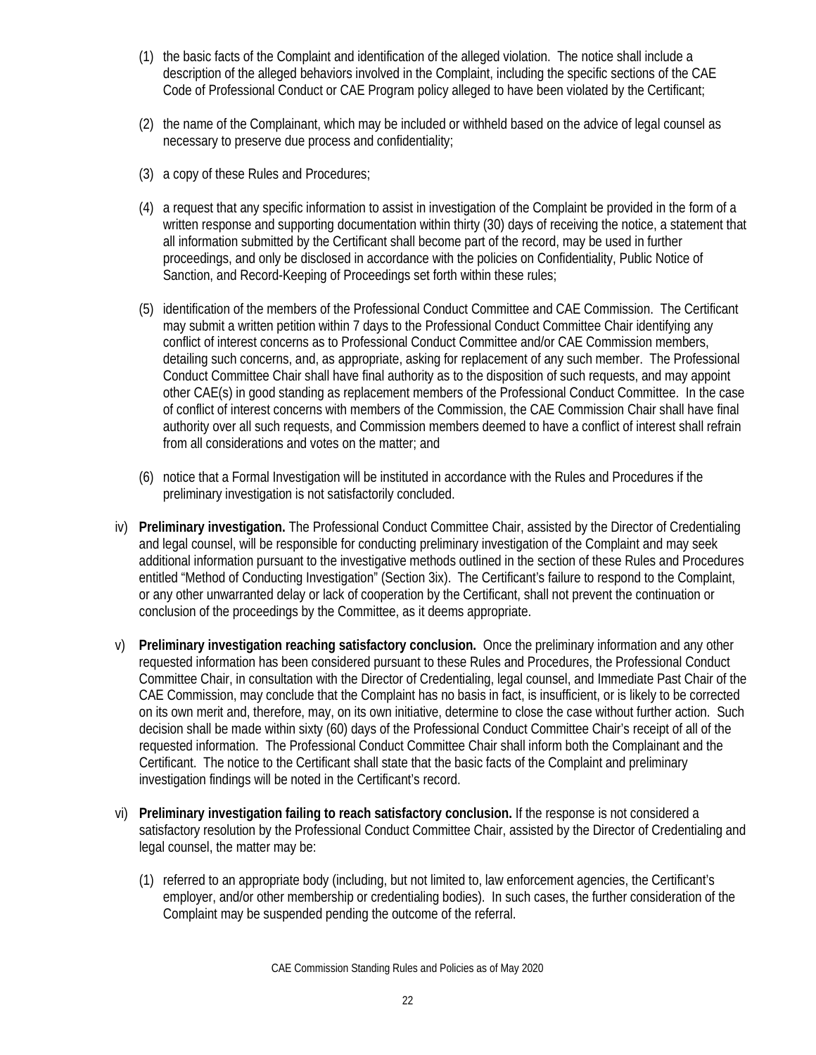(1) the basic facts of the Complaint and identification of the alleged violation. The notice shall include a description of the alleged behaviors involved in the Complaint, including the specific sections of the CAE Code of Professional Conduct or CAE Program policy alleged to have been violated by the Certificant;

(2) the name of the Complainant, which may be included or withheld based on the advice of legal counsel as necessary to preserve due process and confidentiality;

(3) a copy of these Rules and Procedures;

(4) a request that any specific information to assist in investigation of the Complaint be provided in the form of a written response and supporting documentation within thirty (30) days of receiving the notice, a statement that all information submitted by the Certificant shall become part of the record, may be used in further proceedings, and only be disclosed in accordance with the policies on Confidentiality, Public Notice of Sanction, and Record-Keeping of Proceedings set forth within these rules;

(5) identification of the members of the Professional Conduct Committee and CAE Commission. The Certificant may submit a written petition within 7 days to the Professional Conduct Committee Chair identifying any conflict of interest concerns as to Professional Conduct Committee and/or CAE Commission members, detailing such concerns, and, as appropriate, asking for replacement of any such member. The Professional Conduct Committee Chair shall have final authority as to the disposition of such requests, and may appoint other CAE(s) in good standing as replacement members of the Professional Conduct Committee. In the case of conflict of interest concerns with members of the Commission, the CAE Commission Chair shall have final authority over all such requests, and Commission members deemed to have a conflict of interest shall refrain from all considerations and votes on the matter; and

(6) notice that a Formal Investigation will be instituted in accordance with the Rules and Procedures if the preliminary investigation is not satisfactorily concluded.

iv) **Preliminary investigation.** The Professional Conduct Committee Chair, assisted by the Director of Credentialing and legal counsel, will be responsible for conducting preliminary investigation of the Complaint and may seek additional information pursuant to the investigative methods outlined in the section of these Rules and Procedures entitled "Method of Conducting Investigation" (Section 3ix). The Certificant's failure to respond to the Complaint, or any other unwarranted delay or lack of cooperation by the Certificant, shall not prevent the continuation or conclusion of the proceedings by the Committee, as it deems appropriate.

v) **Preliminary investigation reaching satisfactory conclusion.** Once the preliminary information and any other requested information has been considered pursuant to these Rules and Procedures, the Professional Conduct Committee Chair, in consultation with the Director of Credentialing, legal counsel, and Immediate Past Chair of the CAE Commission, may conclude that the Complaint has no basis in fact, is insufficient, or is likely to be corrected on its own merit and, therefore, may, on its own initiative, determine to close the case without further action. Such decision shall be made within sixty (60) days of the Professional Conduct Committee Chair's receipt of all of the requested information. The Professional Conduct Committee Chair shall inform both the Complainant and the Certificant. The notice to the Certificant shall state that the basic facts of the Complaint and preliminary investigation findings will be noted in the Certificant's record.

vi) **Preliminary investigation failing to reach satisfactory conclusion.** If the response is not considered a satisfactory resolution by the Professional Conduct Committee Chair, assisted by the Director of Credentialing and legal counsel, the matter may be:

(1) referred to an appropriate body (including, but not limited to, law enforcement agencies, the Certificant's employer, and/or other membership or credentialing bodies). In such cases, the further consideration of the Complaint may be suspended pending the outcome of the referral.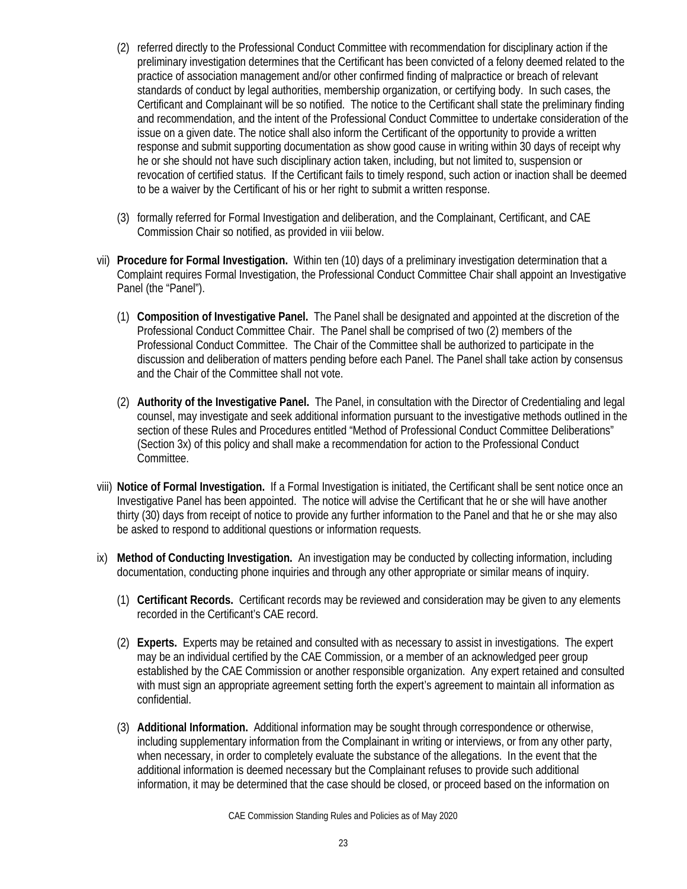(2) referred directly to the Professional Conduct Committee with recommendation for disciplinary action if the preliminary investigation determines that the Certificant has been convicted of a felony deemed related to the practice of association management and/or other confirmed finding of malpractice or breach of relevant standards of conduct by legal authorities, membership organization, or certifying body. In such cases, the Certificant and Complainant will be so notified. The notice to the Certificant shall state the preliminary finding and recommendation, and the intent of the Professional Conduct Committee to undertake consideration of the issue on a given date. The notice shall also inform the Certificant of the opportunity to provide a written response and submit supporting documentation as show good cause in writing within 30 days of receipt why he or she should not have such disciplinary action taken, including, but not limited to, suspension or revocation of certified status. If the Certificant fails to timely respond, such action or inaction shall be deemed to be a waiver by the Certificant of his or her right to submit a written response.

(3) formally referred for Formal Investigation and deliberation, and the Complainant, Certificant, and CAE Commission Chair so notified, as provided in viii below.

vii) **Procedure for Formal Investigation.** Within ten (10) days of a preliminary investigation determination that a Complaint requires Formal Investigation, the Professional Conduct Committee Chair shall appoint an Investigative Panel (the "Panel").

(1) **Composition of Investigative Panel.** The Panel shall be designated and appointed at the discretion of the Professional Conduct Committee Chair. The Panel shall be comprised of two (2) members of the Professional Conduct Committee. The Chair of the Committee shall be authorized to participate in the discussion and deliberation of matters pending before each Panel. The Panel shall take action by consensus and the Chair of the Committee shall not vote.

(2) **Authority of the Investigative Panel.** The Panel, in consultation with the Director of Credentialing and legal counsel, may investigate and seek additional information pursuant to the investigative methods outlined in the section of these Rules and Procedures entitled "Method of Professional Conduct Committee Deliberations" (Section 3x) of this policy and shall make a recommendation for action to the Professional Conduct Committee.

viii) **Notice of Formal Investigation.** If a Formal Investigation is initiated, the Certificant shall be sent notice once an Investigative Panel has been appointed. The notice will advise the Certificant that he or she will have another thirty (30) days from receipt of notice to provide any further information to the Panel and that he or she may also be asked to respond to additional questions or information requests.

ix) **Method of Conducting Investigation.** An investigation may be conducted by collecting information, including documentation, conducting phone inquiries and through any other appropriate or similar means of inquiry.

(1) **Certificant Records.** Certificant records may be reviewed and consideration may be given to any elements recorded in the Certificant's CAE record.

(2) **Experts.** Experts may be retained and consulted with as necessary to assist in investigations. The expert may be an individual certified by the CAE Commission, or a member of an acknowledged peer group established by the CAE Commission or another responsible organization. Any expert retained and consulted with must sign an appropriate agreement setting forth the expert's agreement to maintain all information as confidential.

(3) **Additional Information.** Additional information may be sought through correspondence or otherwise, including supplementary information from the Complainant in writing or interviews, or from any other party, when necessary, in order to completely evaluate the substance of the allegations. In the event that the additional information is deemed necessary but the Complainant refuses to provide such additional information, it may be determined that the case should be closed, or proceed based on the information on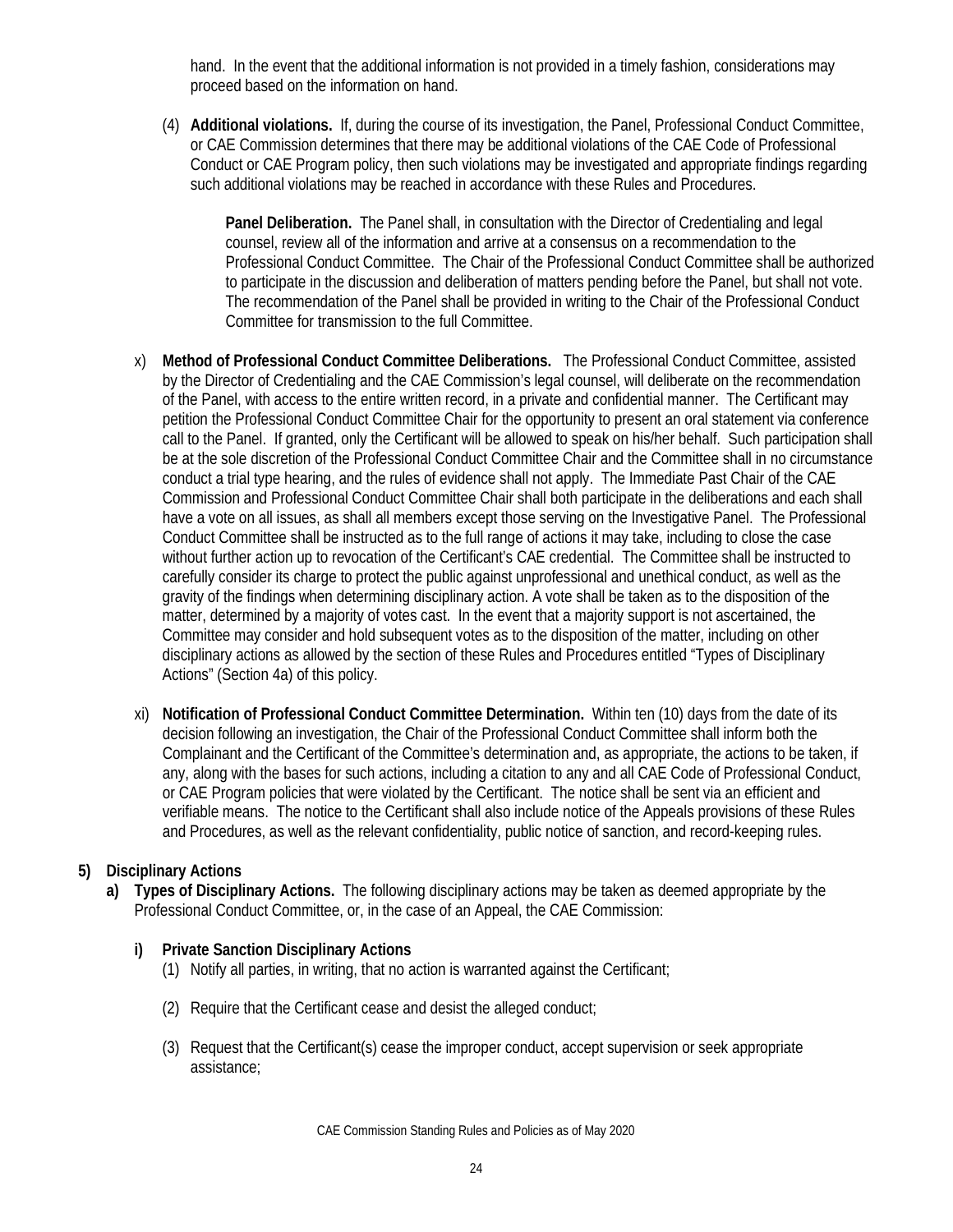hand. In the event that the additional information is not provided in a timely fashion, considerations may proceed based on the information on hand.

(4) **Additional violations.** If, during the course of its investigation, the Panel, Professional Conduct Committee, or CAE Commission determines that there may be additional violations of the CAE Code of Professional Conduct or CAE Program policy, then such violations may be investigated and appropriate findings regarding such additional violations may be reached in accordance with these Rules and Procedures.

**Panel Deliberation.** The Panel shall, in consultation with the Director of Credentialing and legal counsel, review all of the information and arrive at a consensus on a recommendation to the Professional Conduct Committee. The Chair of the Professional Conduct Committee shall be authorized to participate in the discussion and deliberation of matters pending before the Panel, but shall not vote. The recommendation of the Panel shall be provided in writing to the Chair of the Professional Conduct Committee for transmission to the full Committee.

x) **Method of Professional Conduct Committee Deliberations.** The Professional Conduct Committee, assisted by the Director of Credentialing and the CAE Commission's legal counsel, will deliberate on the recommendation of the Panel, with access to the entire written record, in a private and confidential manner. The Certificant may petition the Professional Conduct Committee Chair for the opportunity to present an oral statement via conference call to the Panel. If granted, only the Certificant will be allowed to speak on his/her behalf. Such participation shall be at the sole discretion of the Professional Conduct Committee Chair and the Committee shall in no circumstance conduct a trial type hearing, and the rules of evidence shall not apply. The Immediate Past Chair of the CAE Commission and Professional Conduct Committee Chair shall both participate in the deliberations and each shall have a vote on all issues, as shall all members except those serving on the Investigative Panel. The Professional Conduct Committee shall be instructed as to the full range of actions it may take, including to close the case without further action up to revocation of the Certificant's CAE credential. The Committee shall be instructed to carefully consider its charge to protect the public against unprofessional and unethical conduct, as well as the gravity of the findings when determining disciplinary action. A vote shall be taken as to the disposition of the matter, determined by a majority of votes cast. In the event that a majority support is not ascertained, the Committee may consider and hold subsequent votes as to the disposition of the matter, including on other disciplinary actions as allowed by the section of these Rules and Procedures entitled "Types of Disciplinary Actions" (Section 4a) of this policy.

xi) **Notification of Professional Conduct Committee Determination.** Within ten (10) days from the date of its decision following an investigation, the Chair of the Professional Conduct Committee shall inform both the Complainant and the Certificant of the Committee's determination and, as appropriate, the actions to be taken, if any, along with the bases for such actions, including a citation to any and all CAE Code of Professional Conduct, or CAE Program policies that were violated by the Certificant. The notice shall be sent via an efficient and verifiable means. The notice to the Certificant shall also include notice of the Appeals provisions of these Rules and Procedures, as well as the relevant confidentiality, public notice of sanction, and record-keeping rules.

**5) Disciplinary Actions**

**a) Types of Disciplinary Actions.** The following disciplinary actions may be taken as deemed appropriate by the Professional Conduct Committee, or, in the case of an Appeal, the CAE Commission:

**i) Private Sanction Disciplinary Actions**

(1) Notify all parties, in writing, that no action is warranted against the Certificant;

(2) Require that the Certificant cease and desist the alleged conduct;

(3) Request that the Certificant(s) cease the improper conduct, accept supervision or seek appropriate assistance;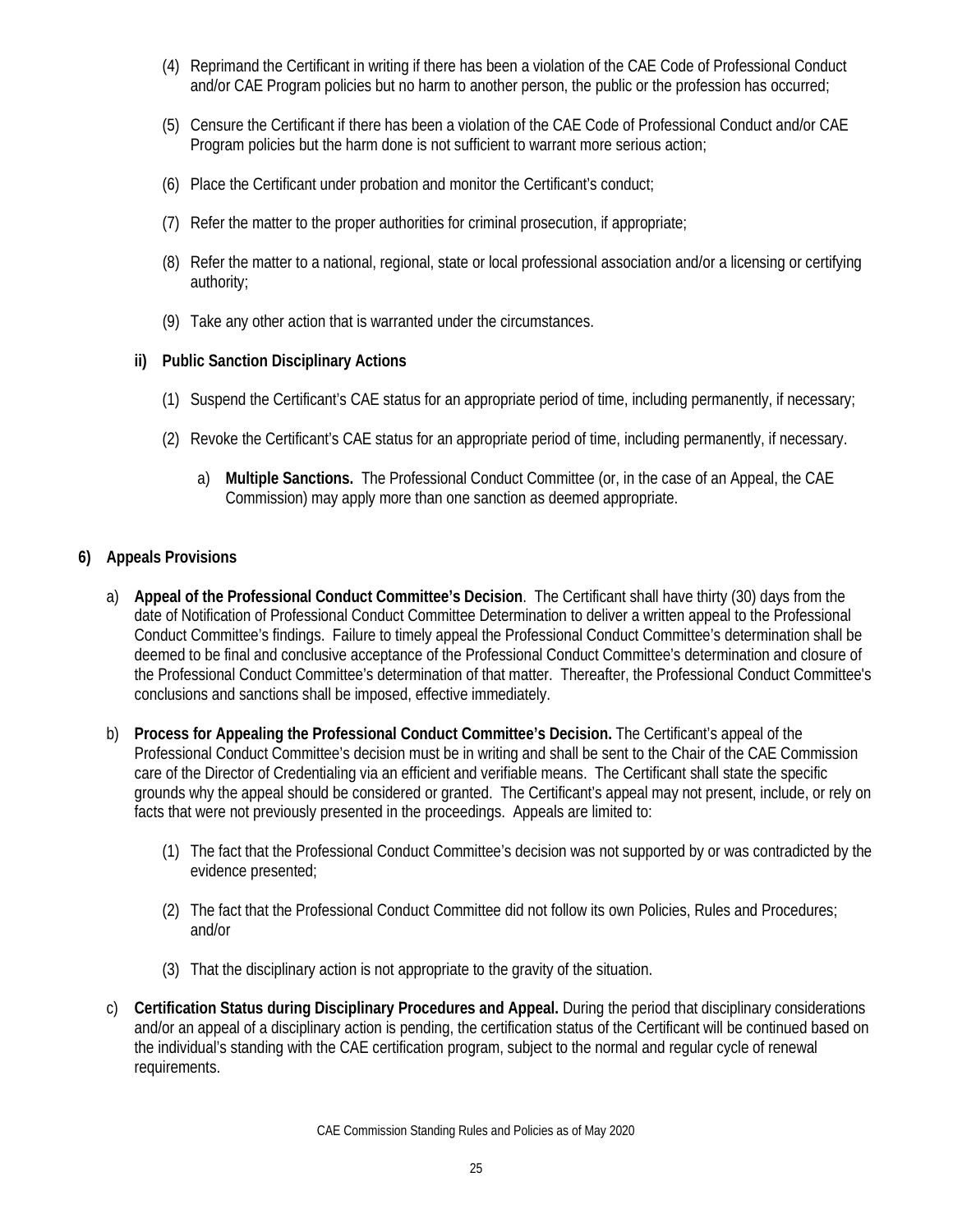(4) Reprimand the Certificant in writing if there has been a violation of the CAE Code of Professional Conduct and/or CAE Program policies but no harm to another person, the public or the profession has occurred;

(5) Censure the Certificant if there has been a violation of the CAE Code of Professional Conduct and/or CAE Program policies but the harm done is not sufficient to warrant more serious action;

(6) Place the Certificant under probation and monitor the Certificant's conduct;

(7) Refer the matter to the proper authorities for criminal prosecution, if appropriate;

(8) Refer the matter to a national, regional, state or local professional association and/or a licensing or certifying authority;

(9) Take any other action that is warranted under the circumstances.

**ii) Public Sanction Disciplinary Actions**

(1) Suspend the Certificant's CAE status for an appropriate period of time, including permanently, if necessary;

(2) Revoke the Certificant's CAE status for an appropriate period of time, including permanently, if necessary.

a) **Multiple Sanctions.** The Professional Conduct Committee (or, in the case of an Appeal, the CAE Commission) may apply more than one sanction as deemed appropriate.

**6) Appeals Provisions**

a) **Appeal of the Professional Conduct Committee's Decision**. The Certificant shall have thirty (30) days from the date of Notification of Professional Conduct Committee Determination to deliver a written appeal to the Professional Conduct Committee's findings. Failure to timely appeal the Professional Conduct Committee's determination shall be deemed to be final and conclusive acceptance of the Professional Conduct Committee's determination and closure of the Professional Conduct Committee's determination of that matter. Thereafter, the Professional Conduct Committee's conclusions and sanctions shall be imposed, effective immediately.

b) **Process for Appealing the Professional Conduct Committee's Decision.** The Certificant's appeal of the Professional Conduct Committee's decision must be in writing and shall be sent to the Chair of the CAE Commission care of the Director of Credentialing via an efficient and verifiable means. The Certificant shall state the specific grounds why the appeal should be considered or granted. The Certificant's appeal may not present, include, or rely on facts that were not previously presented in the proceedings. Appeals are limited to:

(1) The fact that the Professional Conduct Committee's decision was not supported by or was contradicted by the evidence presented;

(2) The fact that the Professional Conduct Committee did not follow its own Policies, Rules and Procedures; and/or

(3) That the disciplinary action is not appropriate to the gravity of the situation.

c) **Certification Status during Disciplinary Procedures and Appeal.** During the period that disciplinary considerations and/or an appeal of a disciplinary action is pending, the certification status of the Certificant will be continued based on the individual's standing with the CAE certification program, subject to the normal and regular cycle of renewal requirements.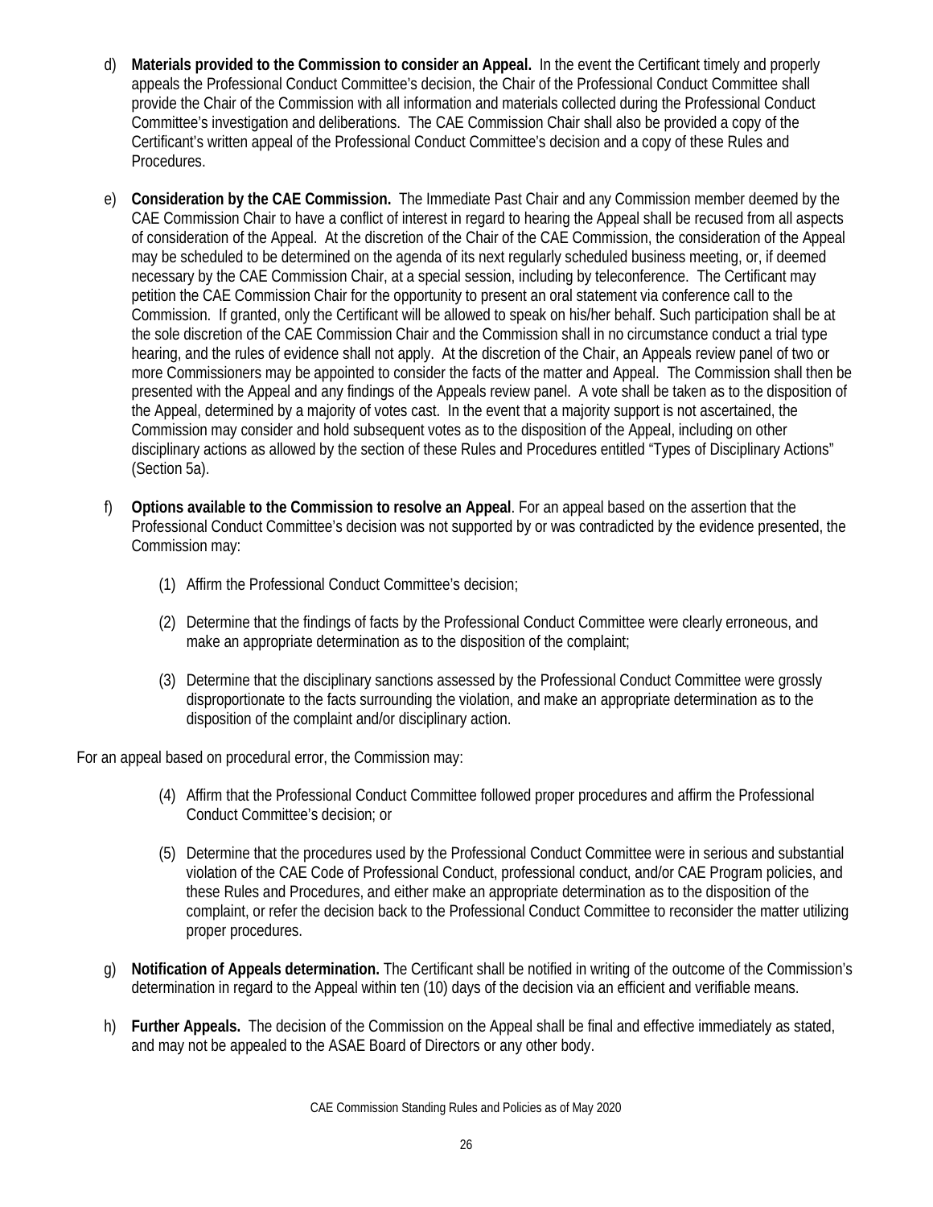d) **Materials provided to the Commission to consider an Appeal.** In the event the Certificant timely and properly appeals the Professional Conduct Committee's decision, the Chair of the Professional Conduct Committee shall provide the Chair of the Commission with all information and materials collected during the Professional Conduct Committee's investigation and deliberations. The CAE Commission Chair shall also be provided a copy of the Certificant's written appeal of the Professional Conduct Committee's decision and a copy of these Rules and Procedures.

e) **Consideration by the CAE Commission.** The Immediate Past Chair and any Commission member deemed by the CAE Commission Chair to have a conflict of interest in regard to hearing the Appeal shall be recused from all aspects of consideration of the Appeal. At the discretion of the Chair of the CAE Commission, the consideration of the Appeal may be scheduled to be determined on the agenda of its next regularly scheduled business meeting, or, if deemed necessary by the CAE Commission Chair, at a special session, including by teleconference. The Certificant may petition the CAE Commission Chair for the opportunity to present an oral statement via conference call to the Commission. If granted, only the Certificant will be allowed to speak on his/her behalf. Such participation shall be at the sole discretion of the CAE Commission Chair and the Commission shall in no circumstance conduct a trial type hearing, and the rules of evidence shall not apply. At the discretion of the Chair, an Appeals review panel of two or more Commissioners may be appointed to consider the facts of the matter and Appeal. The Commission shall then be presented with the Appeal and any findings of the Appeals review panel. A vote shall be taken as to the disposition of the Appeal, determined by a majority of votes cast. In the event that a majority support is not ascertained, the Commission may consider and hold subsequent votes as to the disposition of the Appeal, including on other disciplinary actions as allowed by the section of these Rules and Procedures entitled "Types of Disciplinary Actions" (Section 5a).

f) **Options available to the Commission to resolve an Appeal**. For an appeal based on the assertion that the Professional Conduct Committee's decision was not supported by or was contradicted by the evidence presented, the Commission may:

   (1) Affirm the Professional Conduct Committee's decision;

   (2) Determine that the findings of facts by the Professional Conduct Committee were clearly erroneous, and make an appropriate determination as to the disposition of the complaint;

   (3) Determine that the disciplinary sanctions assessed by the Professional Conduct Committee were grossly disproportionate to the facts surrounding the violation, and make an appropriate determination as to the disposition of the complaint and/or disciplinary action.

For an appeal based on procedural error, the Commission may:

   (4) Affirm that the Professional Conduct Committee followed proper procedures and affirm the Professional Conduct Committee's decision; or

   (5) Determine that the procedures used by the Professional Conduct Committee were in serious and substantial violation of the CAE Code of Professional Conduct, professional conduct, and/or CAE Program policies, and these Rules and Procedures, and either make an appropriate determination as to the disposition of the complaint, or refer the decision back to the Professional Conduct Committee to reconsider the matter utilizing proper procedures.

g) **Notification of Appeals determination.** The Certificant shall be notified in writing of the outcome of the Commission's determination in regard to the Appeal within ten (10) days of the decision via an efficient and verifiable means.

h) **Further Appeals.** The decision of the Commission on the Appeal shall be final and effective immediately as stated, and may not be appealed to the ASAE Board of Directors or any other body.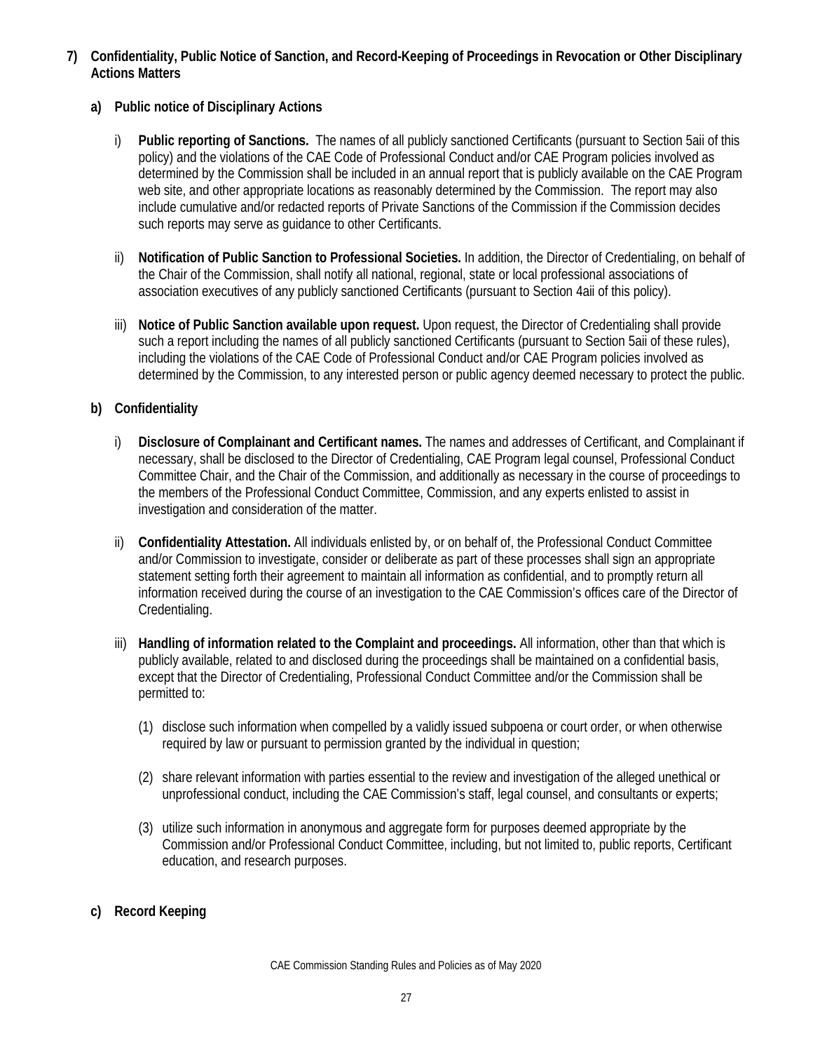**7) Confidentiality, Public Notice of Sanction, and Record-Keeping of Proceedings in Revocation or Other Disciplinary Actions Matters**

**a) Public notice of Disciplinary Actions**

i) **Public reporting of Sanctions.** The names of all publicly sanctioned Certificants (pursuant to Section 5aii of this policy) and the violations of the CAE Code of Professional Conduct and/or CAE Program policies involved as determined by the Commission shall be included in an annual report that is publicly available on the CAE Program web site, and other appropriate locations as reasonably determined by the Commission. The report may also include cumulative and/or redacted reports of Private Sanctions of the Commission if the Commission decides such reports may serve as guidance to other Certificants.

ii) **Notification of Public Sanction to Professional Societies.** In addition, the Director of Credentialing, on behalf of the Chair of the Commission, shall notify all national, regional, state or local professional associations of association executives of any publicly sanctioned Certificants (pursuant to Section 4aii of this policy).

iii) **Notice of Public Sanction available upon request.** Upon request, the Director of Credentialing shall provide such a report including the names of all publicly sanctioned Certificants (pursuant to Section 5aii of these rules), including the violations of the CAE Code of Professional Conduct and/or CAE Program policies involved as determined by the Commission, to any interested person or public agency deemed necessary to protect the public.

**b) Confidentiality**

i) **Disclosure of Complainant and Certificant names.** The names and addresses of Certificant, and Complainant if necessary, shall be disclosed to the Director of Credentialing, CAE Program legal counsel, Professional Conduct Committee Chair, and the Chair of the Commission, and additionally as necessary in the course of proceedings to the members of the Professional Conduct Committee, Commission, and any experts enlisted to assist in investigation and consideration of the matter.

ii) **Confidentiality Attestation.** All individuals enlisted by, or on behalf of, the Professional Conduct Committee and/or Commission to investigate, consider or deliberate as part of these processes shall sign an appropriate statement setting forth their agreement to maintain all information as confidential, and to promptly return all information received during the course of an investigation to the CAE Commission's offices care of the Director of Credentialing.

iii) **Handling of information related to the Complaint and proceedings.** All information, other than that which is publicly available, related to and disclosed during the proceedings shall be maintained on a confidential basis, except that the Director of Credentialing, Professional Conduct Committee and/or the Commission shall be permitted to:

(1) disclose such information when compelled by a validly issued subpoena or court order, or when otherwise required by law or pursuant to permission granted by the individual in question;

(2) share relevant information with parties essential to the review and investigation of the alleged unethical or unprofessional conduct, including the CAE Commission's staff, legal counsel, and consultants or experts;

(3) utilize such information in anonymous and aggregate form for purposes deemed appropriate by the Commission and/or Professional Conduct Committee, including, but not limited to, public reports, Certificant education, and research purposes.

**c) Record Keeping**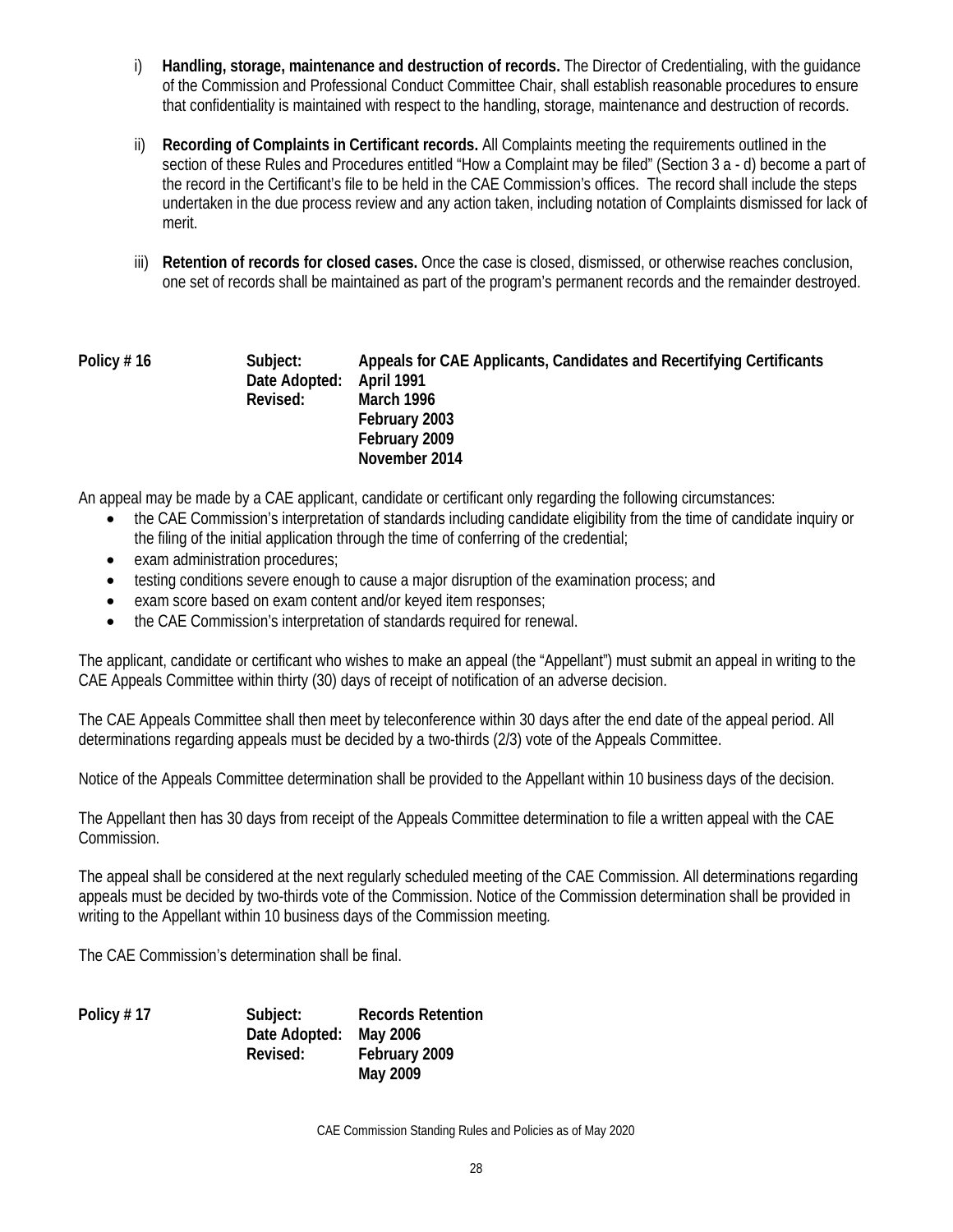i) **Handling, storage, maintenance and destruction of records.** The Director of Credentialing, with the guidance of the Commission and Professional Conduct Committee Chair, shall establish reasonable procedures to ensure that confidentiality is maintained with respect to the handling, storage, maintenance and destruction of records.

ii) **Recording of Complaints in Certificant records.** All Complaints meeting the requirements outlined in the section of these Rules and Procedures entitled "How a Complaint may be filed" (Section 3 a - d) become a part of the record in the Certificant's file to be held in the CAE Commission's offices. The record shall include the steps undertaken in the due process review and any action taken, including notation of Complaints dismissed for lack of merit.

iii) **Retention of records for closed cases.** Once the case is closed, dismissed, or otherwise reaches conclusion, one set of records shall be maintained as part of the program's permanent records and the remainder destroyed.

| **Policy # 16** | **Subject:** | **Appeals for CAE Applicants, Candidates and Recertifying Certificants** |
|---|---|---|
| | **Date Adopted:** | **April 1991** |
| | **Revised:** | **March 1996** |
| | | **February 2003** |
| | | **February 2009** |
| | | **November 2014** |

An appeal may be made by a CAE applicant, candidate or certificant only regarding the following circumstances:

- the CAE Commission's interpretation of standards including candidate eligibility from the time of candidate inquiry or the filing of the initial application through the time of conferring of the credential;
- exam administration procedures;
- testing conditions severe enough to cause a major disruption of the examination process; and
- exam score based on exam content and/or keyed item responses;
- the CAE Commission's interpretation of standards required for renewal.

The applicant, candidate or certificant who wishes to make an appeal (the "Appellant") must submit an appeal in writing to the CAE Appeals Committee within thirty (30) days of receipt of notification of an adverse decision.

The CAE Appeals Committee shall then meet by teleconference within 30 days after the end date of the appeal period. All determinations regarding appeals must be decided by a two-thirds (2/3) vote of the Appeals Committee.

Notice of the Appeals Committee determination shall be provided to the Appellant within 10 business days of the decision.

The Appellant then has 30 days from receipt of the Appeals Committee determination to file a written appeal with the CAE Commission.

The appeal shall be considered at the next regularly scheduled meeting of the CAE Commission. All determinations regarding appeals must be decided by two-thirds vote of the Commission. Notice of the Commission determination shall be provided in writing to the Appellant within 10 business days of the Commission meeting.

The CAE Commission's determination shall be final.

| **Policy # 17** | **Subject:** | **Records Retention** |
|---|---|---|
| | **Date Adopted:** | **May 2006** |
| | **Revised:** | **February 2009** |
| | | **May 2009** |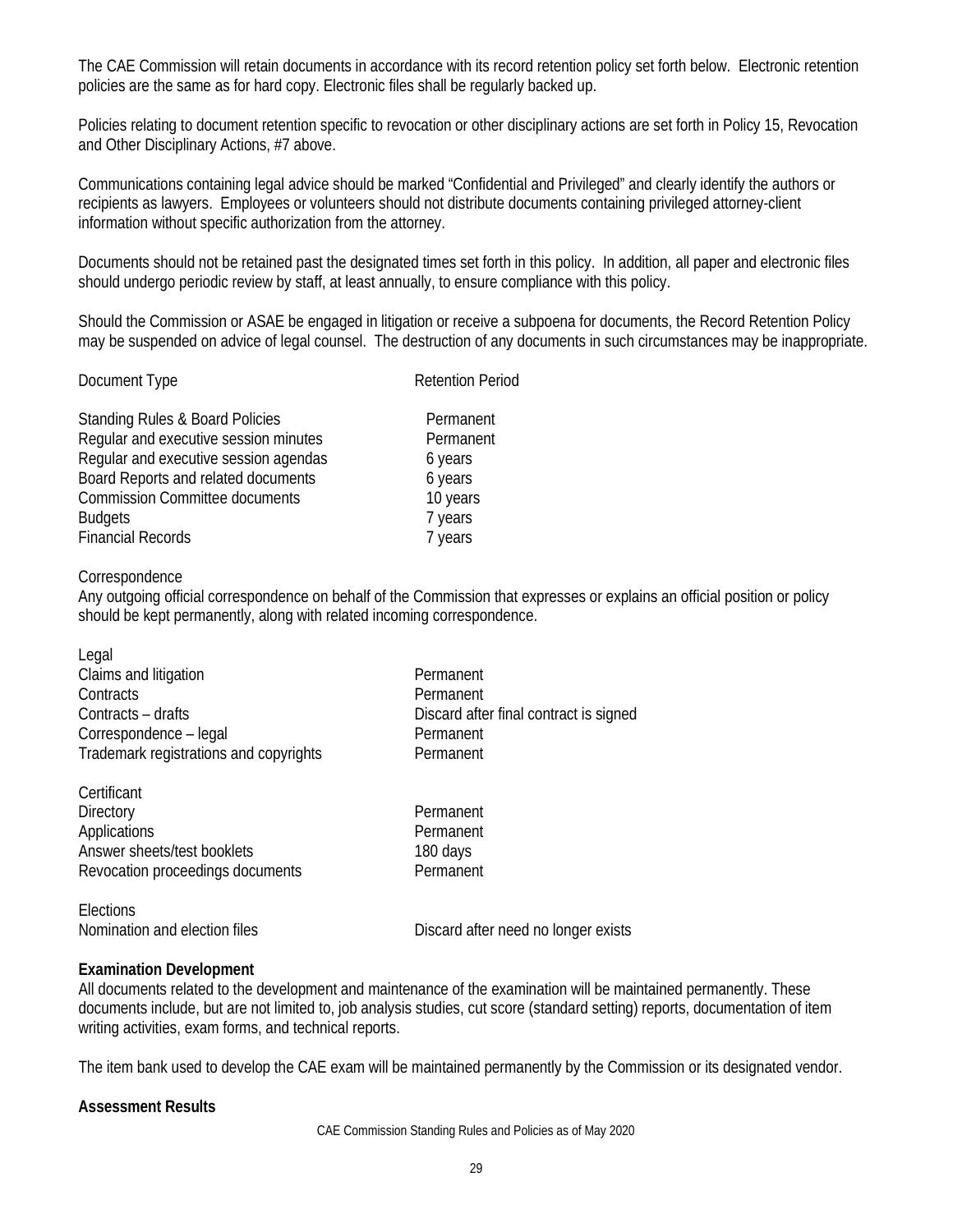The CAE Commission will retain documents in accordance with its record retention policy set forth below. Electronic retention policies are the same as for hard copy. Electronic files shall be regularly backed up.

Policies relating to document retention specific to revocation or other disciplinary actions are set forth in Policy 15, Revocation and Other Disciplinary Actions, #7 above.

Communications containing legal advice should be marked “Confidential and Privileged” and clearly identify the authors or recipients as lawyers. Employees or volunteers should not distribute documents containing privileged attorney-client information without specific authorization from the attorney.

Documents should not be retained past the designated times set forth in this policy. In addition, all paper and electronic files should undergo periodic review by staff, at least annually, to ensure compliance with this policy.

Should the Commission or ASAE be engaged in litigation or receive a subpoena for documents, the Record Retention Policy may be suspended on advice of legal counsel. The destruction of any documents in such circumstances may be inappropriate.

| Document Type | Retention Period |
|---|---|
| Standing Rules & Board Policies | Permanent |
| Regular and executive session minutes | Permanent |
| Regular and executive session agendas | 6 years |
| Board Reports and related documents | 6 years |
| Commission Committee documents | 10 years |
| Budgets | 7 years |
| Financial Records | 7 years |

Correspondence
Any outgoing official correspondence on behalf of the Commission that expresses or explains an official position or policy should be kept permanently, along with related incoming correspondence.

| Legal | |
|---|---|
| Claims and litigation | Permanent |
| Contracts | Permanent |
| Contracts – drafts | Discard after final contract is signed |
| Correspondence – legal | Permanent |
| Trademark registrations and copyrights | Permanent |

| Certificant | |
|---|---|
| Directory | Permanent |
| Applications | Permanent |
| Answer sheets/test booklets | 180 days |
| Revocation proceedings documents | Permanent |

| Elections | |
|---|---|
| Nomination and election files | Discard after need no longer exists |

**Examination Development**
All documents related to the development and maintenance of the examination will be maintained permanently. These documents include, but are not limited to, job analysis studies, cut score (standard setting) reports, documentation of item writing activities, exam forms, and technical reports.

The item bank used to develop the CAE exam will be maintained permanently by the Commission or its designated vendor.

**Assessment Results**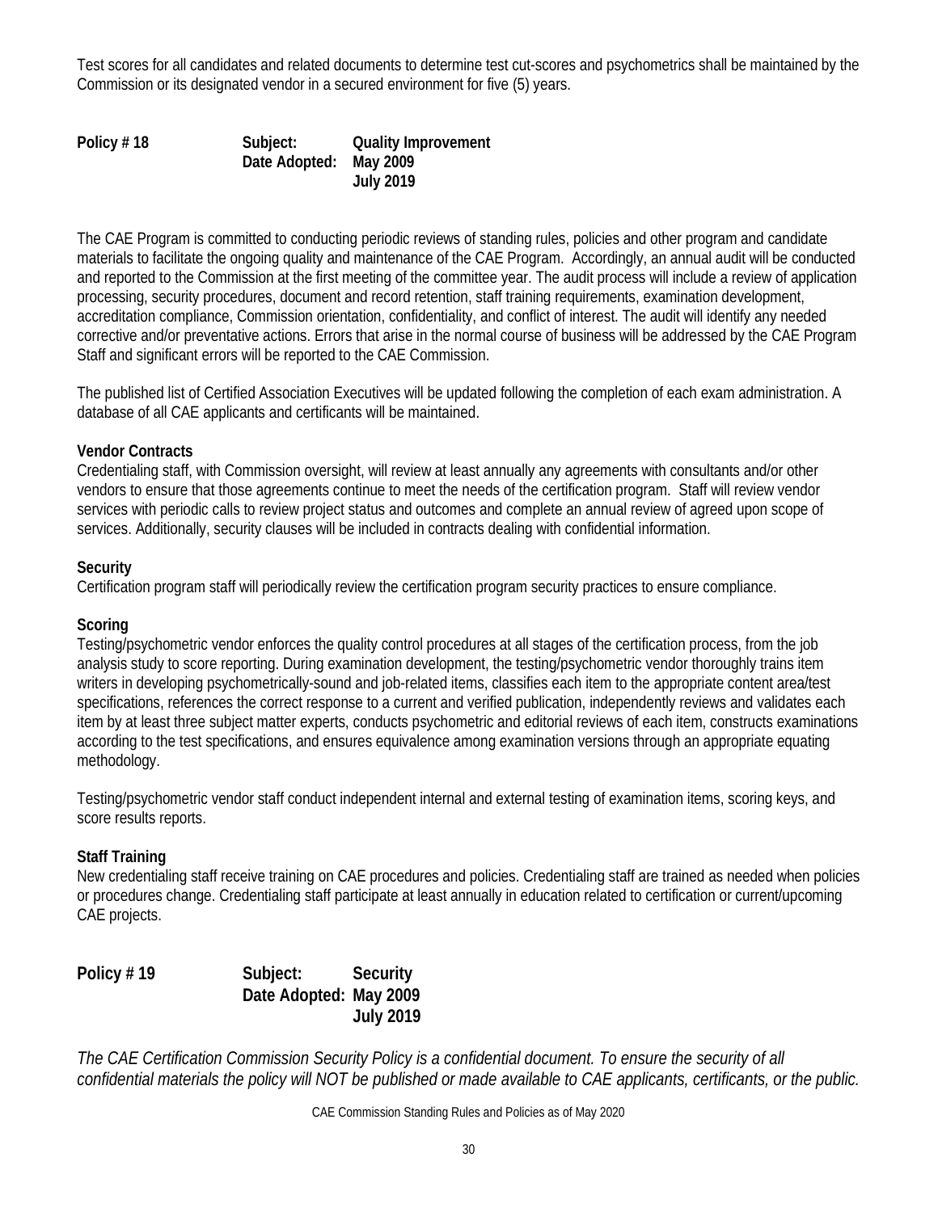Test scores for all candidates and related documents to determine test cut-scores and psychometrics shall be maintained by the Commission or its designated vendor in a secured environment for five (5) years.

**Policy # 18** **Subject:** **Quality Improvement**
**Date Adopted:** **May 2009**
**July 2019**

The CAE Program is committed to conducting periodic reviews of standing rules, policies and other program and candidate materials to facilitate the ongoing quality and maintenance of the CAE Program. Accordingly, an annual audit will be conducted and reported to the Commission at the first meeting of the committee year. The audit process will include a review of application processing, security procedures, document and record retention, staff training requirements, examination development, accreditation compliance, Commission orientation, confidentiality, and conflict of interest. The audit will identify any needed corrective and/or preventative actions. Errors that arise in the normal course of business will be addressed by the CAE Program Staff and significant errors will be reported to the CAE Commission.

The published list of Certified Association Executives will be updated following the completion of each exam administration. A database of all CAE applicants and certificants will be maintained.

**Vendor Contracts**
Credentialing staff, with Commission oversight, will review at least annually any agreements with consultants and/or other vendors to ensure that those agreements continue to meet the needs of the certification program. Staff will review vendor services with periodic calls to review project status and outcomes and complete an annual review of agreed upon scope of services. Additionally, security clauses will be included in contracts dealing with confidential information.

**Security**
Certification program staff will periodically review the certification program security practices to ensure compliance.

**Scoring**
Testing/psychometric vendor enforces the quality control procedures at all stages of the certification process, from the job analysis study to score reporting. During examination development, the testing/psychometric vendor thoroughly trains item writers in developing psychometrically-sound and job-related items, classifies each item to the appropriate content area/test specifications, references the correct response to a current and verified publication, independently reviews and validates each item by at least three subject matter experts, conducts psychometric and editorial reviews of each item, constructs examinations according to the test specifications, and ensures equivalence among examination versions through an appropriate equating methodology.

Testing/psychometric vendor staff conduct independent internal and external testing of examination items, scoring keys, and score results reports.

**Staff Training**
New credentialing staff receive training on CAE procedures and policies. Credentialing staff are trained as needed when policies or procedures change. Credentialing staff participate at least annually in education related to certification or current/upcoming CAE projects.

**Policy # 19** **Subject:** **Security**
**Date Adopted:** **May 2009**
**July 2019**

*The CAE Certification Commission Security Policy is a confidential document. To ensure the security of all confidential materials the policy will NOT be published or made available to CAE applicants, certificants, or the public.*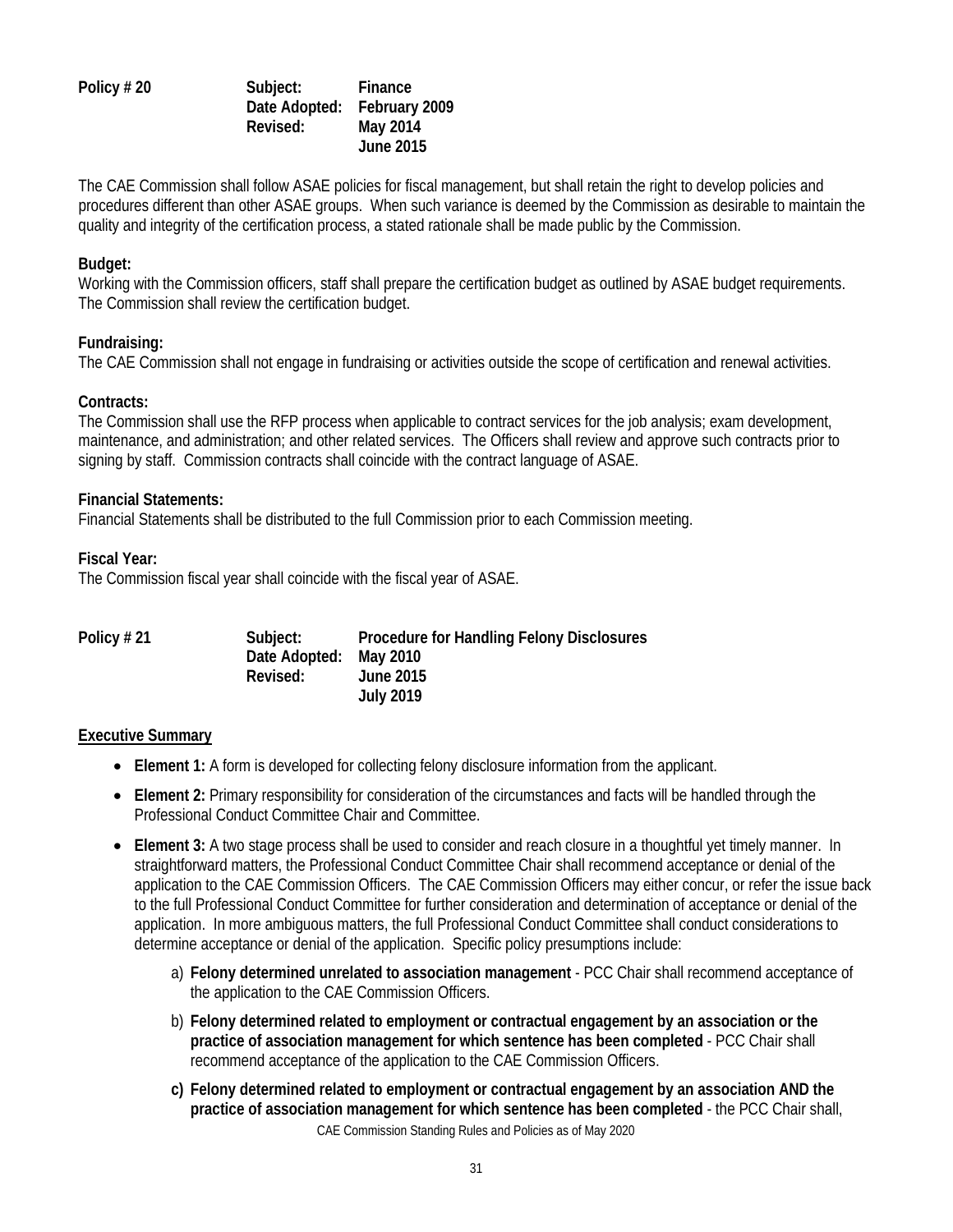| Policy # 20 | Subject: | Finance |
|---|---|---|
| | Date Adopted: | February 2009 |
| | Revised: | May 2014 |
| | | June 2015 |

The CAE Commission shall follow ASAE policies for fiscal management, but shall retain the right to develop policies and procedures different than other ASAE groups. When such variance is deemed by the Commission as desirable to maintain the quality and integrity of the certification process, a stated rationale shall be made public by the Commission.

**Budget:**
Working with the Commission officers, staff shall prepare the certification budget as outlined by ASAE budget requirements. The Commission shall review the certification budget.

**Fundraising:**
The CAE Commission shall not engage in fundraising or activities outside the scope of certification and renewal activities.

**Contracts:**
The Commission shall use the RFP process when applicable to contract services for the job analysis; exam development, maintenance, and administration; and other related services. The Officers shall review and approve such contracts prior to signing by staff. Commission contracts shall coincide with the contract language of ASAE.

**Financial Statements:**
Financial Statements shall be distributed to the full Commission prior to each Commission meeting.

**Fiscal Year:**
The Commission fiscal year shall coincide with the fiscal year of ASAE.

| Policy # 21 | Subject: | Procedure for Handling Felony Disclosures |
|---|---|---|
| | Date Adopted: | May 2010 |
| | Revised: | June 2015 |
| | | July 2019 |

**Executive Summary**

- **Element 1:** A form is developed for collecting felony disclosure information from the applicant.
- **Element 2:** Primary responsibility for consideration of the circumstances and facts will be handled through the Professional Conduct Committee Chair and Committee.
- **Element 3:** A two stage process shall be used to consider and reach closure in a thoughtful yet timely manner. In straightforward matters, the Professional Conduct Committee Chair shall recommend acceptance or denial of the application to the CAE Commission Officers. The CAE Commission Officers may either concur, or refer the issue back to the full Professional Conduct Committee for further consideration and determination of acceptance or denial of the application. In more ambiguous matters, the full Professional Conduct Committee shall conduct considerations to determine acceptance or denial of the application. Specific policy presumptions include:
  a) **Felony determined unrelated to association management** - PCC Chair shall recommend acceptance of the application to the CAE Commission Officers.
  b) **Felony determined related to employment or contractual engagement by an association or the practice of association management for which sentence has been completed** - PCC Chair shall recommend acceptance of the application to the CAE Commission Officers.
  c) **Felony determined related to employment or contractual engagement by an association AND the practice of association management for which sentence has been completed** - the PCC Chair shall,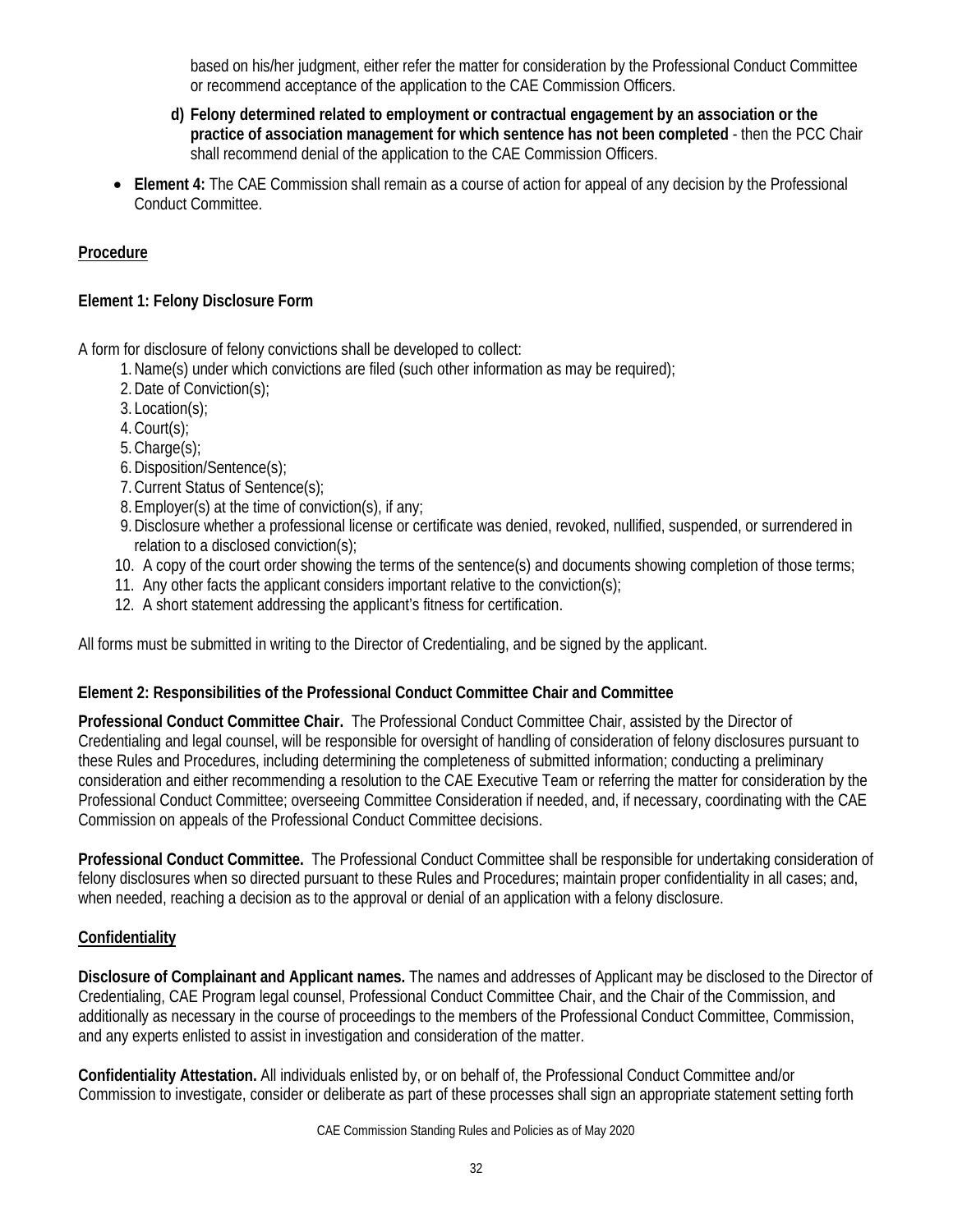based on his/her judgment, either refer the matter for consideration by the Professional Conduct Committee or recommend acceptance of the application to the CAE Commission Officers.

d) **Felony determined related to employment or contractual engagement by an association or the practice of association management for which sentence has not been completed** - then the PCC Chair shall recommend denial of the application to the CAE Commission Officers.

- **Element 4:** The CAE Commission shall remain as a course of action for appeal of any decision by the Professional Conduct Committee.

## Procedure

### Element 1: Felony Disclosure Form

A form for disclosure of felony convictions shall be developed to collect:

1. Name(s) under which convictions are filed (such other information as may be required);
2. Date of Conviction(s);
3. Location(s);
4. Court(s);
5. Charge(s);
6. Disposition/Sentence(s);
7. Current Status of Sentence(s);
8. Employer(s) at the time of conviction(s), if any;
9. Disclosure whether a professional license or certificate was denied, revoked, nullified, suspended, or surrendered in relation to a disclosed conviction(s);
10. A copy of the court order showing the terms of the sentence(s) and documents showing completion of those terms;
11. Any other facts the applicant considers important relative to the conviction(s);
12. A short statement addressing the applicant's fitness for certification.

All forms must be submitted in writing to the Director of Credentialing, and be signed by the applicant.

### Element 2: Responsibilities of the Professional Conduct Committee Chair and Committee

**Professional Conduct Committee Chair.** The Professional Conduct Committee Chair, assisted by the Director of Credentialing and legal counsel, will be responsible for oversight of handling of consideration of felony disclosures pursuant to these Rules and Procedures, including determining the completeness of submitted information; conducting a preliminary consideration and either recommending a resolution to the CAE Executive Team or referring the matter for consideration by the Professional Conduct Committee; overseeing Committee Consideration if needed, and, if necessary, coordinating with the CAE Commission on appeals of the Professional Conduct Committee decisions.

**Professional Conduct Committee.** The Professional Conduct Committee shall be responsible for undertaking consideration of felony disclosures when so directed pursuant to these Rules and Procedures; maintain proper confidentiality in all cases; and, when needed, reaching a decision as to the approval or denial of an application with a felony disclosure.

## Confidentiality

**Disclosure of Complainant and Applicant names.** The names and addresses of Applicant may be disclosed to the Director of Credentialing, CAE Program legal counsel, Professional Conduct Committee Chair, and the Chair of the Commission, and additionally as necessary in the course of proceedings to the members of the Professional Conduct Committee, Commission, and any experts enlisted to assist in investigation and consideration of the matter.

**Confidentiality Attestation.** All individuals enlisted by, or on behalf of, the Professional Conduct Committee and/or Commission to investigate, consider or deliberate as part of these processes shall sign an appropriate statement setting forth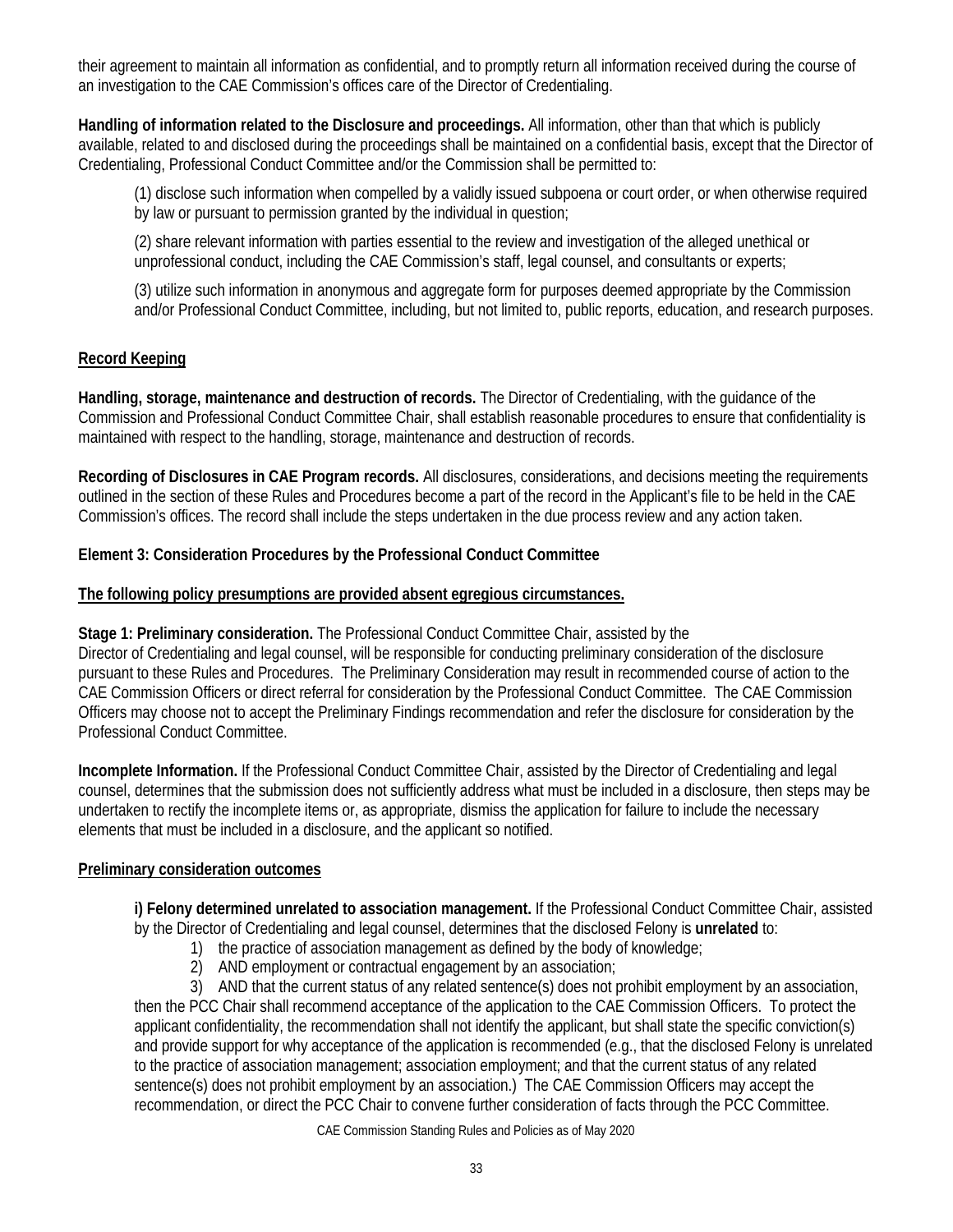their agreement to maintain all information as confidential, and to promptly return all information received during the course of an investigation to the CAE Commission's offices care of the Director of Credentialing.

**Handling of information related to the Disclosure and proceedings.** All information, other than that which is publicly available, related to and disclosed during the proceedings shall be maintained on a confidential basis, except that the Director of Credentialing, Professional Conduct Committee and/or the Commission shall be permitted to:

(1) disclose such information when compelled by a validly issued subpoena or court order, or when otherwise required by law or pursuant to permission granted by the individual in question;

(2) share relevant information with parties essential to the review and investigation of the alleged unethical or unprofessional conduct, including the CAE Commission's staff, legal counsel, and consultants or experts;

(3) utilize such information in anonymous and aggregate form for purposes deemed appropriate by the Commission and/or Professional Conduct Committee, including, but not limited to, public reports, education, and research purposes.

**Record Keeping**

**Handling, storage, maintenance and destruction of records.** The Director of Credentialing, with the guidance of the Commission and Professional Conduct Committee Chair, shall establish reasonable procedures to ensure that confidentiality is maintained with respect to the handling, storage, maintenance and destruction of records.

**Recording of Disclosures in CAE Program records.** All disclosures, considerations, and decisions meeting the requirements outlined in the section of these Rules and Procedures become a part of the record in the Applicant's file to be held in the CAE Commission's offices. The record shall include the steps undertaken in the due process review and any action taken.

**Element 3: Consideration Procedures by the Professional Conduct Committee**

**The following policy presumptions are provided absent egregious circumstances.**

**Stage 1: Preliminary consideration.** The Professional Conduct Committee Chair, assisted by the Director of Credentialing and legal counsel, will be responsible for conducting preliminary consideration of the disclosure pursuant to these Rules and Procedures. The Preliminary Consideration may result in recommended course of action to the CAE Commission Officers or direct referral for consideration by the Professional Conduct Committee. The CAE Commission Officers may choose not to accept the Preliminary Findings recommendation and refer the disclosure for consideration by the Professional Conduct Committee.

**Incomplete Information.** If the Professional Conduct Committee Chair, assisted by the Director of Credentialing and legal counsel, determines that the submission does not sufficiently address what must be included in a disclosure, then steps may be undertaken to rectify the incomplete items or, as appropriate, dismiss the application for failure to include the necessary elements that must be included in a disclosure, and the applicant so notified.

**Preliminary consideration outcomes**

**i) Felony determined unrelated to association management.** If the Professional Conduct Committee Chair, assisted by the Director of Credentialing and legal counsel, determines that the disclosed Felony is **unrelated** to:

1) the practice of association management as defined by the body of knowledge;
2) AND employment or contractual engagement by an association;
3) AND that the current status of any related sentence(s) does not prohibit employment by an association,

then the PCC Chair shall recommend acceptance of the application to the CAE Commission Officers. To protect the applicant confidentiality, the recommendation shall not identify the applicant, but shall state the specific conviction(s) and provide support for why acceptance of the application is recommended (e.g., that the disclosed Felony is unrelated to the practice of association management; association employment; and that the current status of any related sentence(s) does not prohibit employment by an association.) The CAE Commission Officers may accept the recommendation, or direct the PCC Chair to convene further consideration of facts through the PCC Committee.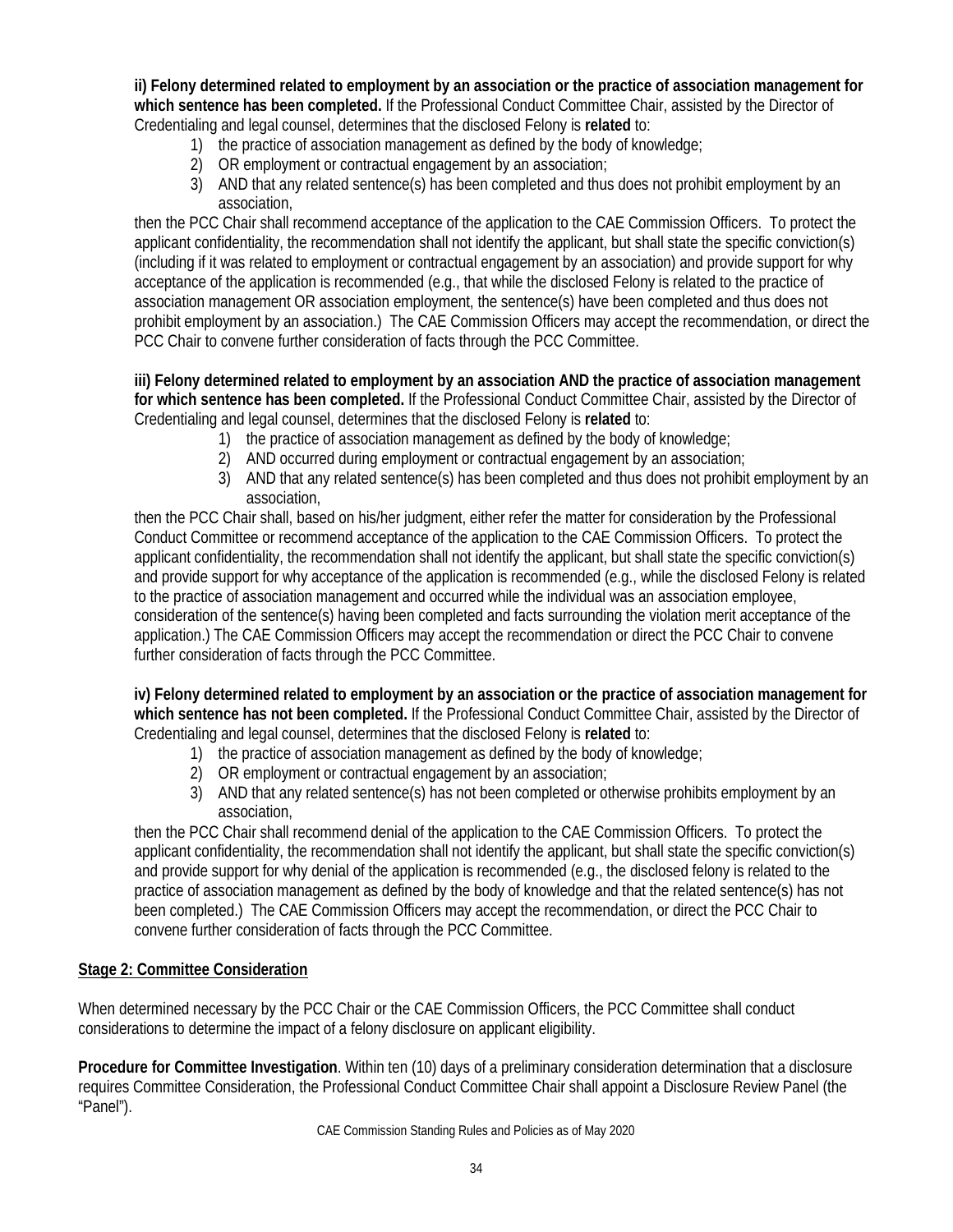**ii) Felony determined related to employment by an association or the practice of association management for which sentence has been completed.** If the Professional Conduct Committee Chair, assisted by the Director of Credentialing and legal counsel, determines that the disclosed Felony is **related** to:

1) the practice of association management as defined by the body of knowledge;
2) OR employment or contractual engagement by an association;
3) AND that any related sentence(s) has been completed and thus does not prohibit employment by an association,

then the PCC Chair shall recommend acceptance of the application to the CAE Commission Officers. To protect the applicant confidentiality, the recommendation shall not identify the applicant, but shall state the specific conviction(s) (including if it was related to employment or contractual engagement by an association) and provide support for why acceptance of the application is recommended (e.g., that while the disclosed Felony is related to the practice of association management OR association employment, the sentence(s) have been completed and thus does not prohibit employment by an association.) The CAE Commission Officers may accept the recommendation, or direct the PCC Chair to convene further consideration of facts through the PCC Committee.

**iii) Felony determined related to employment by an association AND the practice of association management for which sentence has been completed.** If the Professional Conduct Committee Chair, assisted by the Director of Credentialing and legal counsel, determines that the disclosed Felony is **related** to:

1) the practice of association management as defined by the body of knowledge;
2) AND occurred during employment or contractual engagement by an association;
3) AND that any related sentence(s) has been completed and thus does not prohibit employment by an association,

then the PCC Chair shall, based on his/her judgment, either refer the matter for consideration by the Professional Conduct Committee or recommend acceptance of the application to the CAE Commission Officers. To protect the applicant confidentiality, the recommendation shall not identify the applicant, but shall state the specific conviction(s) and provide support for why acceptance of the application is recommended (e.g., while the disclosed Felony is related to the practice of association management and occurred while the individual was an association employee, consideration of the sentence(s) having been completed and facts surrounding the violation merit acceptance of the application.) The CAE Commission Officers may accept the recommendation or direct the PCC Chair to convene further consideration of facts through the PCC Committee.

**iv) Felony determined related to employment by an association or the practice of association management for which sentence has not been completed.** If the Professional Conduct Committee Chair, assisted by the Director of Credentialing and legal counsel, determines that the disclosed Felony is **related** to:

1) the practice of association management as defined by the body of knowledge;
2) OR employment or contractual engagement by an association;
3) AND that any related sentence(s) has not been completed or otherwise prohibits employment by an association,

then the PCC Chair shall recommend denial of the application to the CAE Commission Officers. To protect the applicant confidentiality, the recommendation shall not identify the applicant, but shall state the specific conviction(s) and provide support for why denial of the application is recommended (e.g., the disclosed felony is related to the practice of association management as defined by the body of knowledge and that the related sentence(s) has not been completed.) The CAE Commission Officers may accept the recommendation, or direct the PCC Chair to convene further consideration of facts through the PCC Committee.

**Stage 2: Committee Consideration**

When determined necessary by the PCC Chair or the CAE Commission Officers, the PCC Committee shall conduct considerations to determine the impact of a felony disclosure on applicant eligibility.

**Procedure for Committee Investigation**. Within ten (10) days of a preliminary consideration determination that a disclosure requires Committee Consideration, the Professional Conduct Committee Chair shall appoint a Disclosure Review Panel (the "Panel").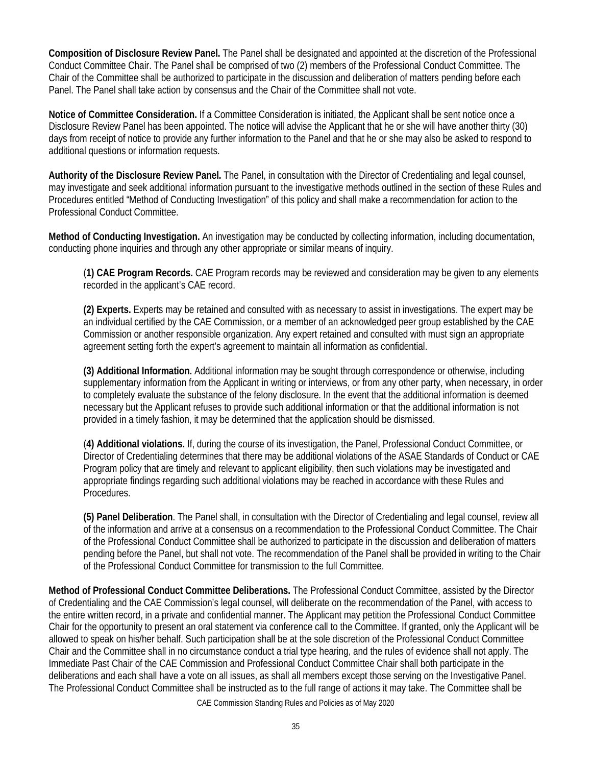**Composition of Disclosure Review Panel.** The Panel shall be designated and appointed at the discretion of the Professional Conduct Committee Chair. The Panel shall be comprised of two (2) members of the Professional Conduct Committee. The Chair of the Committee shall be authorized to participate in the discussion and deliberation of matters pending before each Panel. The Panel shall take action by consensus and the Chair of the Committee shall not vote.

**Notice of Committee Consideration.** If a Committee Consideration is initiated, the Applicant shall be sent notice once a Disclosure Review Panel has been appointed. The notice will advise the Applicant that he or she will have another thirty (30) days from receipt of notice to provide any further information to the Panel and that he or she may also be asked to respond to additional questions or information requests.

**Authority of the Disclosure Review Panel.** The Panel, in consultation with the Director of Credentialing and legal counsel, may investigate and seek additional information pursuant to the investigative methods outlined in the section of these Rules and Procedures entitled "Method of Conducting Investigation" of this policy and shall make a recommendation for action to the Professional Conduct Committee.

**Method of Conducting Investigation.** An investigation may be conducted by collecting information, including documentation, conducting phone inquiries and through any other appropriate or similar means of inquiry.

> (**1) CAE Program Records.** CAE Program records may be reviewed and consideration may be given to any elements recorded in the applicant's CAE record.
>
> **(2) Experts.** Experts may be retained and consulted with as necessary to assist in investigations. The expert may be an individual certified by the CAE Commission, or a member of an acknowledged peer group established by the CAE Commission or another responsible organization. Any expert retained and consulted with must sign an appropriate agreement setting forth the expert's agreement to maintain all information as confidential.
>
> **(3) Additional Information.** Additional information may be sought through correspondence or otherwise, including supplementary information from the Applicant in writing or interviews, or from any other party, when necessary, in order to completely evaluate the substance of the felony disclosure. In the event that the additional information is deemed necessary but the Applicant refuses to provide such additional information or that the additional information is not provided in a timely fashion, it may be determined that the application should be dismissed.
>
> (**4) Additional violations.** If, during the course of its investigation, the Panel, Professional Conduct Committee, or Director of Credentialing determines that there may be additional violations of the ASAE Standards of Conduct or CAE Program policy that are timely and relevant to applicant eligibility, then such violations may be investigated and appropriate findings regarding such additional violations may be reached in accordance with these Rules and Procedures.
>
> **(5) Panel Deliberation**. The Panel shall, in consultation with the Director of Credentialing and legal counsel, review all of the information and arrive at a consensus on a recommendation to the Professional Conduct Committee. The Chair of the Professional Conduct Committee shall be authorized to participate in the discussion and deliberation of matters pending before the Panel, but shall not vote. The recommendation of the Panel shall be provided in writing to the Chair of the Professional Conduct Committee for transmission to the full Committee.

**Method of Professional Conduct Committee Deliberations.** The Professional Conduct Committee, assisted by the Director of Credentialing and the CAE Commission's legal counsel, will deliberate on the recommendation of the Panel, with access to the entire written record, in a private and confidential manner. The Applicant may petition the Professional Conduct Committee Chair for the opportunity to present an oral statement via conference call to the Committee. If granted, only the Applicant will be allowed to speak on his/her behalf. Such participation shall be at the sole discretion of the Professional Conduct Committee Chair and the Committee shall in no circumstance conduct a trial type hearing, and the rules of evidence shall not apply. The Immediate Past Chair of the CAE Commission and Professional Conduct Committee Chair shall both participate in the deliberations and each shall have a vote on all issues, as shall all members except those serving on the Investigative Panel. The Professional Conduct Committee shall be instructed as to the full range of actions it may take. The Committee shall be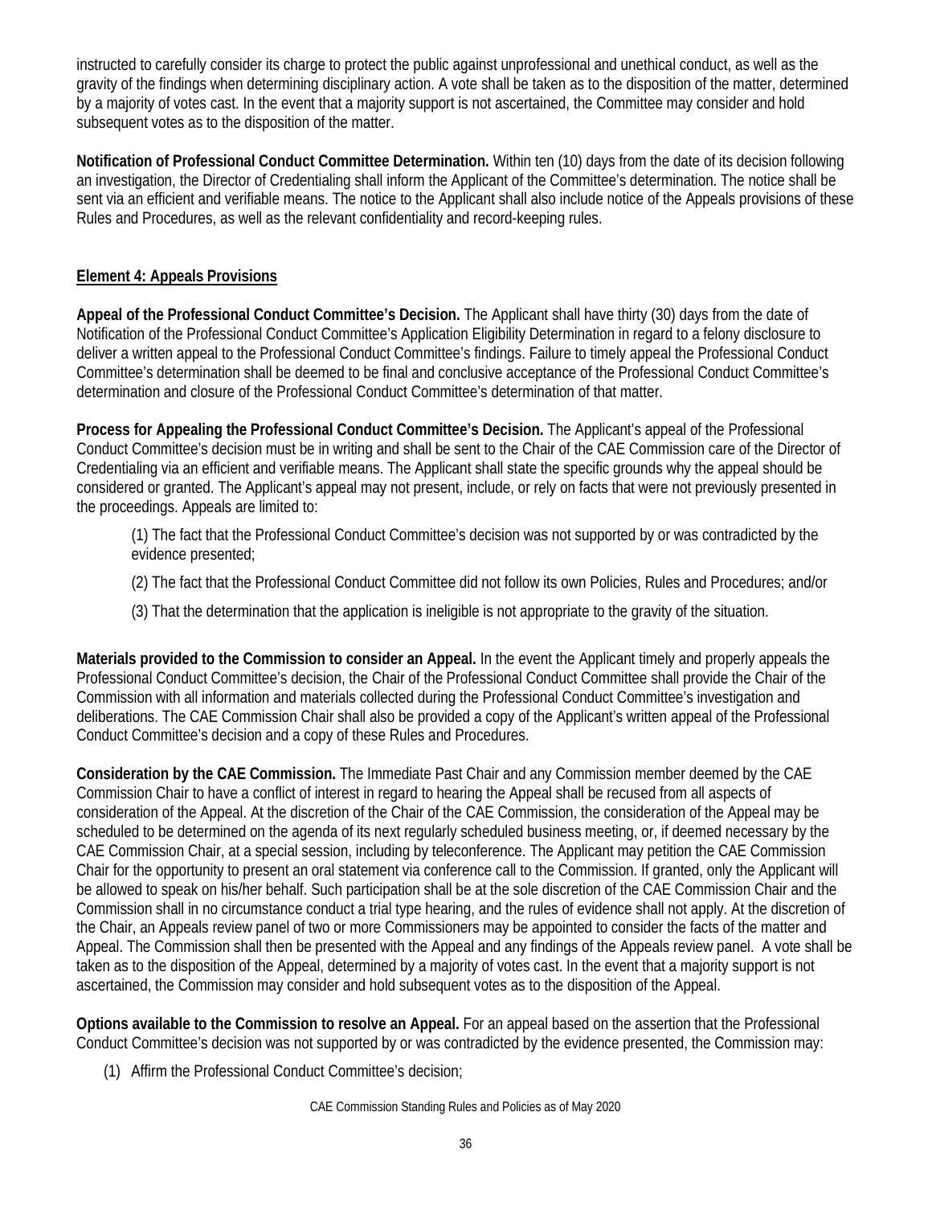instructed to carefully consider its charge to protect the public against unprofessional and unethical conduct, as well as the gravity of the findings when determining disciplinary action. A vote shall be taken as to the disposition of the matter, determined by a majority of votes cast. In the event that a majority support is not ascertained, the Committee may consider and hold subsequent votes as to the disposition of the matter.

**Notification of Professional Conduct Committee Determination.** Within ten (10) days from the date of its decision following an investigation, the Director of Credentialing shall inform the Applicant of the Committee's determination. The notice shall be sent via an efficient and verifiable means. The notice to the Applicant shall also include notice of the Appeals provisions of these Rules and Procedures, as well as the relevant confidentiality and record-keeping rules.

**Element 4: Appeals Provisions**

**Appeal of the Professional Conduct Committee's Decision.** The Applicant shall have thirty (30) days from the date of Notification of the Professional Conduct Committee's Application Eligibility Determination in regard to a felony disclosure to deliver a written appeal to the Professional Conduct Committee's findings. Failure to timely appeal the Professional Conduct Committee's determination shall be deemed to be final and conclusive acceptance of the Professional Conduct Committee's determination and closure of the Professional Conduct Committee's determination of that matter.

**Process for Appealing the Professional Conduct Committee's Decision.** The Applicant's appeal of the Professional Conduct Committee's decision must be in writing and shall be sent to the Chair of the CAE Commission care of the Director of Credentialing via an efficient and verifiable means. The Applicant shall state the specific grounds why the appeal should be considered or granted. The Applicant's appeal may not present, include, or rely on facts that were not previously presented in the proceedings. Appeals are limited to:

(1) The fact that the Professional Conduct Committee's decision was not supported by or was contradicted by the evidence presented;

(2) The fact that the Professional Conduct Committee did not follow its own Policies, Rules and Procedures; and/or

(3) That the determination that the application is ineligible is not appropriate to the gravity of the situation.

**Materials provided to the Commission to consider an Appeal.** In the event the Applicant timely and properly appeals the Professional Conduct Committee's decision, the Chair of the Professional Conduct Committee shall provide the Chair of the Commission with all information and materials collected during the Professional Conduct Committee's investigation and deliberations. The CAE Commission Chair shall also be provided a copy of the Applicant's written appeal of the Professional Conduct Committee's decision and a copy of these Rules and Procedures.

**Consideration by the CAE Commission.** The Immediate Past Chair and any Commission member deemed by the CAE Commission Chair to have a conflict of interest in regard to hearing the Appeal shall be recused from all aspects of consideration of the Appeal. At the discretion of the Chair of the CAE Commission, the consideration of the Appeal may be scheduled to be determined on the agenda of its next regularly scheduled business meeting, or, if deemed necessary by the CAE Commission Chair, at a special session, including by teleconference. The Applicant may petition the CAE Commission Chair for the opportunity to present an oral statement via conference call to the Commission. If granted, only the Applicant will be allowed to speak on his/her behalf. Such participation shall be at the sole discretion of the CAE Commission Chair and the Commission shall in no circumstance conduct a trial type hearing, and the rules of evidence shall not apply. At the discretion of the Chair, an Appeals review panel of two or more Commissioners may be appointed to consider the facts of the matter and Appeal. The Commission shall then be presented with the Appeal and any findings of the Appeals review panel. A vote shall be taken as to the disposition of the Appeal, determined by a majority of votes cast. In the event that a majority support is not ascertained, the Commission may consider and hold subsequent votes as to the disposition of the Appeal.

**Options available to the Commission to resolve an Appeal.** For an appeal based on the assertion that the Professional Conduct Committee's decision was not supported by or was contradicted by the evidence presented, the Commission may:

(1) Affirm the Professional Conduct Committee's decision;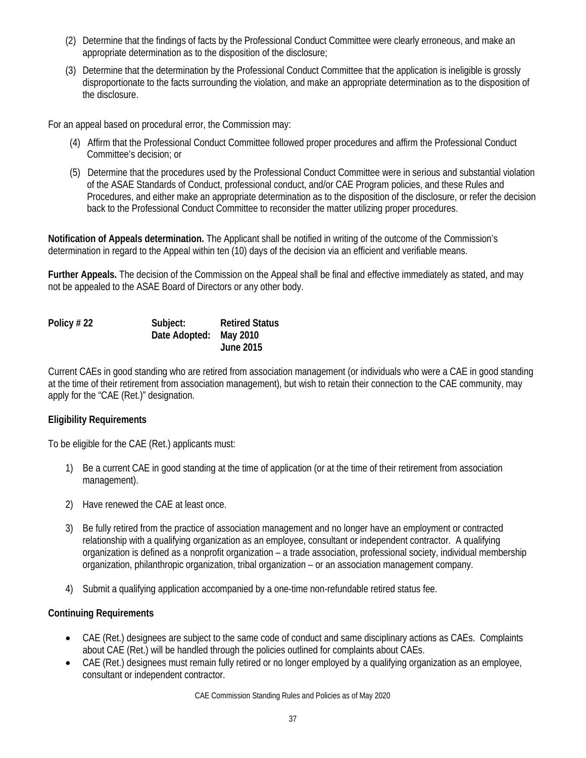(2) Determine that the findings of facts by the Professional Conduct Committee were clearly erroneous, and make an appropriate determination as to the disposition of the disclosure;

(3) Determine that the determination by the Professional Conduct Committee that the application is ineligible is grossly disproportionate to the facts surrounding the violation, and make an appropriate determination as to the disposition of the disclosure.

For an appeal based on procedural error, the Commission may:

(4) Affirm that the Professional Conduct Committee followed proper procedures and affirm the Professional Conduct Committee's decision; or

(5) Determine that the procedures used by the Professional Conduct Committee were in serious and substantial violation of the ASAE Standards of Conduct, professional conduct, and/or CAE Program policies, and these Rules and Procedures, and either make an appropriate determination as to the disposition of the disclosure, or refer the decision back to the Professional Conduct Committee to reconsider the matter utilizing proper procedures.

**Notification of Appeals determination.** The Applicant shall be notified in writing of the outcome of the Commission's determination in regard to the Appeal within ten (10) days of the decision via an efficient and verifiable means.

**Further Appeals.** The decision of the Commission on the Appeal shall be final and effective immediately as stated, and may not be appealed to the ASAE Board of Directors or any other body.

| **Policy # 22** | **Subject:** | **Retired Status** |
|---|---|---|
| | **Date Adopted:** | **May 2010** |
| | | **June 2015** |

Current CAEs in good standing who are retired from association management (or individuals who were a CAE in good standing at the time of their retirement from association management), but wish to retain their connection to the CAE community, may apply for the "CAE (Ret.)" designation.

**Eligibility Requirements**

To be eligible for the CAE (Ret.) applicants must:

1) Be a current CAE in good standing at the time of application (or at the time of their retirement from association management).

2) Have renewed the CAE at least once.

3) Be fully retired from the practice of association management and no longer have an employment or contracted relationship with a qualifying organization as an employee, consultant or independent contractor. A qualifying organization is defined as a nonprofit organization – a trade association, professional society, individual membership organization, philanthropic organization, tribal organization – or an association management company.

4) Submit a qualifying application accompanied by a one-time non-refundable retired status fee.

**Continuing Requirements**

- CAE (Ret.) designees are subject to the same code of conduct and same disciplinary actions as CAEs. Complaints about CAE (Ret.) will be handled through the policies outlined for complaints about CAEs.
- CAE (Ret.) designees must remain fully retired or no longer employed by a qualifying organization as an employee, consultant or independent contractor.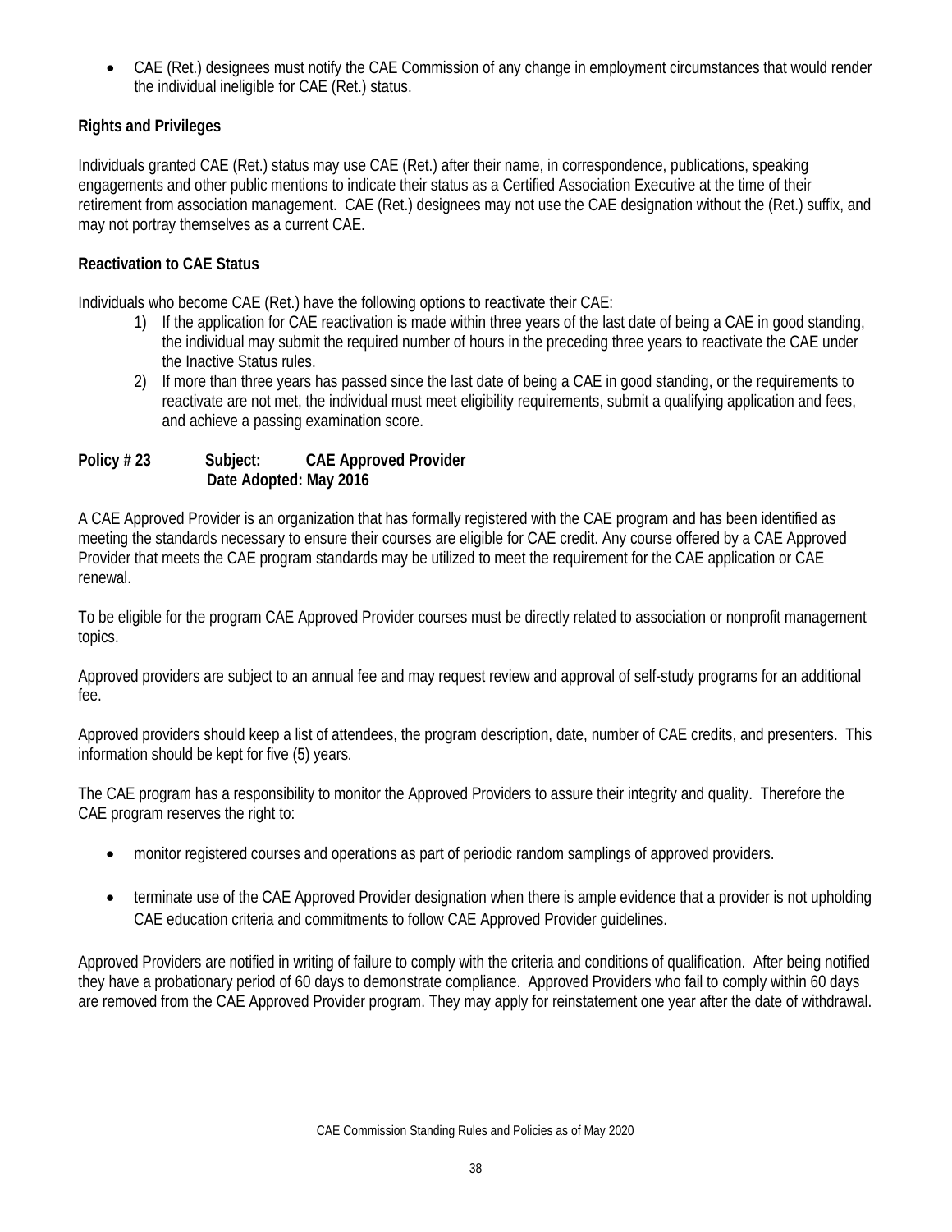- CAE (Ret.) designees must notify the CAE Commission of any change in employment circumstances that would render the individual ineligible for CAE (Ret.) status.

**Rights and Privileges**

Individuals granted CAE (Ret.) status may use CAE (Ret.) after their name, in correspondence, publications, speaking engagements and other public mentions to indicate their status as a Certified Association Executive at the time of their retirement from association management. CAE (Ret.) designees may not use the CAE designation without the (Ret.) suffix, and may not portray themselves as a current CAE.

**Reactivation to CAE Status**

Individuals who become CAE (Ret.) have the following options to reactivate their CAE:

1) If the application for CAE reactivation is made within three years of the last date of being a CAE in good standing, the individual may submit the required number of hours in the preceding three years to reactivate the CAE under the Inactive Status rules.
2) If more than three years has passed since the last date of being a CAE in good standing, or the requirements to reactivate are not met, the individual must meet eligibility requirements, submit a qualifying application and fees, and achieve a passing examination score.

**Policy # 23 Subject: CAE Approved Provider**
**Date Adopted: May 2016**

A CAE Approved Provider is an organization that has formally registered with the CAE program and has been identified as meeting the standards necessary to ensure their courses are eligible for CAE credit. Any course offered by a CAE Approved Provider that meets the CAE program standards may be utilized to meet the requirement for the CAE application or CAE renewal.

To be eligible for the program CAE Approved Provider courses must be directly related to association or nonprofit management topics.

Approved providers are subject to an annual fee and may request review and approval of self-study programs for an additional fee.

Approved providers should keep a list of attendees, the program description, date, number of CAE credits, and presenters. This information should be kept for five (5) years.

The CAE program has a responsibility to monitor the Approved Providers to assure their integrity and quality. Therefore the CAE program reserves the right to:

- monitor registered courses and operations as part of periodic random samplings of approved providers.
- terminate use of the CAE Approved Provider designation when there is ample evidence that a provider is not upholding CAE education criteria and commitments to follow CAE Approved Provider guidelines.

Approved Providers are notified in writing of failure to comply with the criteria and conditions of qualification. After being notified they have a probationary period of 60 days to demonstrate compliance. Approved Providers who fail to comply within 60 days are removed from the CAE Approved Provider program. They may apply for reinstatement one year after the date of withdrawal.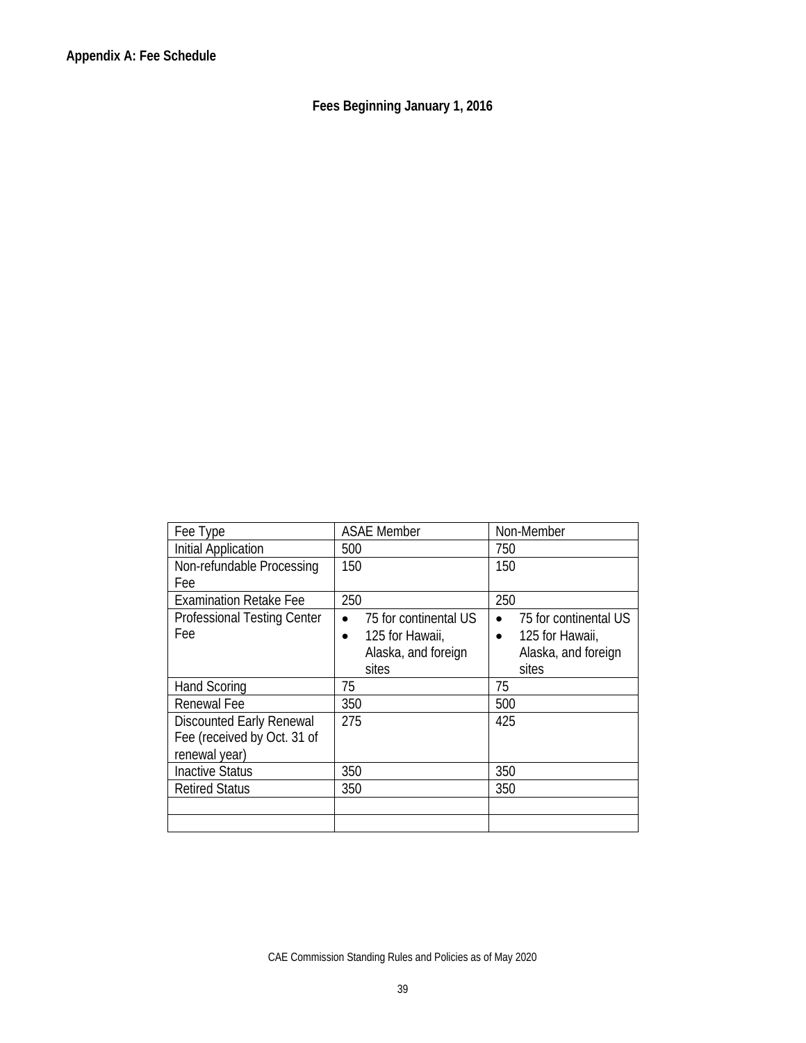**Appendix A: Fee Schedule**

**Fees Beginning January 1, 2016**

| Fee Type | ASAE Member | Non-Member |
|---|---|---|
| Initial Application | 500 | 750 |
| Non-refundable Processing Fee | 150 | 150 |
| Examination Retake Fee | 250 | 250 |
| Professional Testing Center Fee | • 75 for continental US<br>• 125 for Hawaii, Alaska, and foreign sites | • 75 for continental US<br>• 125 for Hawaii, Alaska, and foreign sites |
| Hand Scoring | 75 | 75 |
| Renewal Fee | 350 | 500 |
| Discounted Early Renewal Fee (received by Oct. 31 of renewal year) | 275 | 425 |
| Inactive Status | 350 | 350 |
| Retired Status | 350 | 350 |
| | | |
| | | |

CAE Commission Standing Rules and Policies as of May 2020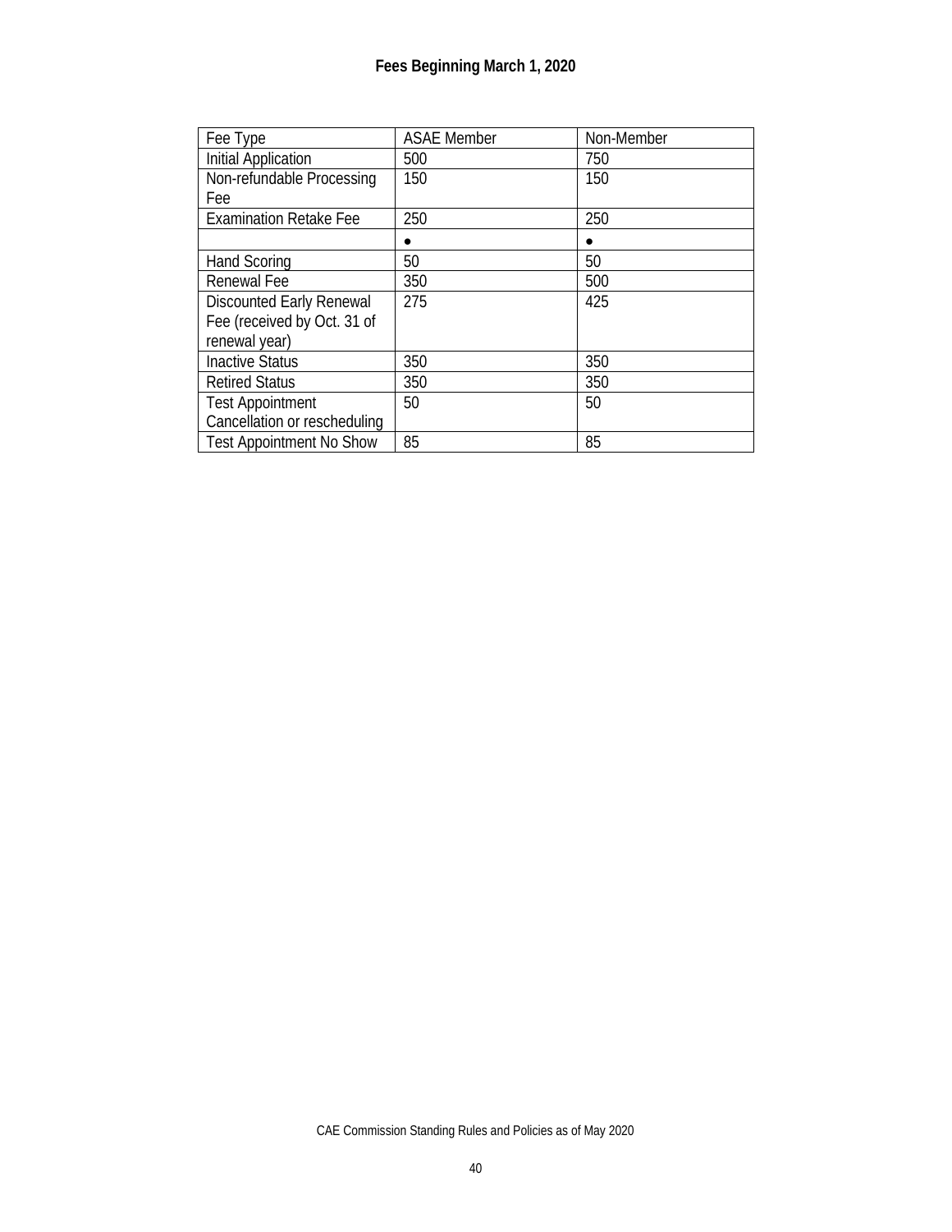## Fees Beginning March 1, 2020

| Fee Type | ASAE Member | Non-Member |
|---|---|---|
| Initial Application | 500 | 750 |
| Non-refundable Processing Fee | 150 | 150 |
| Examination Retake Fee | 250 | 250 |
| | • | • |
| Hand Scoring | 50 | 50 |
| Renewal Fee | 350 | 500 |
| Discounted Early Renewal Fee (received by Oct. 31 of renewal year) | 275 | 425 |
| Inactive Status | 350 | 350 |
| Retired Status | 350 | 350 |
| Test Appointment Cancellation or rescheduling | 50 | 50 |
| Test Appointment No Show | 85 | 85 |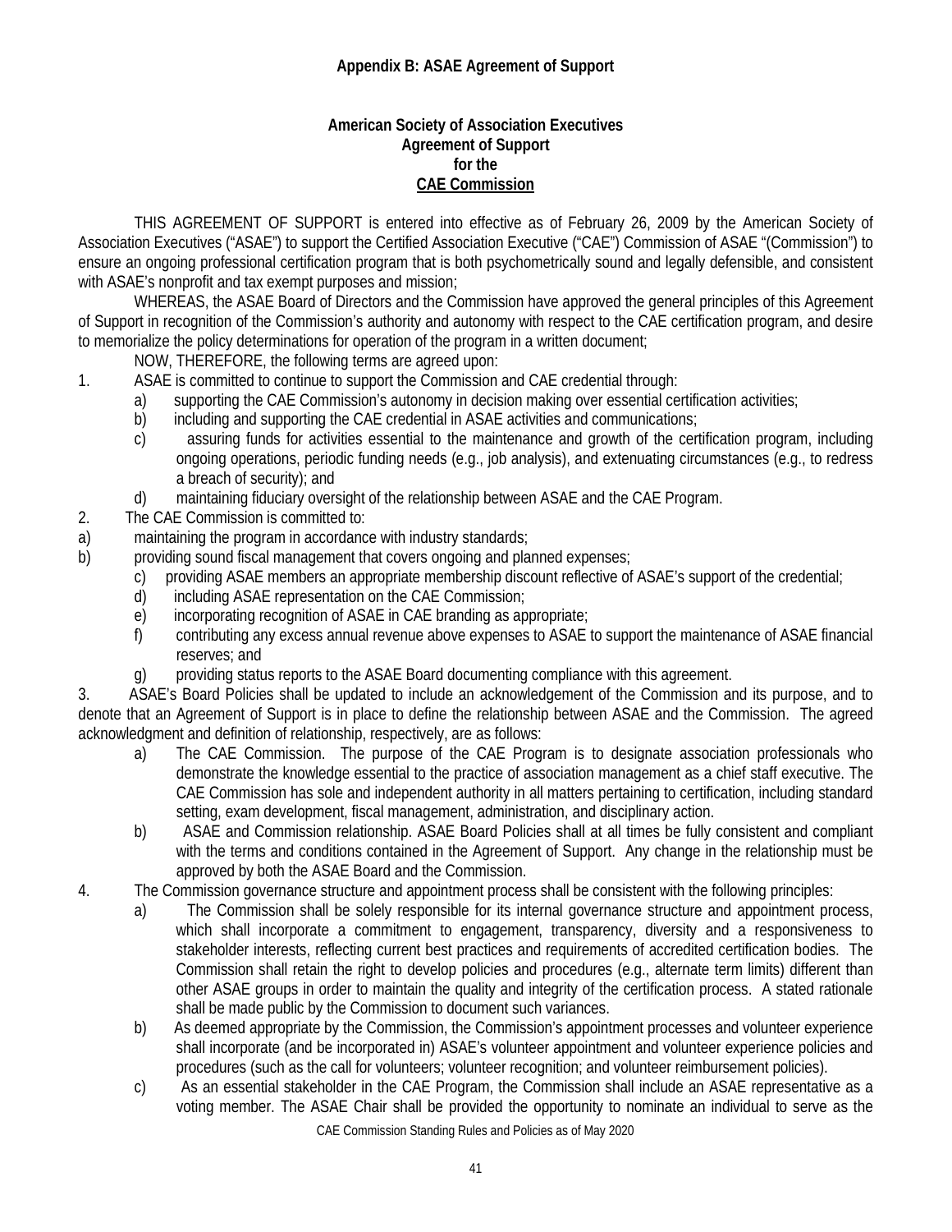**Appendix B: ASAE Agreement of Support**

**American Society of Association Executives**
**Agreement of Support**
**for the**
**CAE Commission**

THIS AGREEMENT OF SUPPORT is entered into effective as of February 26, 2009 by the American Society of Association Executives ("ASAE") to support the Certified Association Executive ("CAE") Commission of ASAE "(Commission") to ensure an ongoing professional certification program that is both psychometrically sound and legally defensible, and consistent with ASAE's nonprofit and tax exempt purposes and mission;

WHEREAS, the ASAE Board of Directors and the Commission have approved the general principles of this Agreement of Support in recognition of the Commission's authority and autonomy with respect to the CAE certification program, and desire to memorialize the policy determinations for operation of the program in a written document;

NOW, THEREFORE, the following terms are agreed upon:

1. ASAE is committed to continue to support the Commission and CAE credential through:
   a) supporting the CAE Commission's autonomy in decision making over essential certification activities;
   b) including and supporting the CAE credential in ASAE activities and communications;
   c) assuring funds for activities essential to the maintenance and growth of the certification program, including ongoing operations, periodic funding needs (e.g., job analysis), and extenuating circumstances (e.g., to redress a breach of security); and
   d) maintaining fiduciary oversight of the relationship between ASAE and the CAE Program.
2. The CAE Commission is committed to:
   a) maintaining the program in accordance with industry standards;
   b) providing sound fiscal management that covers ongoing and planned expenses;
   c) providing ASAE members an appropriate membership discount reflective of ASAE's support of the credential;
   d) including ASAE representation on the CAE Commission;
   e) incorporating recognition of ASAE in CAE branding as appropriate;
   f) contributing any excess annual revenue above expenses to ASAE to support the maintenance of ASAE financial reserves; and
   g) providing status reports to the ASAE Board documenting compliance with this agreement.
3. ASAE's Board Policies shall be updated to include an acknowledgement of the Commission and its purpose, and to denote that an Agreement of Support is in place to define the relationship between ASAE and the Commission. The agreed acknowledgment and definition of relationship, respectively, are as follows:
   a) The CAE Commission. The purpose of the CAE Program is to designate association professionals who demonstrate the knowledge essential to the practice of association management as a chief staff executive. The CAE Commission has sole and independent authority in all matters pertaining to certification, including standard setting, exam development, fiscal management, administration, and disciplinary action.
   b) ASAE and Commission relationship. ASAE Board Policies shall at all times be fully consistent and compliant with the terms and conditions contained in the Agreement of Support. Any change in the relationship must be approved by both the ASAE Board and the Commission.
4. The Commission governance structure and appointment process shall be consistent with the following principles:
   a) The Commission shall be solely responsible for its internal governance structure and appointment process, which shall incorporate a commitment to engagement, transparency, diversity and a responsiveness to stakeholder interests, reflecting current best practices and requirements of accredited certification bodies. The Commission shall retain the right to develop policies and procedures (e.g., alternate term limits) different than other ASAE groups in order to maintain the quality and integrity of the certification process. A stated rationale shall be made public by the Commission to document such variances.
   b) As deemed appropriate by the Commission, the Commission's appointment processes and volunteer experience shall incorporate (and be incorporated in) ASAE's volunteer appointment and volunteer experience policies and procedures (such as the call for volunteers; volunteer recognition; and volunteer reimbursement policies).
   c) As an essential stakeholder in the CAE Program, the Commission shall include an ASAE representative as a voting member. The ASAE Chair shall be provided the opportunity to nominate an individual to serve as the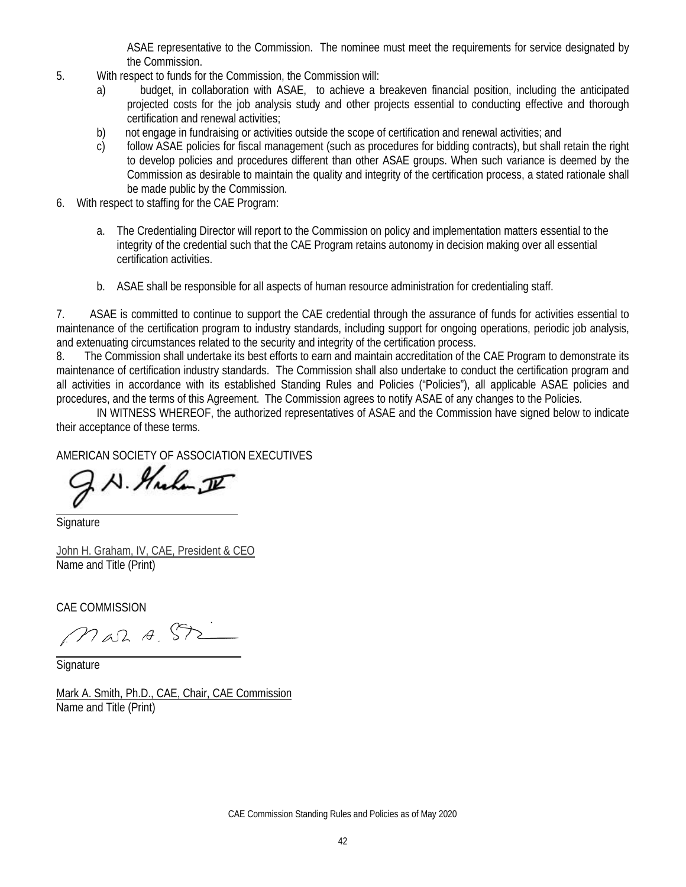ASAE representative to the Commission. The nominee must meet the requirements for service designated by the Commission.

5. With respect to funds for the Commission, the Commission will:
   a) budget, in collaboration with ASAE, to achieve a breakeven financial position, including the anticipated projected costs for the job analysis study and other projects essential to conducting effective and thorough certification and renewal activities;
   b) not engage in fundraising or activities outside the scope of certification and renewal activities; and
   c) follow ASAE policies for fiscal management (such as procedures for bidding contracts), but shall retain the right to develop policies and procedures different than other ASAE groups. When such variance is deemed by the Commission as desirable to maintain the quality and integrity of the certification process, a stated rationale shall be made public by the Commission.

6. With respect to staffing for the CAE Program:

   a. The Credentialing Director will report to the Commission on policy and implementation matters essential to the integrity of the credential such that the CAE Program retains autonomy in decision making over all essential certification activities.

   b. ASAE shall be responsible for all aspects of human resource administration for credentialing staff.

7. ASAE is committed to continue to support the CAE credential through the assurance of funds for activities essential to maintenance of the certification program to industry standards, including support for ongoing operations, periodic job analysis, and extenuating circumstances related to the security and integrity of the certification process.

8. The Commission shall undertake its best efforts to earn and maintain accreditation of the CAE Program to demonstrate its maintenance of certification industry standards. The Commission shall also undertake to conduct the certification program and all activities in accordance with its established Standing Rules and Policies ("Policies"), all applicable ASAE policies and procedures, and the terms of this Agreement. The Commission agrees to notify ASAE of any changes to the Policies.

IN WITNESS WHEREOF, the authorized representatives of ASAE and the Commission have signed below to indicate their acceptance of these terms.

AMERICAN SOCIETY OF ASSOCIATION EXECUTIVES

J. H. Graham IV

Signature

John H. Graham, IV, CAE, President & CEO
Name and Title (Print)

CAE COMMISSION

Mark A. Smith

Signature

Mark A. Smith, Ph.D., CAE, Chair, CAE Commission
Name and Title (Print)

CAE Commission Standing Rules and Policies as of May 2020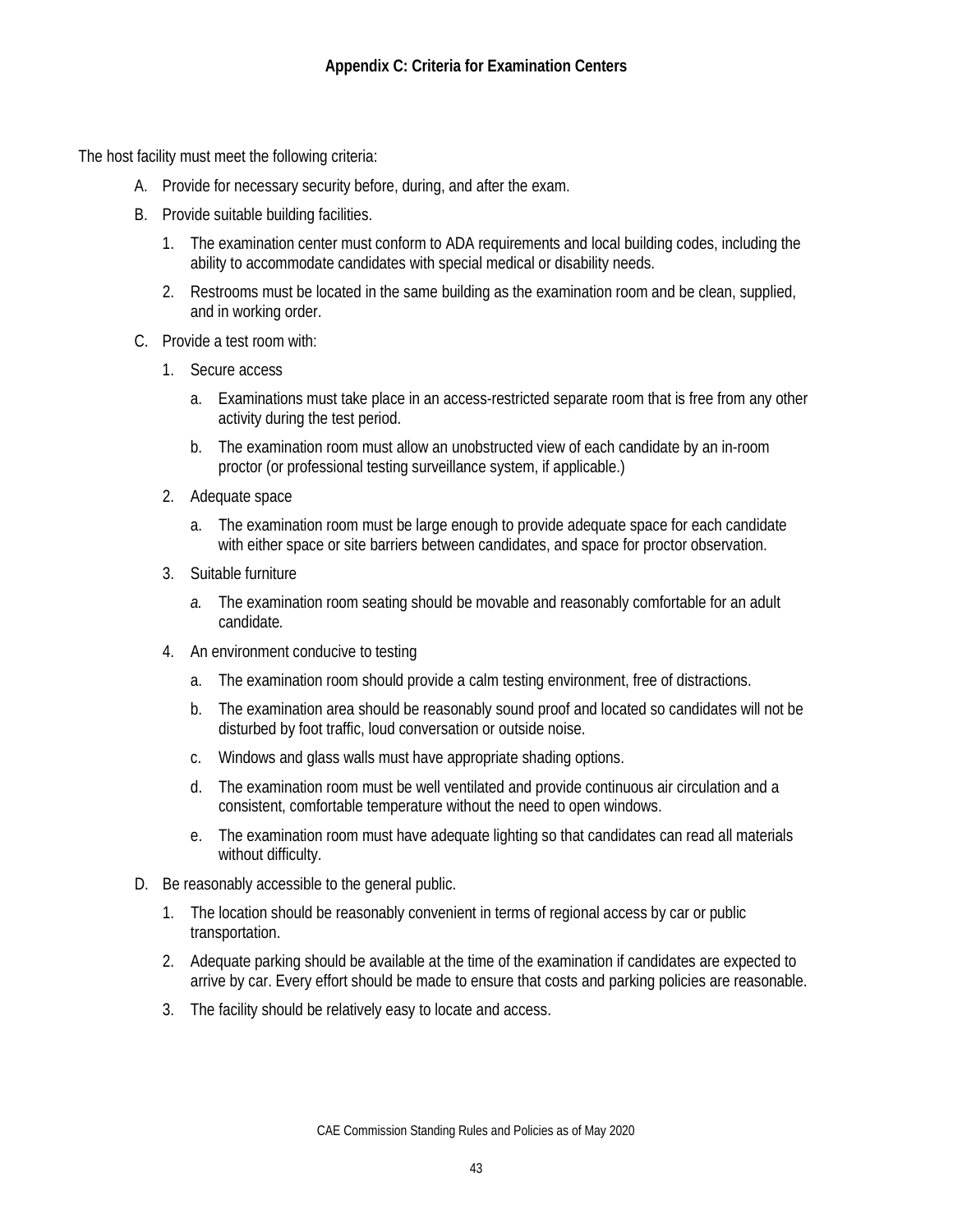## Appendix C: Criteria for Examination Centers

The host facility must meet the following criteria:

A. Provide for necessary security before, during, and after the exam.

B. Provide suitable building facilities.

   1. The examination center must conform to ADA requirements and local building codes, including the ability to accommodate candidates with special medical or disability needs.

   2. Restrooms must be located in the same building as the examination room and be clean, supplied, and in working order.

C. Provide a test room with:

   1. Secure access

      a. Examinations must take place in an access-restricted separate room that is free from any other activity during the test period.

      b. The examination room must allow an unobstructed view of each candidate by an in-room proctor (or professional testing surveillance system, if applicable.)

   2. Adequate space

      a. The examination room must be large enough to provide adequate space for each candidate with either space or site barriers between candidates, and space for proctor observation.

   3. Suitable furniture

      *a.* The examination room seating should be movable and reasonably comfortable for an adult candidate*.*

   4. An environment conducive to testing

      a. The examination room should provide a calm testing environment, free of distractions.

      b. The examination area should be reasonably sound proof and located so candidates will not be disturbed by foot traffic, loud conversation or outside noise.

      c. Windows and glass walls must have appropriate shading options.

      d. The examination room must be well ventilated and provide continuous air circulation and a consistent, comfortable temperature without the need to open windows.

      e. The examination room must have adequate lighting so that candidates can read all materials without difficulty.

D. Be reasonably accessible to the general public.

   1. The location should be reasonably convenient in terms of regional access by car or public transportation.

   2. Adequate parking should be available at the time of the examination if candidates are expected to arrive by car. Every effort should be made to ensure that costs and parking policies are reasonable.

   3. The facility should be relatively easy to locate and access.